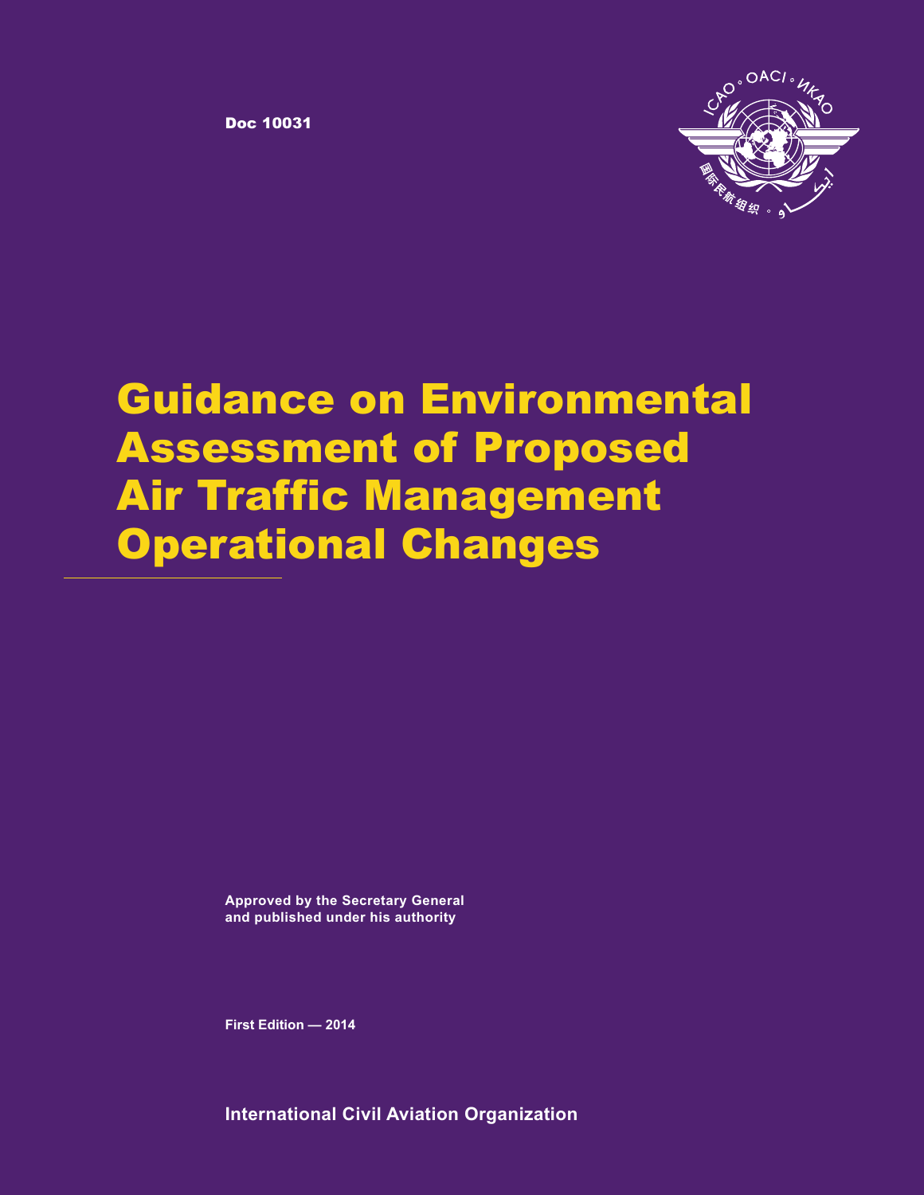Doc 10031

# Guidance on Environmental Assessment of Proposed Air Traffic Management Operational Changes

**Approved by the Secretary General and published under his authority**

**First Edition — 2014**

**International Civil Aviation Organization**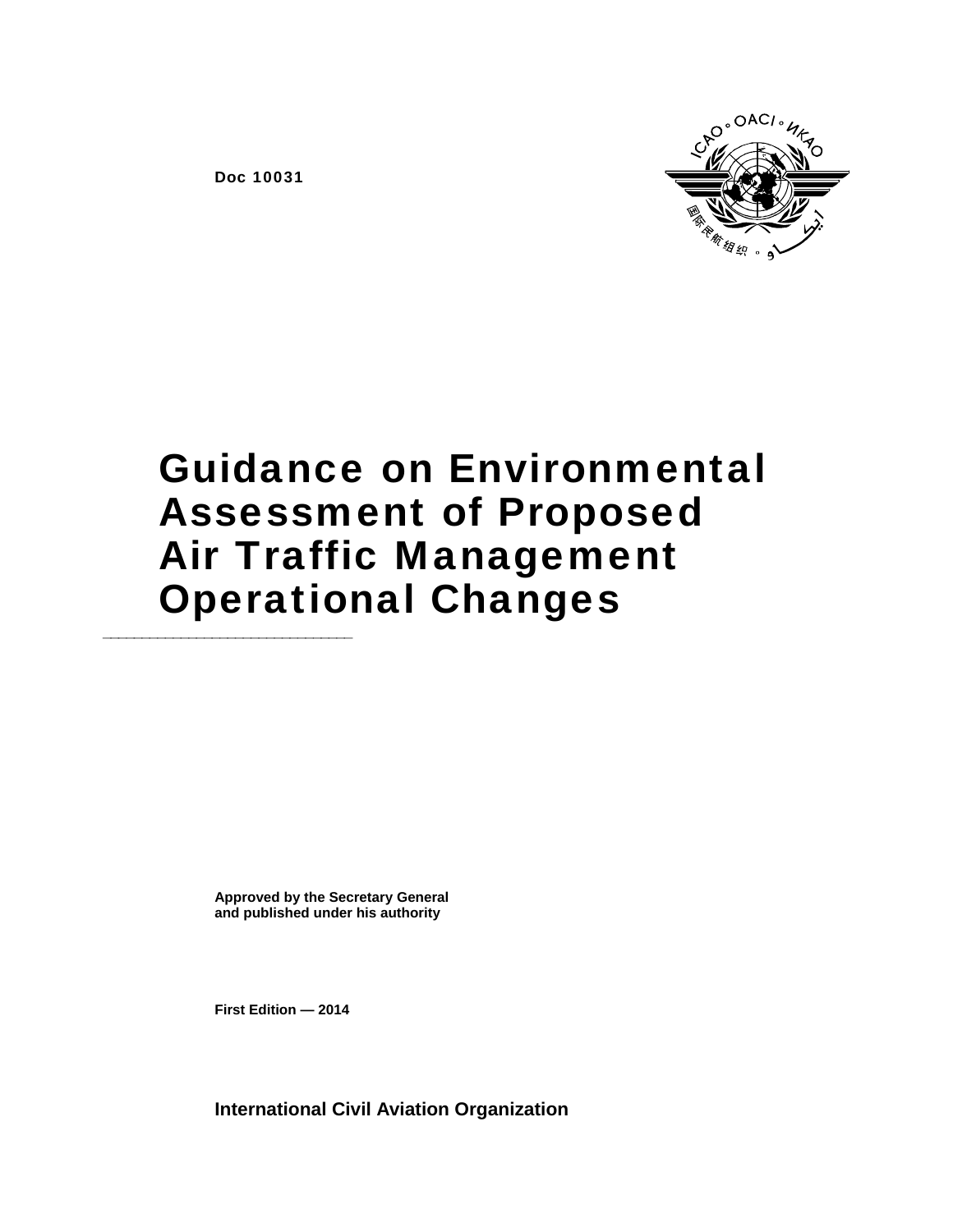Doc 10031

# Guidance on Environmental Assessment of Proposed Air Traffic Management Operational Changes

---

**Approved by the Secretary General and published under his authority**

**First Edition — 2014**

**International Civil Aviation Organization**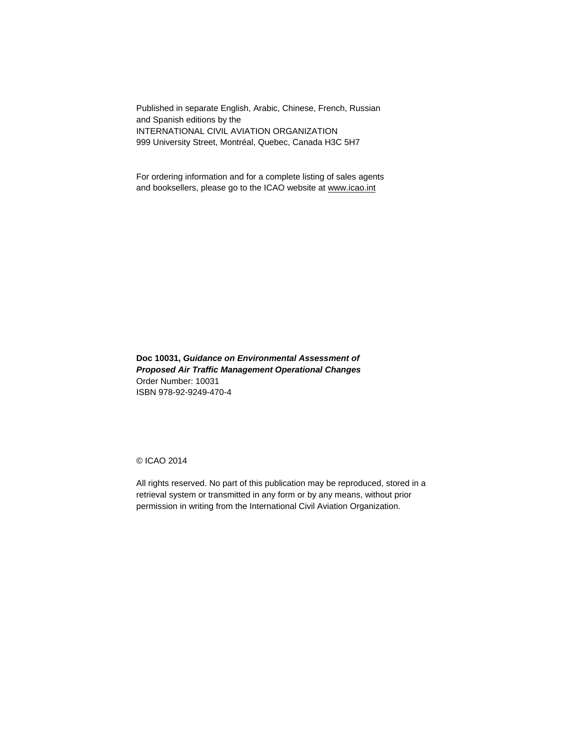Published in separate English, Arabic, Chinese, French, Russian and Spanish editions by the
INTERNATIONAL CIVIL AVIATION ORGANIZATION
999 University Street, Montréal, Quebec, Canada H3C 5H7

For ordering information and for a complete listing of sales agents and booksellers, please go to the ICAO website at www.icao.int

**Doc 10031,** ***Guidance on Environmental Assessment of Proposed Air Traffic Management Operational Changes***
Order Number: 10031
ISBN 978-92-9249-470-4

© ICAO 2014

All rights reserved. No part of this publication may be reproduced, stored in a retrieval system or transmitted in any form or by any means, without prior permission in writing from the International Civil Aviation Organization.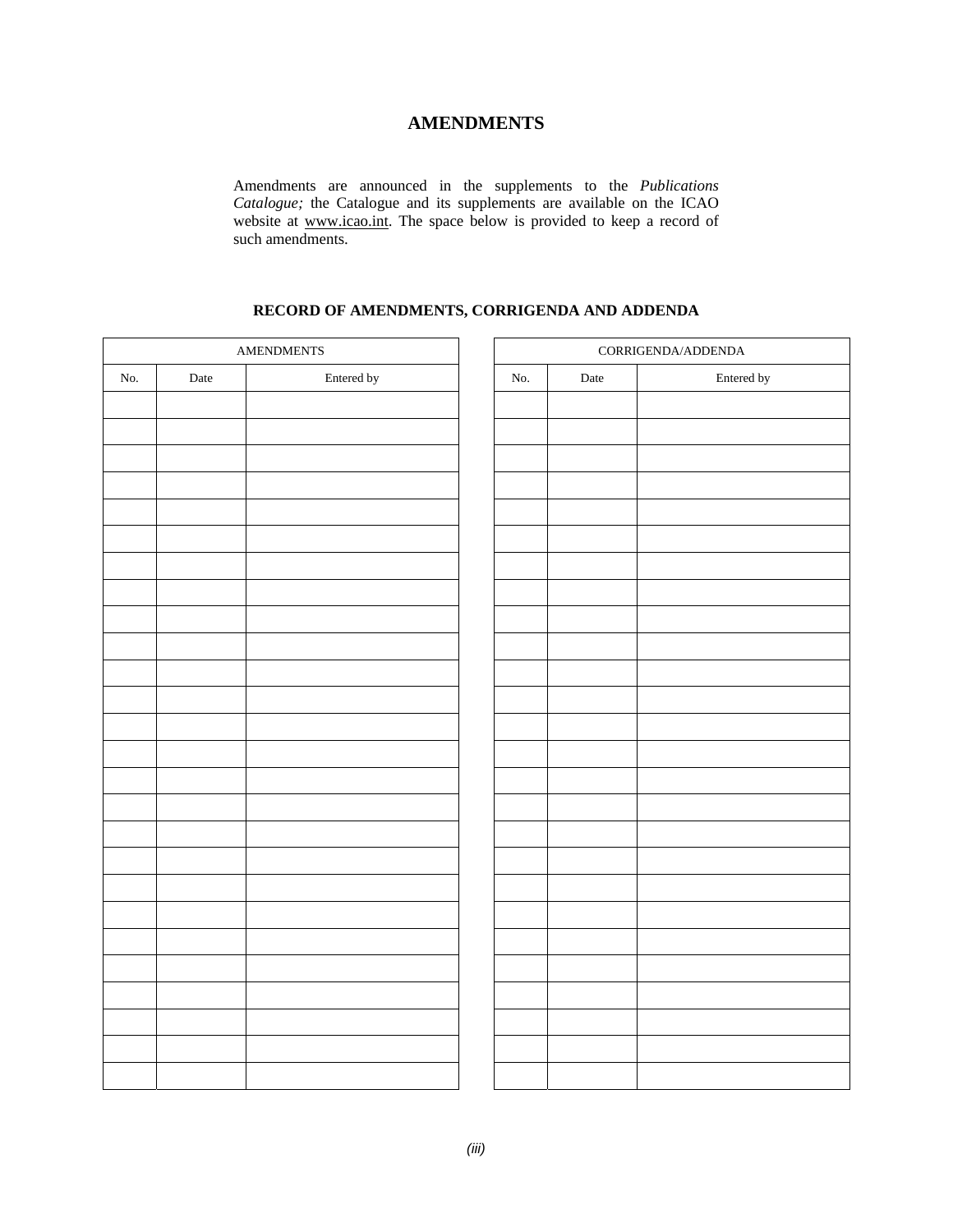# AMENDMENTS

Amendments are announced in the supplements to the *Publications Catalogue;* the Catalogue and its supplements are available on the ICAO website at www.icao.int. The space below is provided to keep a record of such amendments.

## RECORD OF AMENDMENTS, CORRIGENDA AND ADDENDA

| AMENDMENTS | | |
|---|---|---|
| No. | Date | Entered by |
| | | |
| | | |
| | | |
| | | |
| | | |
| | | |
| | | |
| | | |
| | | |
| | | |
| | | |
| | | |
| | | |
| | | |
| | | |
| | | |
| | | |
| | | |
| | | |
| | | |
| | | |
| | | |
| | | |
| | | |
| | | |
| | | |

| CORRIGENDA/ADDENDA | | |
|---|---|---|
| No. | Date | Entered by |
| | | |
| | | |
| | | |
| | | |
| | | |
| | | |
| | | |
| | | |
| | | |
| | | |
| | | |
| | | |
| | | |
| | | |
| | | |
| | | |
| | | |
| | | |
| | | |
| | | |
| | | |
| | | |
| | | |
| | | |
| | | |
| | | |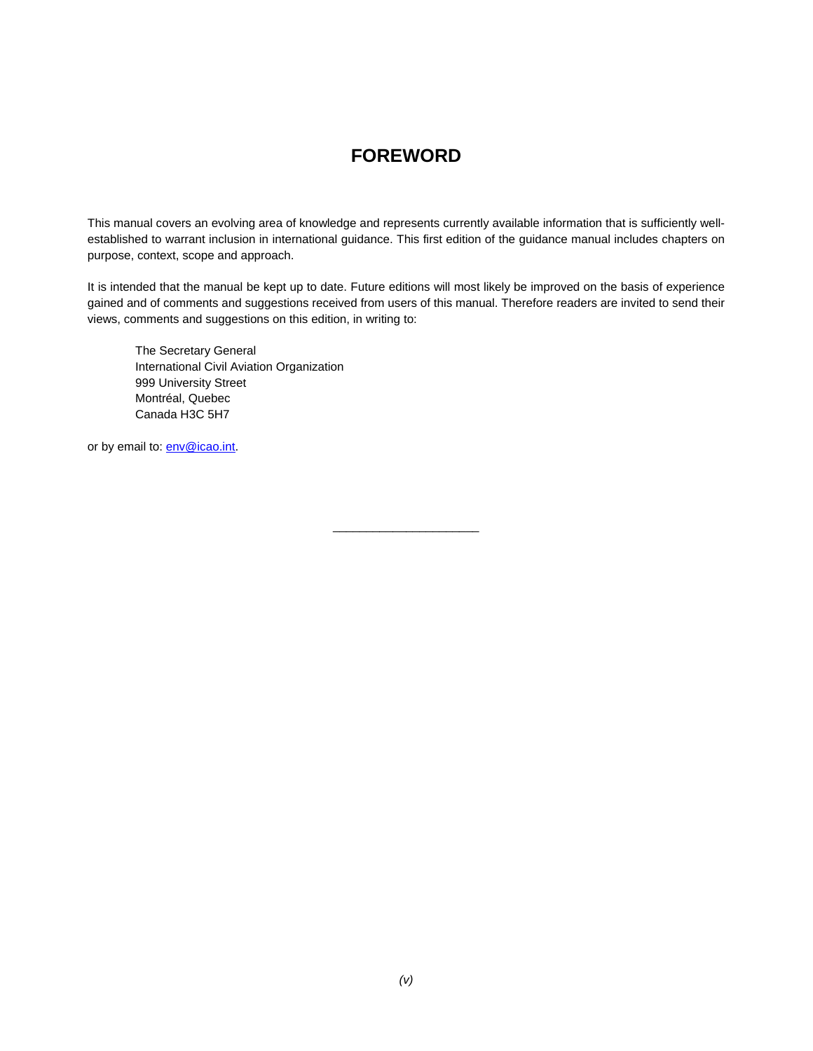# FOREWORD

This manual covers an evolving area of knowledge and represents currently available information that is sufficiently well-established to warrant inclusion in international guidance. This first edition of the guidance manual includes chapters on purpose, context, scope and approach.

It is intended that the manual be kept up to date. Future editions will most likely be improved on the basis of experience gained and of comments and suggestions received from users of this manual. Therefore readers are invited to send their views, comments and suggestions on this edition, in writing to:

> The Secretary General
> International Civil Aviation Organization
> 999 University Street
> Montréal, Quebec
> Canada H3C 5H7

or by email to: env@icao.int.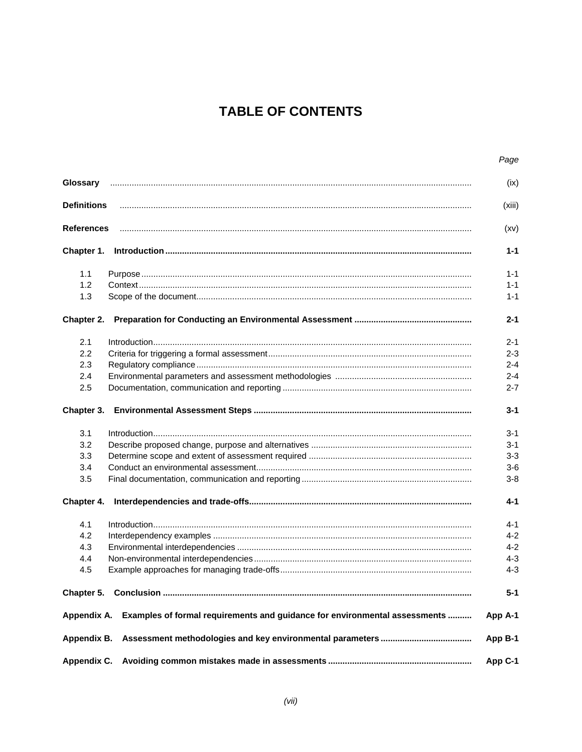# TABLE OF CONTENTS

| | | Page |
|---|---|---|
| **Glossary** | | (ix) |
| **Definitions** | | (xiii) |
| **References** | | (xv) |
| **Chapter 1.** | **Introduction** | **1-1** |
| 1.1 | Purpose | 1-1 |
| 1.2 | Context | 1-1 |
| 1.3 | Scope of the document | 1-1 |
| **Chapter 2.** | **Preparation for Conducting an Environmental Assessment** | **2-1** |
| 2.1 | Introduction | 2-1 |
| 2.2 | Criteria for triggering a formal assessment | 2-3 |
| 2.3 | Regulatory compliance | 2-4 |
| 2.4 | Environmental parameters and assessment methodologies | 2-4 |
| 2.5 | Documentation, communication and reporting | 2-7 |
| **Chapter 3.** | **Environmental Assessment Steps** | **3-1** |
| 3.1 | Introduction | 3-1 |
| 3.2 | Describe proposed change, purpose and alternatives | 3-1 |
| 3.3 | Determine scope and extent of assessment required | 3-3 |
| 3.4 | Conduct an environmental assessment | 3-6 |
| 3.5 | Final documentation, communication and reporting | 3-8 |
| **Chapter 4.** | **Interdependencies and trade-offs** | **4-1** |
| 4.1 | Introduction | 4-1 |
| 4.2 | Interdependency examples | 4-2 |
| 4.3 | Environmental interdependencies | 4-2 |
| 4.4 | Non-environmental interdependencies | 4-3 |
| 4.5 | Example approaches for managing trade-offs | 4-3 |
| **Chapter 5.** | **Conclusion** | **5-1** |
| **Appendix A.** | **Examples of formal requirements and guidance for environmental assessments** | **App A-1** |
| **Appendix B.** | **Assessment methodologies and key environmental parameters** | **App B-1** |
| **Appendix C.** | **Avoiding common mistakes made in assessments** | **App C-1** |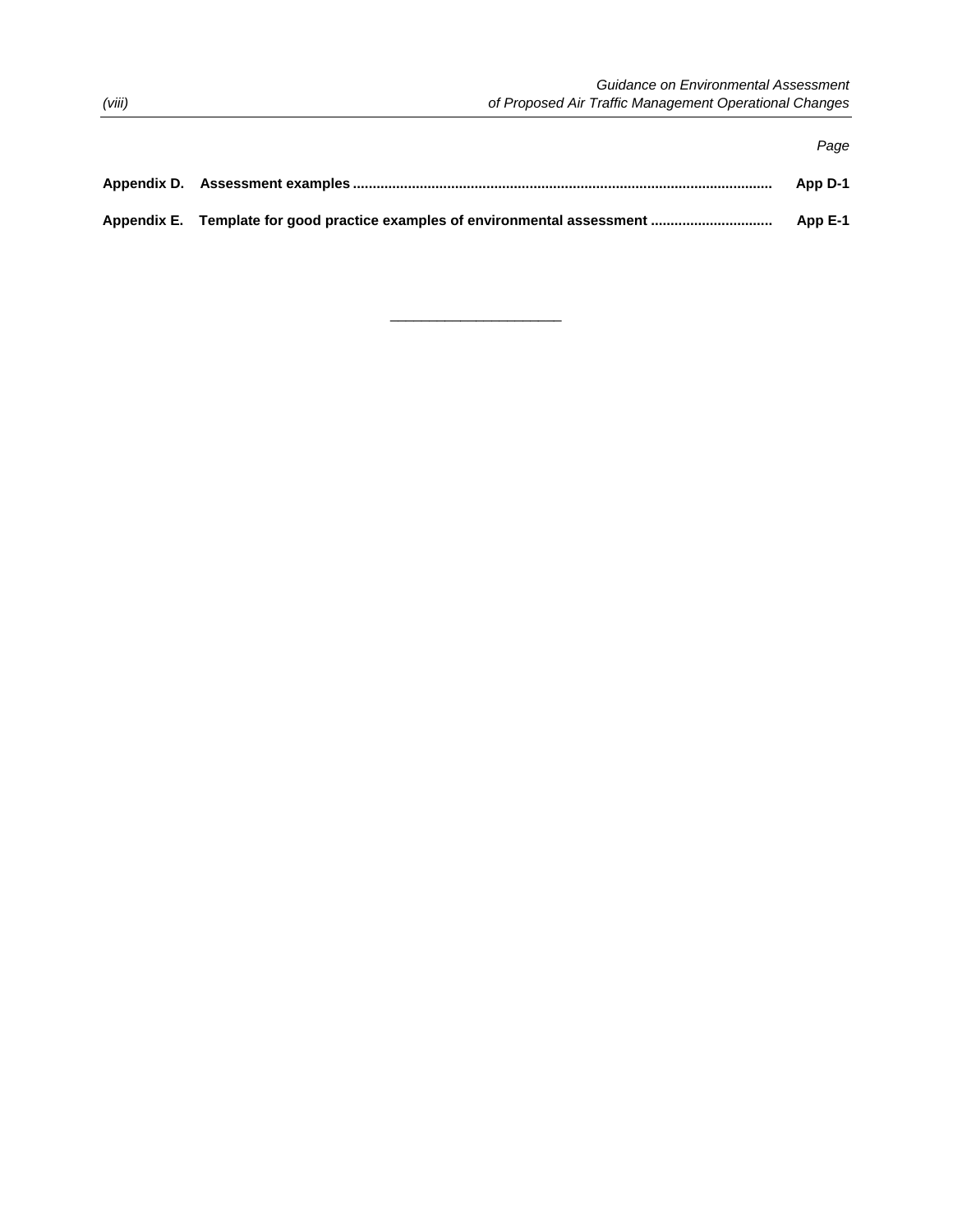*Page*

**Appendix D. Assessment examples** ......................................................................................................... **App D-1**

**Appendix E. Template for good practice examples of environmental assessment** .............................. **App E-1**

______________________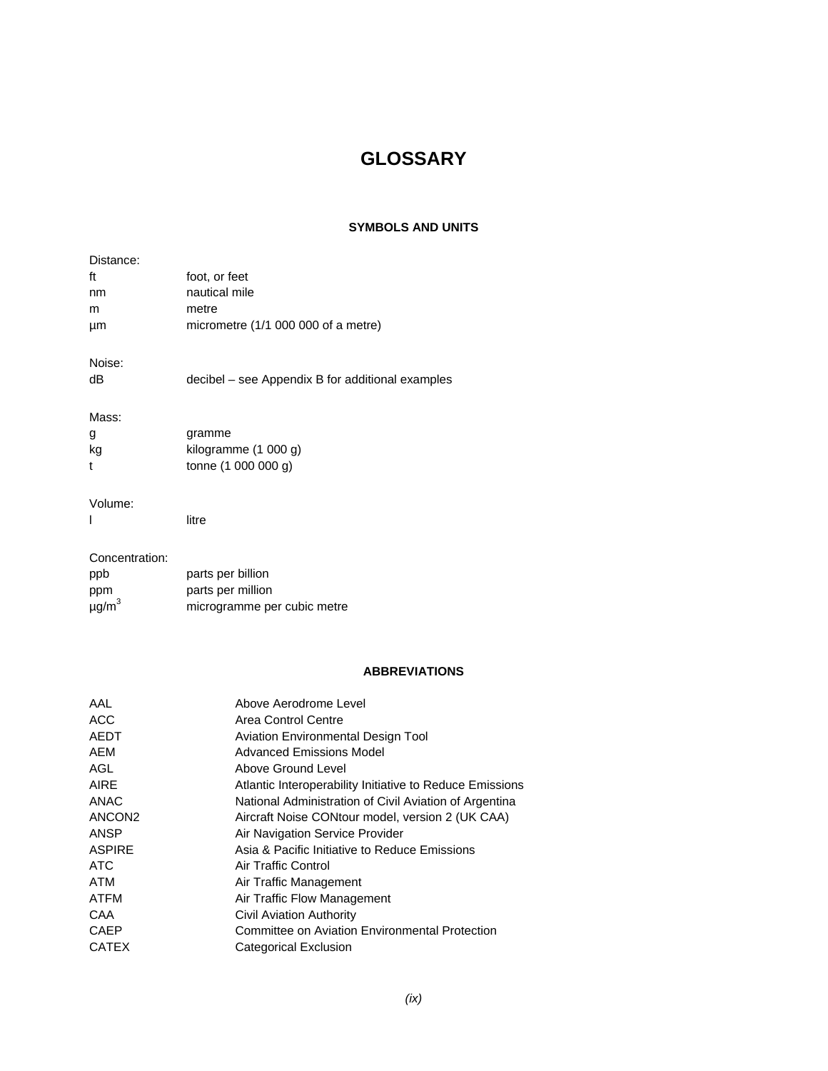# GLOSSARY

## SYMBOLS AND UNITS

Distance:

| | |
|---|---|
| ft | foot, or feet |
| nm | nautical mile |
| m | metre |
| µm | micrometre (1/1 000 000 of a metre) |

Noise:

| | |
|---|---|
| dB | decibel – see Appendix B for additional examples |

Mass:

| | |
|---|---|
| g | gramme |
| kg | kilogramme (1 000 g) |
| t | tonne (1 000 000 g) |

Volume:

| | |
|---|---|
| l | litre |

Concentration:

| | |
|---|---|
| ppb | parts per billion |
| ppm | parts per million |
| $\mu g/m^3$ | microgramme per cubic metre |

## ABBREVIATIONS

| | |
|---|---|
| AAL | Above Aerodrome Level |
| ACC | Area Control Centre |
| AEDT | Aviation Environmental Design Tool |
| AEM | Advanced Emissions Model |
| AGL | Above Ground Level |
| AIRE | Atlantic Interoperability Initiative to Reduce Emissions |
| ANAC | National Administration of Civil Aviation of Argentina |
| ANCON2 | Aircraft Noise CONtour model, version 2 (UK CAA) |
| ANSP | Air Navigation Service Provider |
| ASPIRE | Asia & Pacific Initiative to Reduce Emissions |
| ATC | Air Traffic Control |
| ATM | Air Traffic Management |
| ATFM | Air Traffic Flow Management |
| CAA | Civil Aviation Authority |
| CAEP | Committee on Aviation Environmental Protection |
| CATEX | Categorical Exclusion |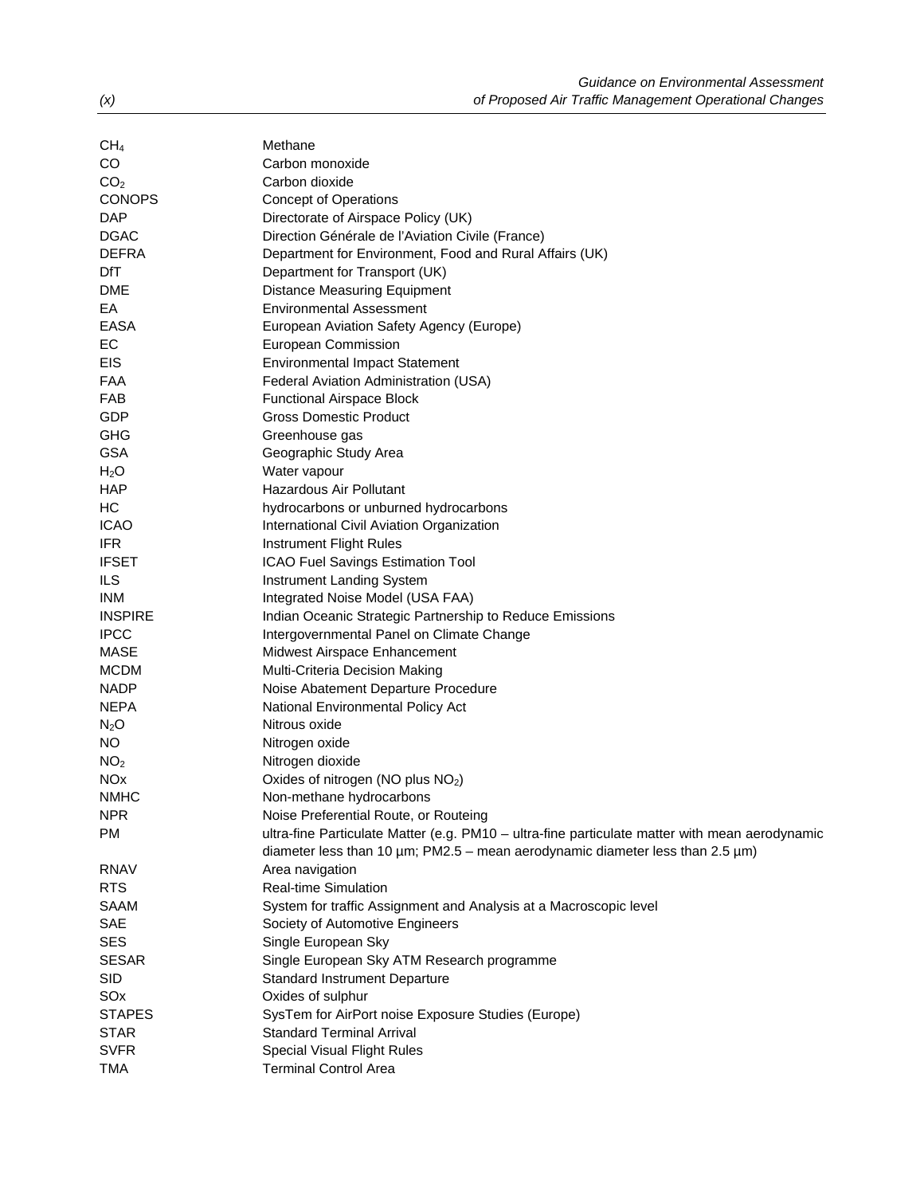| | |
|---|---|
| $CH_4$ | Methane |
| CO | Carbon monoxide |
| $CO_2$ | Carbon dioxide |
| CONOPS | Concept of Operations |
| DAP | Directorate of Airspace Policy (UK) |
| DGAC | Direction Générale de l'Aviation Civile (France) |
| DEFRA | Department for Environment, Food and Rural Affairs (UK) |
| DfT | Department for Transport (UK) |
| DME | Distance Measuring Equipment |
| EA | Environmental Assessment |
| EASA | European Aviation Safety Agency (Europe) |
| EC | European Commission |
| EIS | Environmental Impact Statement |
| FAA | Federal Aviation Administration (USA) |
| FAB | Functional Airspace Block |
| GDP | Gross Domestic Product |
| GHG | Greenhouse gas |
| GSA | Geographic Study Area |
| $H_2O$ | Water vapour |
| HAP | Hazardous Air Pollutant |
| HC | hydrocarbons or unburned hydrocarbons |
| ICAO | International Civil Aviation Organization |
| IFR | Instrument Flight Rules |
| IFSET | ICAO Fuel Savings Estimation Tool |
| ILS | Instrument Landing System |
| INM | Integrated Noise Model (USA FAA) |
| INSPIRE | Indian Oceanic Strategic Partnership to Reduce Emissions |
| IPCC | Intergovernmental Panel on Climate Change |
| MASE | Midwest Airspace Enhancement |
| MCDM | Multi-Criteria Decision Making |
| NADP | Noise Abatement Departure Procedure |
| NEPA | National Environmental Policy Act |
| $N_2O$ | Nitrous oxide |
| NO | Nitrogen oxide |
| $NO_2$ | Nitrogen dioxide |
| NOx | Oxides of nitrogen (NO plus $NO_2$) |
| NMHC | Non-methane hydrocarbons |
| NPR | Noise Preferential Route, or Routeing |
| PM | ultra-fine Particulate Matter (e.g. PM10 – ultra-fine particulate matter with mean aerodynamic diameter less than 10 µm; PM2.5 – mean aerodynamic diameter less than 2.5 µm) |
| RNAV | Area navigation |
| RTS | Real-time Simulation |
| SAAM | System for traffic Assignment and Analysis at a Macroscopic level |
| SAE | Society of Automotive Engineers |
| SES | Single European Sky |
| SESAR | Single European Sky ATM Research programme |
| SID | Standard Instrument Departure |
| SOx | Oxides of sulphur |
| STAPES | SysTem for AirPort noise Exposure Studies (Europe) |
| STAR | Standard Terminal Arrival |
| SVFR | Special Visual Flight Rules |
| TMA | Terminal Control Area |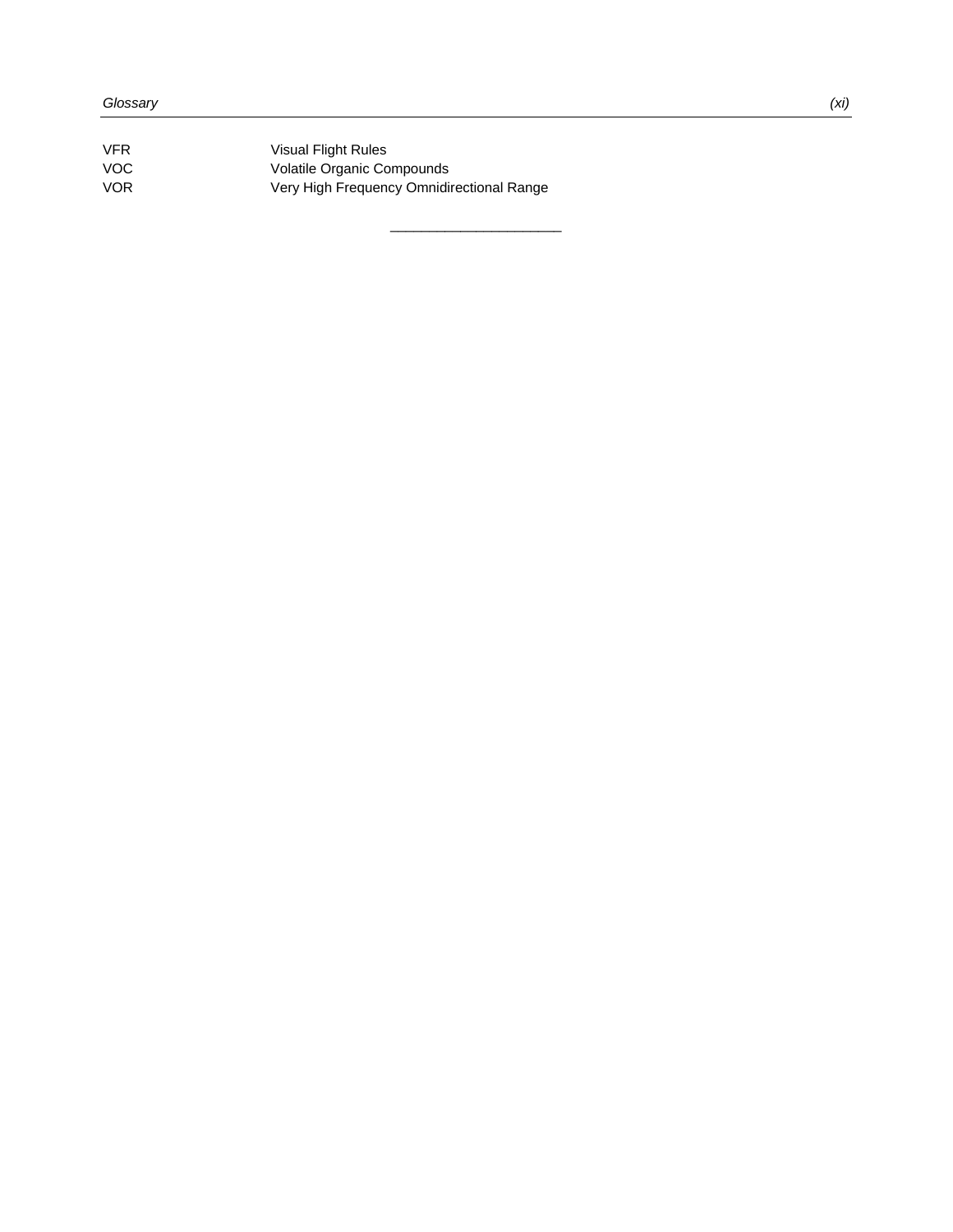| | |
|---|---|
| VFR | Visual Flight Rules |
| VOC | Volatile Organic Compounds |
| VOR | Very High Frequency Omnidirectional Range |

---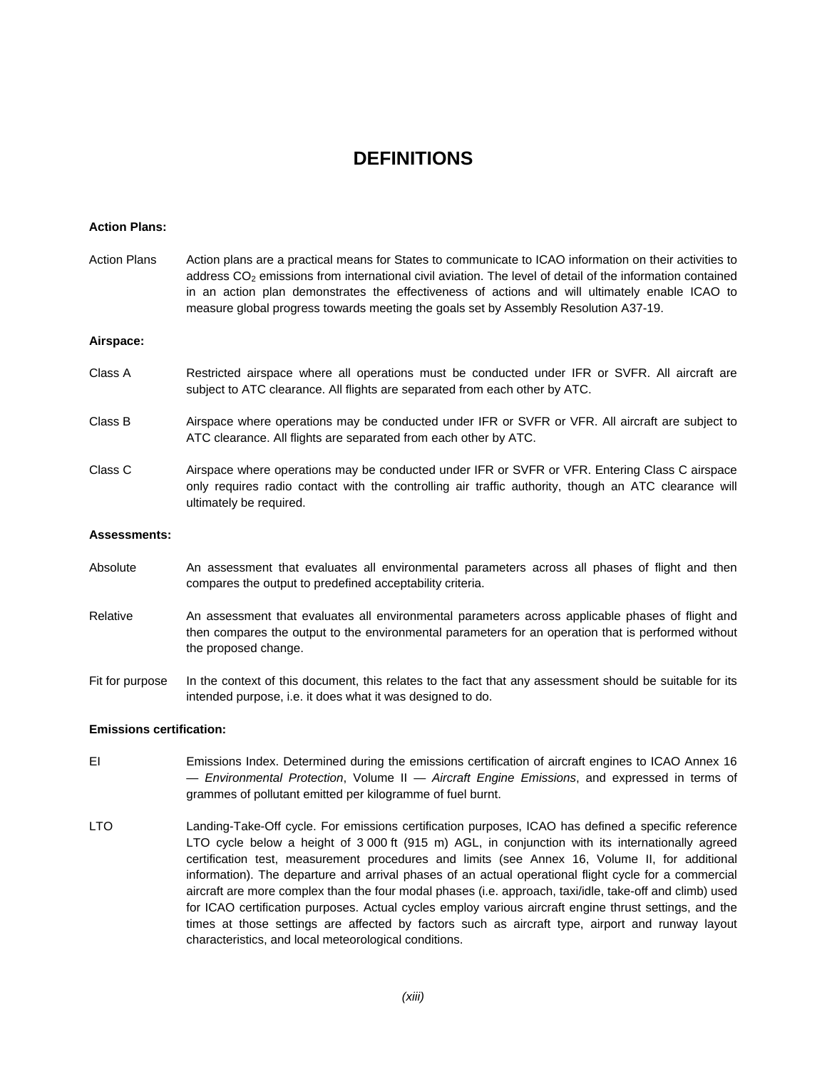# DEFINITIONS

**Action Plans:**

Action Plans — Action plans are a practical means for States to communicate to ICAO information on their activities to address $CO_2$ emissions from international civil aviation. The level of detail of the information contained in an action plan demonstrates the effectiveness of actions and will ultimately enable ICAO to measure global progress towards meeting the goals set by Assembly Resolution A37-19.

**Airspace:**

Class A — Restricted airspace where all operations must be conducted under IFR or SVFR. All aircraft are subject to ATC clearance. All flights are separated from each other by ATC.

Class B — Airspace where operations may be conducted under IFR or SVFR or VFR. All aircraft are subject to ATC clearance. All flights are separated from each other by ATC.

Class C — Airspace where operations may be conducted under IFR or SVFR or VFR. Entering Class C airspace only requires radio contact with the controlling air traffic authority, though an ATC clearance will ultimately be required.

**Assessments:**

Absolute — An assessment that evaluates all environmental parameters across all phases of flight and then compares the output to predefined acceptability criteria.

Relative — An assessment that evaluates all environmental parameters across applicable phases of flight and then compares the output to the environmental parameters for an operation that is performed without the proposed change.

Fit for purpose — In the context of this document, this relates to the fact that any assessment should be suitable for its intended purpose, i.e. it does what it was designed to do.

**Emissions certification:**

EI — Emissions Index. Determined during the emissions certification of aircraft engines to ICAO Annex 16 — *Environmental Protection*, Volume II — *Aircraft Engine Emissions*, and expressed in terms of grammes of pollutant emitted per kilogramme of fuel burnt.

LTO — Landing-Take-Off cycle. For emissions certification purposes, ICAO has defined a specific reference LTO cycle below a height of 3 000 ft (915 m) AGL, in conjunction with its internationally agreed certification test, measurement procedures and limits (see Annex 16, Volume II, for additional information). The departure and arrival phases of an actual operational flight cycle for a commercial aircraft are more complex than the four modal phases (i.e. approach, taxi/idle, take-off and climb) used for ICAO certification purposes. Actual cycles employ various aircraft engine thrust settings, and the times at those settings are affected by factors such as aircraft type, airport and runway layout characteristics, and local meteorological conditions.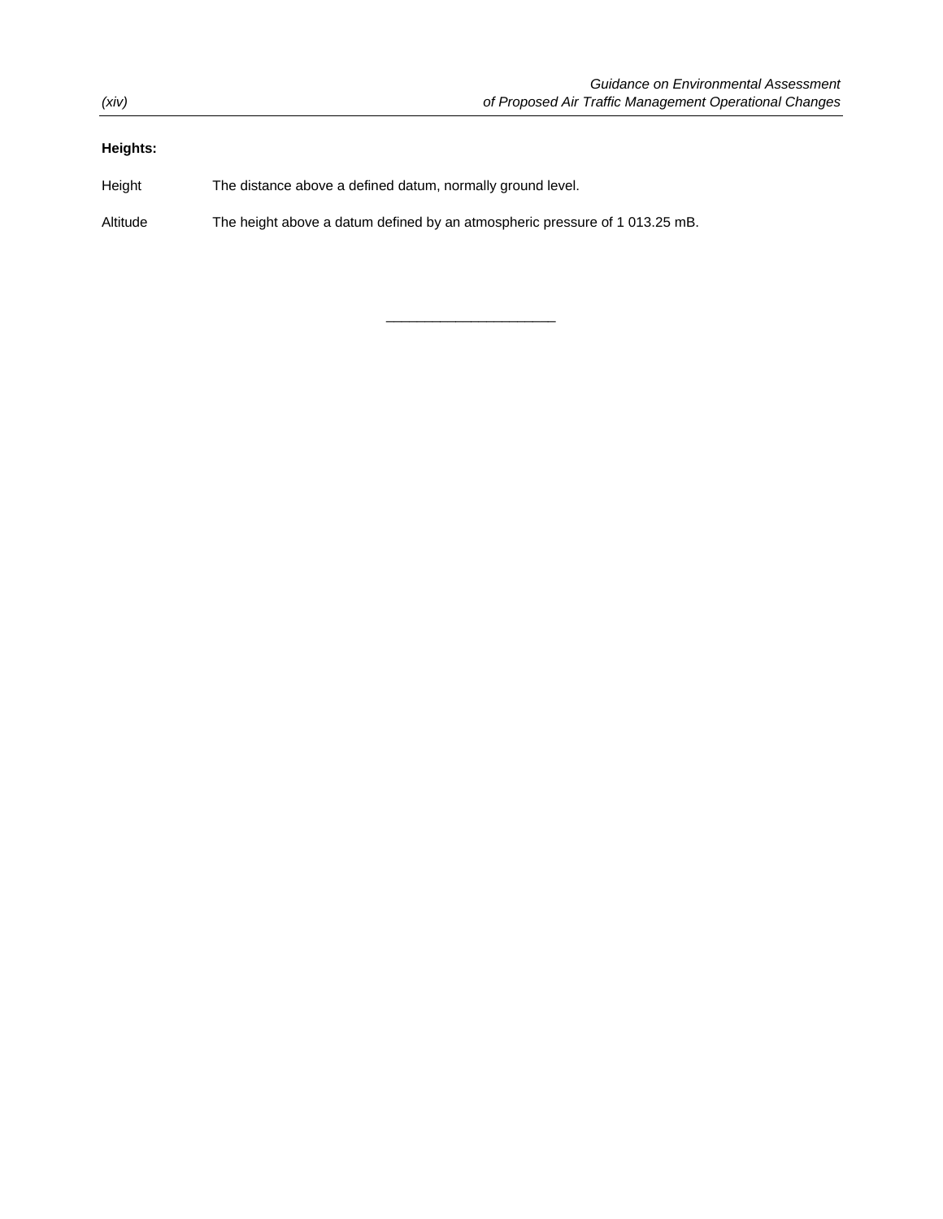**Heights:**

| | |
|---|---|
| Height | The distance above a defined datum, normally ground level. |
| Altitude | The height above a datum defined by an atmospheric pressure of 1 013.25 mB. |

———————————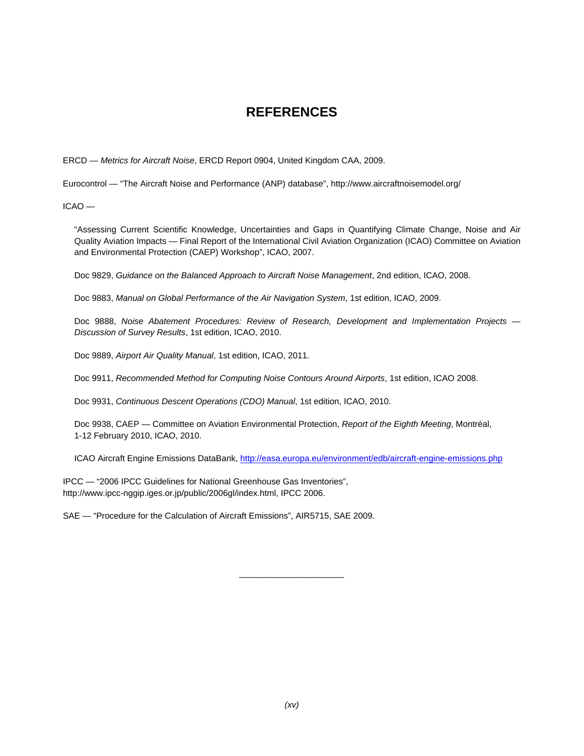# REFERENCES

ERCD — *Metrics for Aircraft Noise*, ERCD Report 0904, United Kingdom CAA, 2009.

Eurocontrol — "The Aircraft Noise and Performance (ANP) database", http://www.aircraftnoisemodel.org/

ICAO —

"Assessing Current Scientific Knowledge, Uncertainties and Gaps in Quantifying Climate Change, Noise and Air Quality Aviation Impacts — Final Report of the International Civil Aviation Organization (ICAO) Committee on Aviation and Environmental Protection (CAEP) Workshop", ICAO, 2007.

Doc 9829, *Guidance on the Balanced Approach to Aircraft Noise Management*, 2nd edition, ICAO, 2008.

Doc 9883, *Manual on Global Performance of the Air Navigation System*, 1st edition, ICAO, 2009.

Doc 9888, *Noise Abatement Procedures: Review of Research, Development and Implementation Projects — Discussion of Survey Results*, 1st edition, ICAO, 2010.

Doc 9889, *Airport Air Quality Manual*, 1st edition, ICAO, 2011.

Doc 9911, *Recommended Method for Computing Noise Contours Around Airports*, 1st edition, ICAO 2008.

Doc 9931, *Continuous Descent Operations (CDO) Manual*, 1st edition, ICAO, 2010.

Doc 9938, CAEP — Committee on Aviation Environmental Protection, *Report of the Eighth Meeting*, Montréal, 1-12 February 2010, ICAO, 2010.

ICAO Aircraft Engine Emissions DataBank, http://easa.europa.eu/environment/edb/aircraft-engine-emissions.php

IPCC — "2006 IPCC Guidelines for National Greenhouse Gas Inventories", http://www.ipcc-nggip.iges.or.jp/public/2006gl/index.html, IPCC 2006.

SAE — "Procedure for the Calculation of Aircraft Emissions", AIR5715, SAE 2009.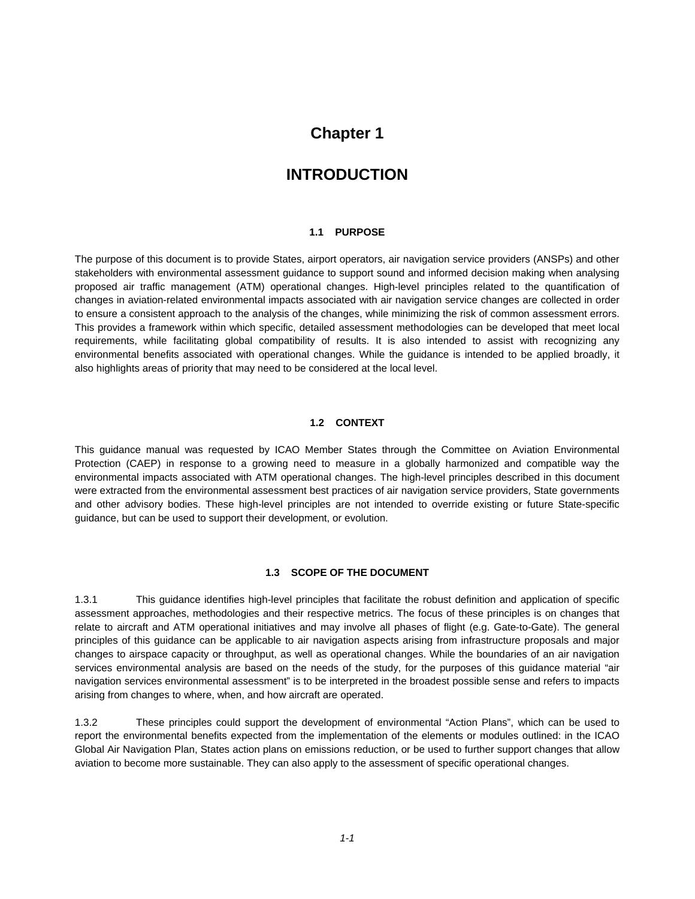# Chapter 1

# INTRODUCTION

## 1.1 PURPOSE

The purpose of this document is to provide States, airport operators, air navigation service providers (ANSPs) and other stakeholders with environmental assessment guidance to support sound and informed decision making when analysing proposed air traffic management (ATM) operational changes. High-level principles related to the quantification of changes in aviation-related environmental impacts associated with air navigation service changes are collected in order to ensure a consistent approach to the analysis of the changes, while minimizing the risk of common assessment errors. This provides a framework within which specific, detailed assessment methodologies can be developed that meet local requirements, while facilitating global compatibility of results. It is also intended to assist with recognizing any environmental benefits associated with operational changes. While the guidance is intended to be applied broadly, it also highlights areas of priority that may need to be considered at the local level.

## 1.2 CONTEXT

This guidance manual was requested by ICAO Member States through the Committee on Aviation Environmental Protection (CAEP) in response to a growing need to measure in a globally harmonized and compatible way the environmental impacts associated with ATM operational changes. The high-level principles described in this document were extracted from the environmental assessment best practices of air navigation service providers, State governments and other advisory bodies. These high-level principles are not intended to override existing or future State-specific guidance, but can be used to support their development, or evolution.

## 1.3 SCOPE OF THE DOCUMENT

1.3.1 This guidance identifies high-level principles that facilitate the robust definition and application of specific assessment approaches, methodologies and their respective metrics. The focus of these principles is on changes that relate to aircraft and ATM operational initiatives and may involve all phases of flight (e.g. Gate-to-Gate). The general principles of this guidance can be applicable to air navigation aspects arising from infrastructure proposals and major changes to airspace capacity or throughput, as well as operational changes. While the boundaries of an air navigation services environmental analysis are based on the needs of the study, for the purposes of this guidance material "air navigation services environmental assessment" is to be interpreted in the broadest possible sense and refers to impacts arising from changes to where, when, and how aircraft are operated.

1.3.2 These principles could support the development of environmental "Action Plans", which can be used to report the environmental benefits expected from the implementation of the elements or modules outlined: in the ICAO Global Air Navigation Plan, States action plans on emissions reduction, or be used to further support changes that allow aviation to become more sustainable. They can also apply to the assessment of specific operational changes.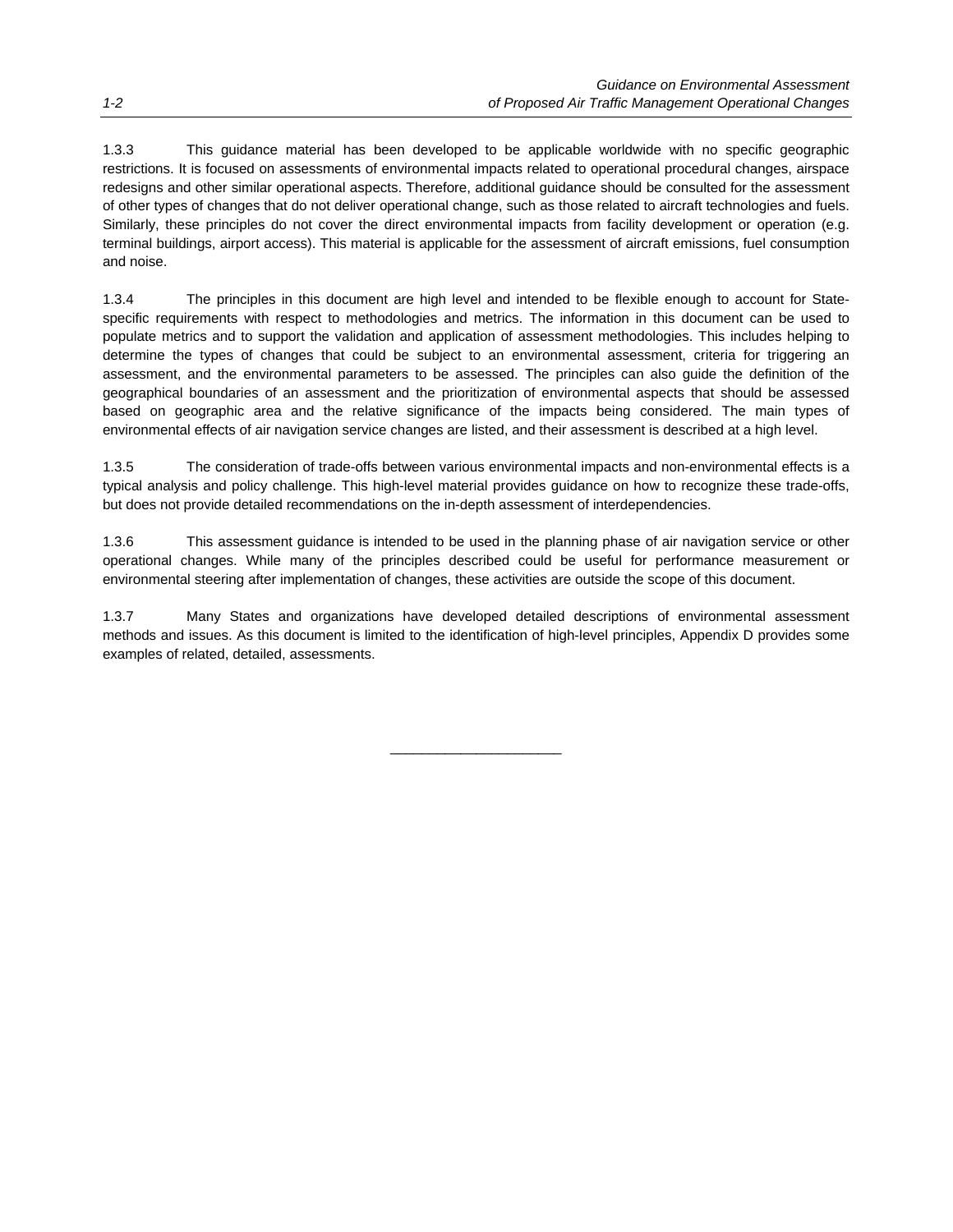1.3.3 This guidance material has been developed to be applicable worldwide with no specific geographic restrictions. It is focused on assessments of environmental impacts related to operational procedural changes, airspace redesigns and other similar operational aspects. Therefore, additional guidance should be consulted for the assessment of other types of changes that do not deliver operational change, such as those related to aircraft technologies and fuels. Similarly, these principles do not cover the direct environmental impacts from facility development or operation (e.g. terminal buildings, airport access). This material is applicable for the assessment of aircraft emissions, fuel consumption and noise.

1.3.4 The principles in this document are high level and intended to be flexible enough to account for State-specific requirements with respect to methodologies and metrics. The information in this document can be used to populate metrics and to support the validation and application of assessment methodologies. This includes helping to determine the types of changes that could be subject to an environmental assessment, criteria for triggering an assessment, and the environmental parameters to be assessed. The principles can also guide the definition of the geographical boundaries of an assessment and the prioritization of environmental aspects that should be assessed based on geographic area and the relative significance of the impacts being considered. The main types of environmental effects of air navigation service changes are listed, and their assessment is described at a high level.

1.3.5 The consideration of trade-offs between various environmental impacts and non-environmental effects is a typical analysis and policy challenge. This high-level material provides guidance on how to recognize these trade-offs, but does not provide detailed recommendations on the in-depth assessment of interdependencies.

1.3.6 This assessment guidance is intended to be used in the planning phase of air navigation service or other operational changes. While many of the principles described could be useful for performance measurement or environmental steering after implementation of changes, these activities are outside the scope of this document.

1.3.7 Many States and organizations have developed detailed descriptions of environmental assessment methods and issues. As this document is limited to the identification of high-level principles, Appendix D provides some examples of related, detailed, assessments.

______________________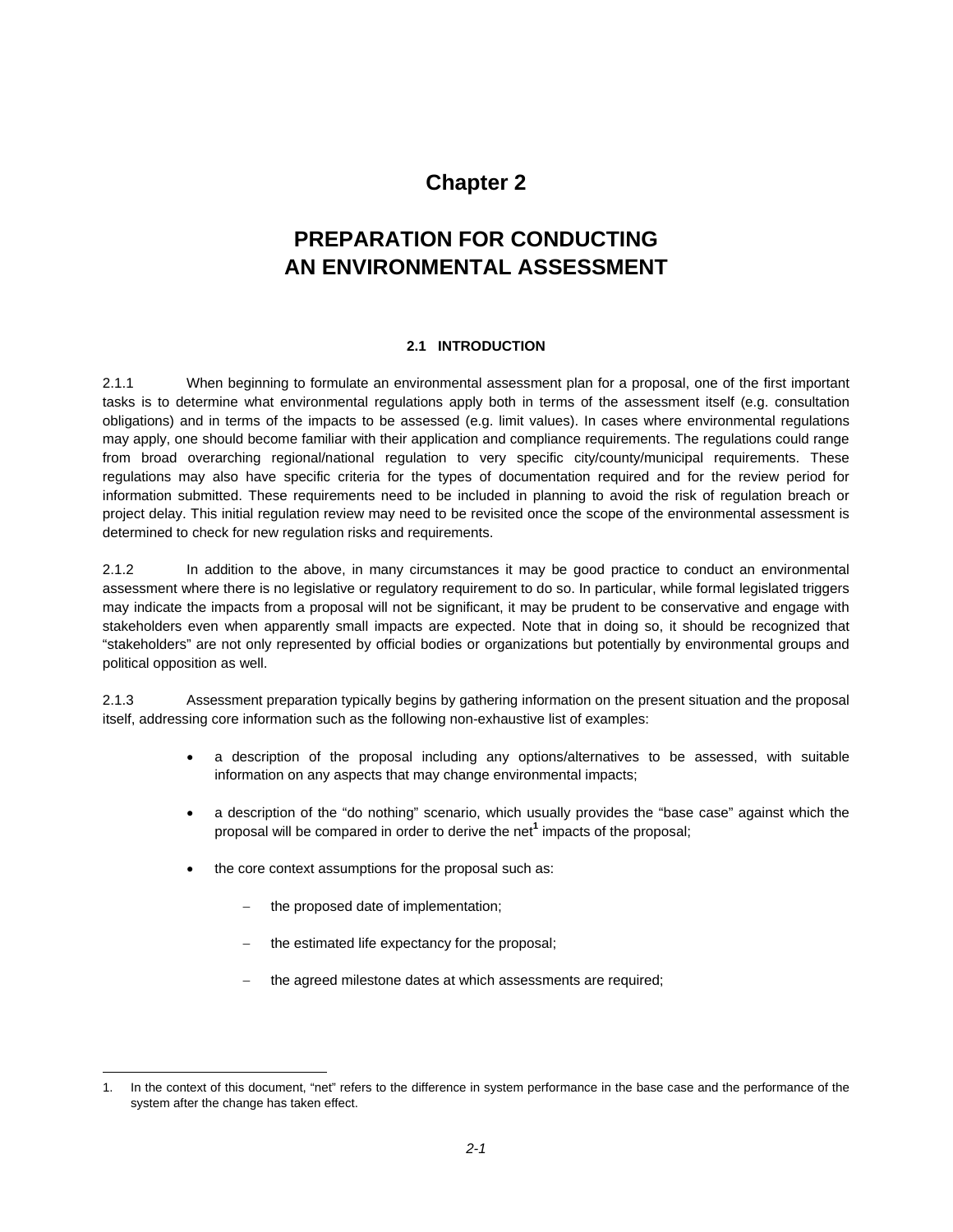# Chapter 2

# PREPARATION FOR CONDUCTING AN ENVIRONMENTAL ASSESSMENT

## 2.1 INTRODUCTION

2.1.1 When beginning to formulate an environmental assessment plan for a proposal, one of the first important tasks is to determine what environmental regulations apply both in terms of the assessment itself (e.g. consultation obligations) and in terms of the impacts to be assessed (e.g. limit values). In cases where environmental regulations may apply, one should become familiar with their application and compliance requirements. The regulations could range from broad overarching regional/national regulation to very specific city/county/municipal requirements. These regulations may also have specific criteria for the types of documentation required and for the review period for information submitted. These requirements need to be included in planning to avoid the risk of regulation breach or project delay. This initial regulation review may need to be revisited once the scope of the environmental assessment is determined to check for new regulation risks and requirements.

2.1.2 In addition to the above, in many circumstances it may be good practice to conduct an environmental assessment where there is no legislative or regulatory requirement to do so. In particular, while formal legislated triggers may indicate the impacts from a proposal will not be significant, it may be prudent to be conservative and engage with stakeholders even when apparently small impacts are expected. Note that in doing so, it should be recognized that "stakeholders" are not only represented by official bodies or organizations but potentially by environmental groups and political opposition as well.

2.1.3 Assessment preparation typically begins by gathering information on the present situation and the proposal itself, addressing core information such as the following non-exhaustive list of examples:

- a description of the proposal including any options/alternatives to be assessed, with suitable information on any aspects that may change environmental impacts;
- a description of the "do nothing" scenario, which usually provides the "base case" against which the proposal will be compared in order to derive the net[1] impacts of the proposal;
- the core context assumptions for the proposal such as:
  - the proposed date of implementation;
  - the estimated life expectancy for the proposal;
  - the agreed milestone dates at which assessments are required;

---

1. In the context of this document, "net" refers to the difference in system performance in the base case and the performance of the system after the change has taken effect.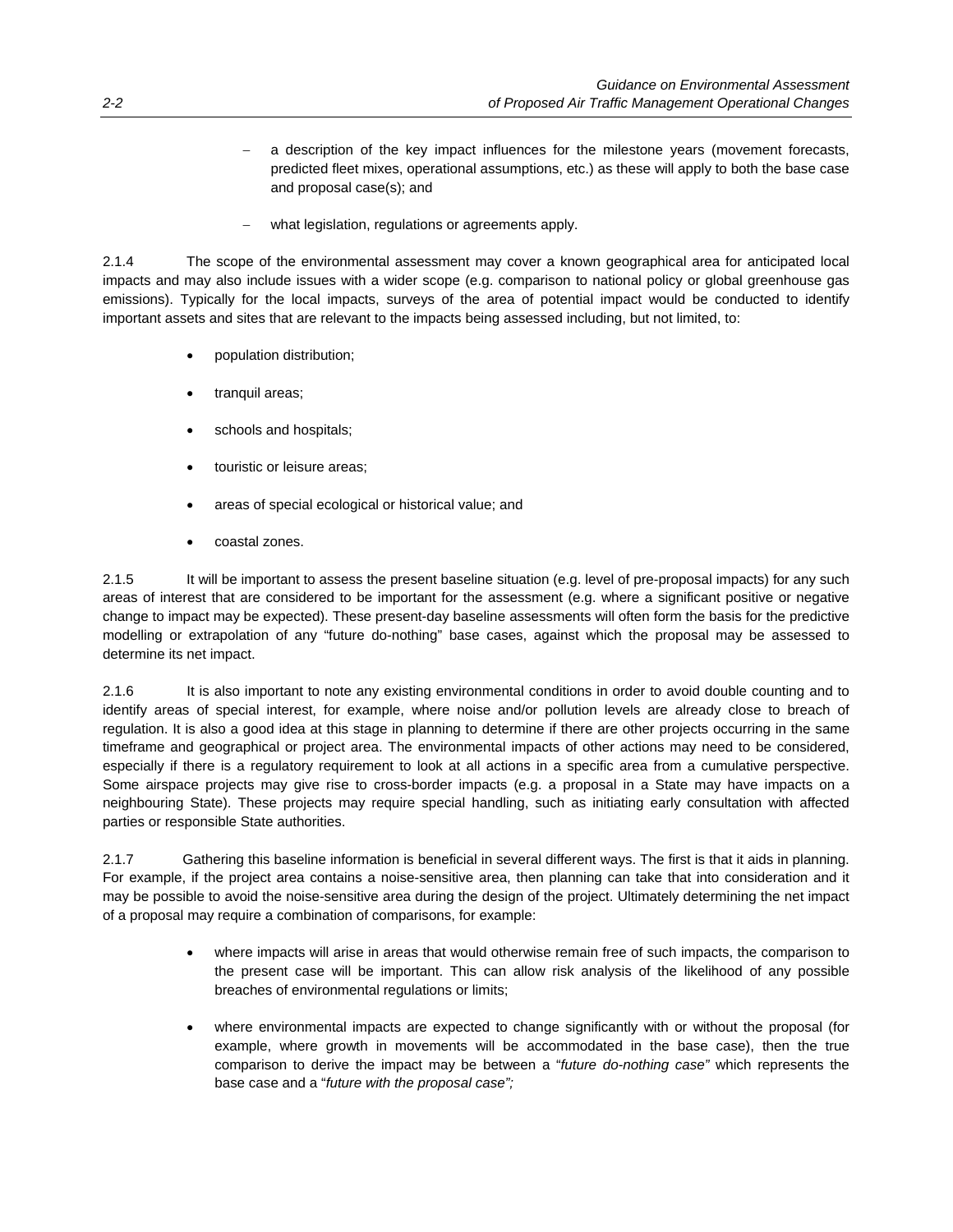- a description of the key impact influences for the milestone years (movement forecasts, predicted fleet mixes, operational assumptions, etc.) as these will apply to both the base case and proposal case(s); and

- what legislation, regulations or agreements apply.

2.1.4 The scope of the environmental assessment may cover a known geographical area for anticipated local impacts and may also include issues with a wider scope (e.g. comparison to national policy or global greenhouse gas emissions). Typically for the local impacts, surveys of the area of potential impact would be conducted to identify important assets and sites that are relevant to the impacts being assessed including, but not limited, to:

- population distribution;
- tranquil areas;
- schools and hospitals;
- touristic or leisure areas;
- areas of special ecological or historical value; and
- coastal zones.

2.1.5 It will be important to assess the present baseline situation (e.g. level of pre-proposal impacts) for any such areas of interest that are considered to be important for the assessment (e.g. where a significant positive or negative change to impact may be expected). These present-day baseline assessments will often form the basis for the predictive modelling or extrapolation of any "future do-nothing" base cases, against which the proposal may be assessed to determine its net impact.

2.1.6 It is also important to note any existing environmental conditions in order to avoid double counting and to identify areas of special interest, for example, where noise and/or pollution levels are already close to breach of regulation. It is also a good idea at this stage in planning to determine if there are other projects occurring in the same timeframe and geographical or project area. The environmental impacts of other actions may need to be considered, especially if there is a regulatory requirement to look at all actions in a specific area from a cumulative perspective. Some airspace projects may give rise to cross-border impacts (e.g. a proposal in a State may have impacts on a neighbouring State). These projects may require special handling, such as initiating early consultation with affected parties or responsible State authorities.

2.1.7 Gathering this baseline information is beneficial in several different ways. The first is that it aids in planning. For example, if the project area contains a noise-sensitive area, then planning can take that into consideration and it may be possible to avoid the noise-sensitive area during the design of the project. Ultimately determining the net impact of a proposal may require a combination of comparisons, for example:

- where impacts will arise in areas that would otherwise remain free of such impacts, the comparison to the present case will be important. This can allow risk analysis of the likelihood of any possible breaches of environmental regulations or limits;

- where environmental impacts are expected to change significantly with or without the proposal (for example, where growth in movements will be accommodated in the base case), then the true comparison to derive the impact may be between a "*future do-nothing case"* which represents the base case and a "*future with the proposal case";*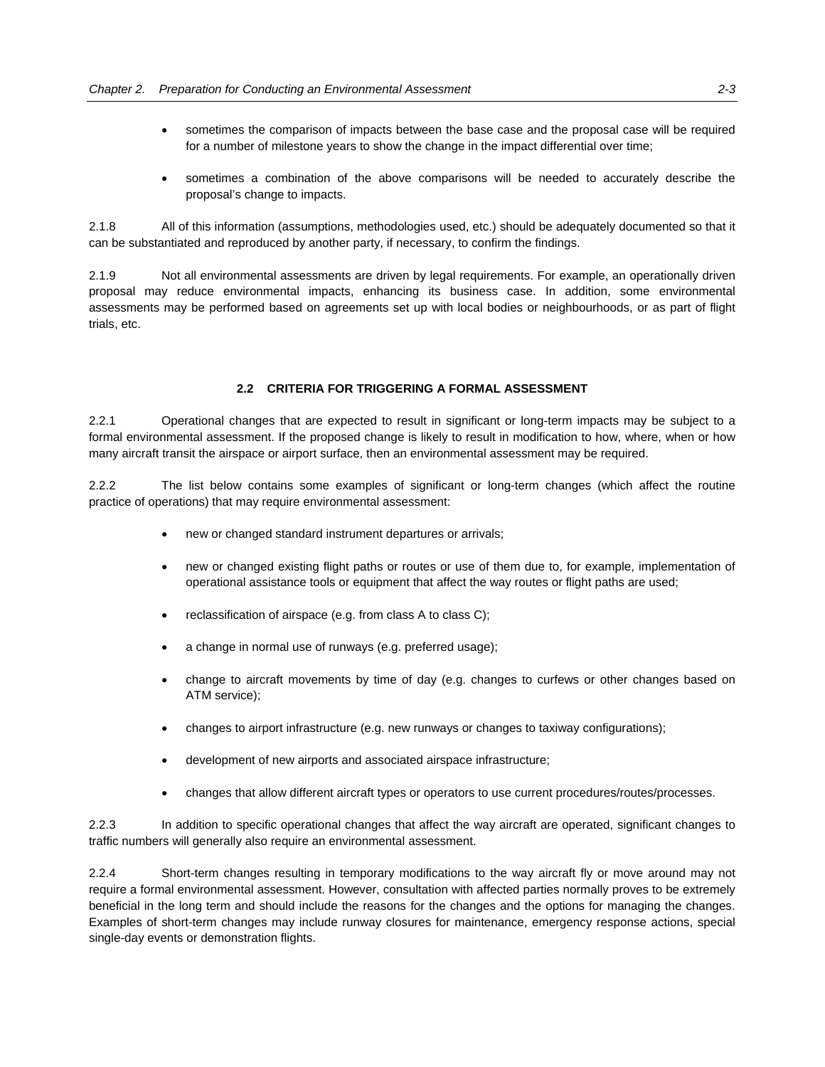- sometimes the comparison of impacts between the base case and the proposal case will be required for a number of milestone years to show the change in the impact differential over time;

- sometimes a combination of the above comparisons will be needed to accurately describe the proposal's change to impacts.

2.1.8 All of this information (assumptions, methodologies used, etc.) should be adequately documented so that it can be substantiated and reproduced by another party, if necessary, to confirm the findings.

2.1.9 Not all environmental assessments are driven by legal requirements. For example, an operationally driven proposal may reduce environmental impacts, enhancing its business case. In addition, some environmental assessments may be performed based on agreements set up with local bodies or neighbourhoods, or as part of flight trials, etc.

## 2.2 CRITERIA FOR TRIGGERING A FORMAL ASSESSMENT

2.2.1 Operational changes that are expected to result in significant or long-term impacts may be subject to a formal environmental assessment. If the proposed change is likely to result in modification to how, where, when or how many aircraft transit the airspace or airport surface, then an environmental assessment may be required.

2.2.2 The list below contains some examples of significant or long-term changes (which affect the routine practice of operations) that may require environmental assessment:

- new or changed standard instrument departures or arrivals;

- new or changed existing flight paths or routes or use of them due to, for example, implementation of operational assistance tools or equipment that affect the way routes or flight paths are used;

- reclassification of airspace (e.g. from class A to class C);

- a change in normal use of runways (e.g. preferred usage);

- change to aircraft movements by time of day (e.g. changes to curfews or other changes based on ATM service);

- changes to airport infrastructure (e.g. new runways or changes to taxiway configurations);

- development of new airports and associated airspace infrastructure;

- changes that allow different aircraft types or operators to use current procedures/routes/processes.

2.2.3 In addition to specific operational changes that affect the way aircraft are operated, significant changes to traffic numbers will generally also require an environmental assessment.

2.2.4 Short-term changes resulting in temporary modifications to the way aircraft fly or move around may not require a formal environmental assessment. However, consultation with affected parties normally proves to be extremely beneficial in the long term and should include the reasons for the changes and the options for managing the changes. Examples of short-term changes may include runway closures for maintenance, emergency response actions, special single-day events or demonstration flights.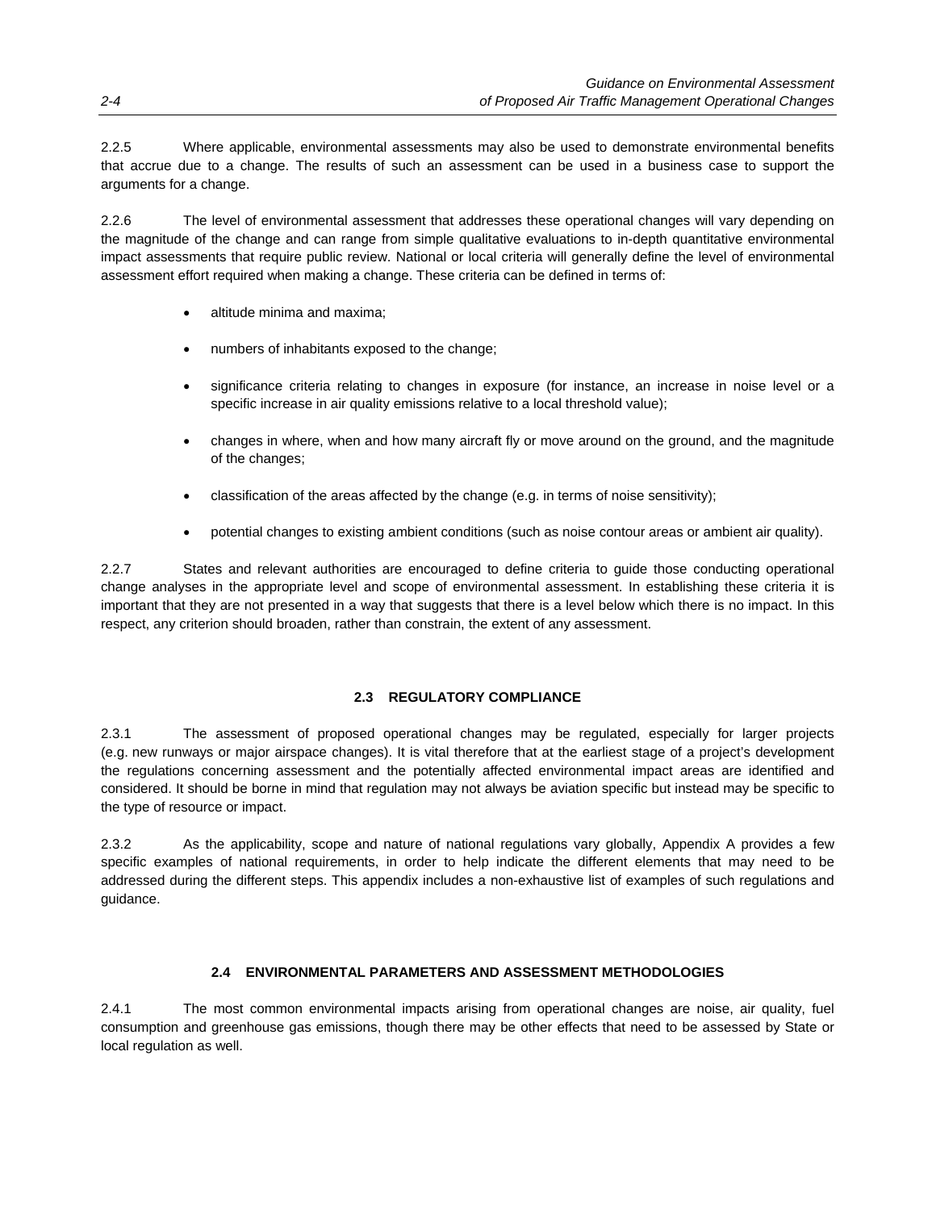2.2.5 Where applicable, environmental assessments may also be used to demonstrate environmental benefits that accrue due to a change. The results of such an assessment can be used in a business case to support the arguments for a change.

2.2.6 The level of environmental assessment that addresses these operational changes will vary depending on the magnitude of the change and can range from simple qualitative evaluations to in-depth quantitative environmental impact assessments that require public review. National or local criteria will generally define the level of environmental assessment effort required when making a change. These criteria can be defined in terms of:

- altitude minima and maxima;
- numbers of inhabitants exposed to the change;
- significance criteria relating to changes in exposure (for instance, an increase in noise level or a specific increase in air quality emissions relative to a local threshold value);
- changes in where, when and how many aircraft fly or move around on the ground, and the magnitude of the changes;
- classification of the areas affected by the change (e.g. in terms of noise sensitivity);
- potential changes to existing ambient conditions (such as noise contour areas or ambient air quality).

2.2.7 States and relevant authorities are encouraged to define criteria to guide those conducting operational change analyses in the appropriate level and scope of environmental assessment. In establishing these criteria it is important that they are not presented in a way that suggests that there is a level below which there is no impact. In this respect, any criterion should broaden, rather than constrain, the extent of any assessment.

## 2.3 REGULATORY COMPLIANCE

2.3.1 The assessment of proposed operational changes may be regulated, especially for larger projects (e.g. new runways or major airspace changes). It is vital therefore that at the earliest stage of a project's development the regulations concerning assessment and the potentially affected environmental impact areas are identified and considered. It should be borne in mind that regulation may not always be aviation specific but instead may be specific to the type of resource or impact.

2.3.2 As the applicability, scope and nature of national regulations vary globally, Appendix A provides a few specific examples of national requirements, in order to help indicate the different elements that may need to be addressed during the different steps. This appendix includes a non-exhaustive list of examples of such regulations and guidance.

## 2.4 ENVIRONMENTAL PARAMETERS AND ASSESSMENT METHODOLOGIES

2.4.1 The most common environmental impacts arising from operational changes are noise, air quality, fuel consumption and greenhouse gas emissions, though there may be other effects that need to be assessed by State or local regulation as well.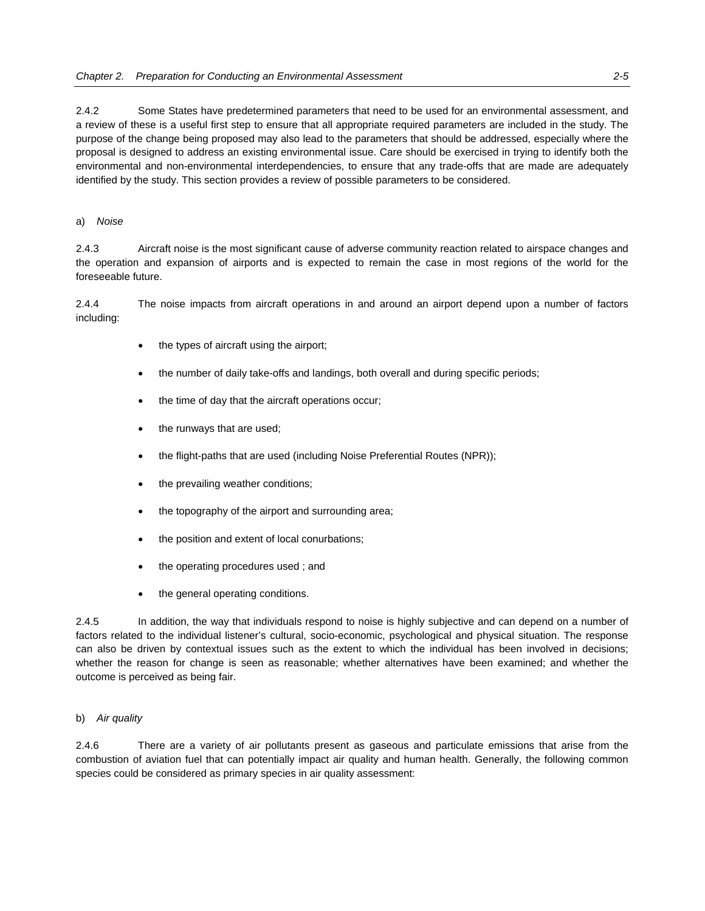2.4.2 Some States have predetermined parameters that need to be used for an environmental assessment, and a review of these is a useful first step to ensure that all appropriate required parameters are included in the study. The purpose of the change being proposed may also lead to the parameters that should be addressed, especially where the proposal is designed to address an existing environmental issue. Care should be exercised in trying to identify both the environmental and non-environmental interdependencies, to ensure that any trade-offs that are made are adequately identified by the study. This section provides a review of possible parameters to be considered.

a) *Noise*

2.4.3 Aircraft noise is the most significant cause of adverse community reaction related to airspace changes and the operation and expansion of airports and is expected to remain the case in most regions of the world for the foreseeable future.

2.4.4 The noise impacts from aircraft operations in and around an airport depend upon a number of factors including:

- the types of aircraft using the airport;
- the number of daily take-offs and landings, both overall and during specific periods;
- the time of day that the aircraft operations occur;
- the runways that are used;
- the flight-paths that are used (including Noise Preferential Routes (NPR));
- the prevailing weather conditions;
- the topography of the airport and surrounding area;
- the position and extent of local conurbations;
- the operating procedures used ; and
- the general operating conditions.

2.4.5 In addition, the way that individuals respond to noise is highly subjective and can depend on a number of factors related to the individual listener's cultural, socio-economic, psychological and physical situation. The response can also be driven by contextual issues such as the extent to which the individual has been involved in decisions; whether the reason for change is seen as reasonable; whether alternatives have been examined; and whether the outcome is perceived as being fair.

b) *Air quality*

2.4.6 There are a variety of air pollutants present as gaseous and particulate emissions that arise from the combustion of aviation fuel that can potentially impact air quality and human health. Generally, the following common species could be considered as primary species in air quality assessment: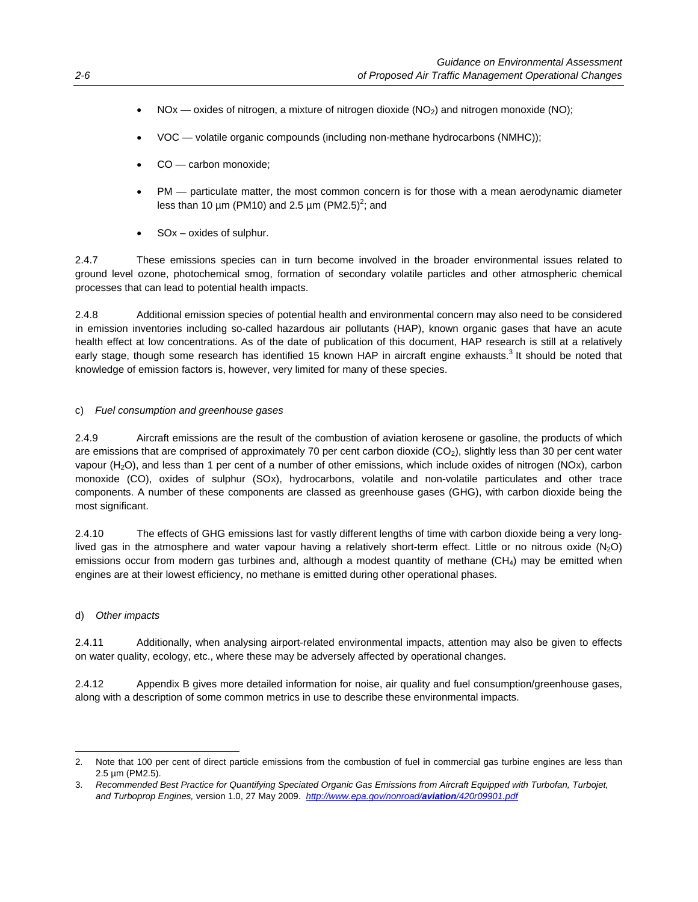- NOx — oxides of nitrogen, a mixture of nitrogen dioxide ($NO_2$) and nitrogen monoxide (NO);

- VOC — volatile organic compounds (including non-methane hydrocarbons (NMHC));

- CO — carbon monoxide;

- PM — particulate matter, the most common concern is for those with a mean aerodynamic diameter less than 10 µm (PM10) and 2.5 µm (PM2.5)[2]; and

- SOx – oxides of sulphur.

2.4.7 These emissions species can in turn become involved in the broader environmental issues related to ground level ozone, photochemical smog, formation of secondary volatile particles and other atmospheric chemical processes that can lead to potential health impacts.

2.4.8 Additional emission species of potential health and environmental concern may also need to be considered in emission inventories including so-called hazardous air pollutants (HAP), known organic gases that have an acute health effect at low concentrations. As of the date of publication of this document, HAP research is still at a relatively early stage, though some research has identified 15 known HAP in aircraft engine exhausts.[3] It should be noted that knowledge of emission factors is, however, very limited for many of these species.

c) *Fuel consumption and greenhouse gases*

2.4.9 Aircraft emissions are the result of the combustion of aviation kerosene or gasoline, the products of which are emissions that are comprised of approximately 70 per cent carbon dioxide ($CO_2$), slightly less than 30 per cent water vapour ($H_2O$), and less than 1 per cent of a number of other emissions, which include oxides of nitrogen (NOx), carbon monoxide (CO), oxides of sulphur (SOx), hydrocarbons, volatile and non-volatile particulates and other trace components. A number of these components are classed as greenhouse gases (GHG), with carbon dioxide being the most significant.

2.4.10 The effects of GHG emissions last for vastly different lengths of time with carbon dioxide being a very long-lived gas in the atmosphere and water vapour having a relatively short-term effect. Little or no nitrous oxide ($N_2O$) emissions occur from modern gas turbines and, although a modest quantity of methane ($CH_4$) may be emitted when engines are at their lowest efficiency, no methane is emitted during other operational phases.

d) *Other impacts*

2.4.11 Additionally, when analysing airport-related environmental impacts, attention may also be given to effects on water quality, ecology, etc., where these may be adversely affected by operational changes.

2.4.12 Appendix B gives more detailed information for noise, air quality and fuel consumption/greenhouse gases, along with a description of some common metrics in use to describe these environmental impacts.

---

2. Note that 100 per cent of direct particle emissions from the combustion of fuel in commercial gas turbine engines are less than 2.5 µm (PM2.5).

3. *Recommended Best Practice for Quantifying Speciated Organic Gas Emissions from Aircraft Equipped with Turbofan, Turbojet, and Turboprop Engines,* version 1.0, 27 May 2009. *http://www.epa.gov/nonroad/**aviation**/420r09901.pdf*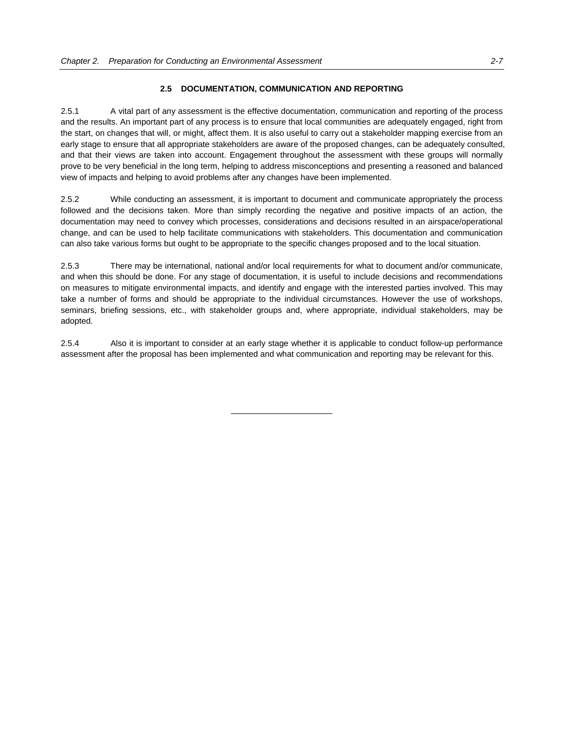## 2.5 DOCUMENTATION, COMMUNICATION AND REPORTING

2.5.1 A vital part of any assessment is the effective documentation, communication and reporting of the process and the results. An important part of any process is to ensure that local communities are adequately engaged, right from the start, on changes that will, or might, affect them. It is also useful to carry out a stakeholder mapping exercise from an early stage to ensure that all appropriate stakeholders are aware of the proposed changes, can be adequately consulted, and that their views are taken into account. Engagement throughout the assessment with these groups will normally prove to be very beneficial in the long term, helping to address misconceptions and presenting a reasoned and balanced view of impacts and helping to avoid problems after any changes have been implemented.

2.5.2 While conducting an assessment, it is important to document and communicate appropriately the process followed and the decisions taken. More than simply recording the negative and positive impacts of an action, the documentation may need to convey which processes, considerations and decisions resulted in an airspace/operational change, and can be used to help facilitate communications with stakeholders. This documentation and communication can also take various forms but ought to be appropriate to the specific changes proposed and to the local situation.

2.5.3 There may be international, national and/or local requirements for what to document and/or communicate, and when this should be done. For any stage of documentation, it is useful to include decisions and recommendations on measures to mitigate environmental impacts, and identify and engage with the interested parties involved. This may take a number of forms and should be appropriate to the individual circumstances. However the use of workshops, seminars, briefing sessions, etc., with stakeholder groups and, where appropriate, individual stakeholders, may be adopted.

2.5.4 Also it is important to consider at an early stage whether it is applicable to conduct follow-up performance assessment after the proposal has been implemented and what communication and reporting may be relevant for this.

______________________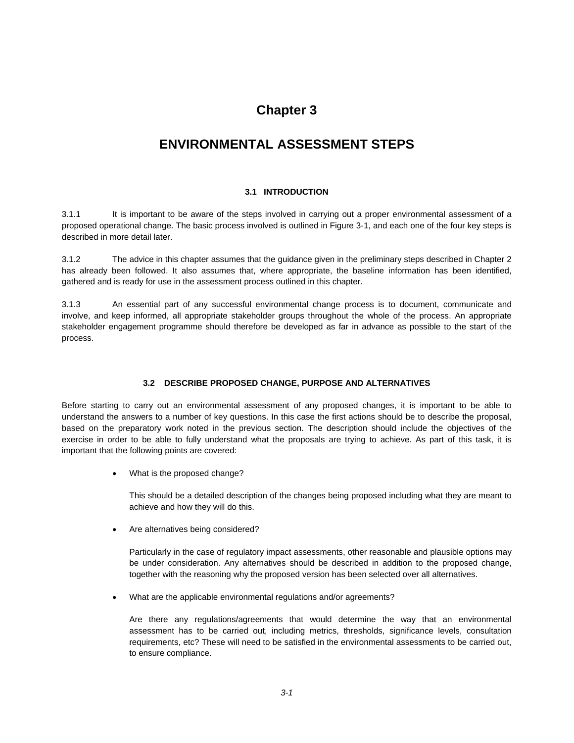# Chapter 3

# ENVIRONMENTAL ASSESSMENT STEPS

## 3.1 INTRODUCTION

3.1.1 It is important to be aware of the steps involved in carrying out a proper environmental assessment of a proposed operational change. The basic process involved is outlined in Figure 3-1, and each one of the four key steps is described in more detail later.

3.1.2 The advice in this chapter assumes that the guidance given in the preliminary steps described in Chapter 2 has already been followed. It also assumes that, where appropriate, the baseline information has been identified, gathered and is ready for use in the assessment process outlined in this chapter.

3.1.3 An essential part of any successful environmental change process is to document, communicate and involve, and keep informed, all appropriate stakeholder groups throughout the whole of the process. An appropriate stakeholder engagement programme should therefore be developed as far in advance as possible to the start of the process.

## 3.2 DESCRIBE PROPOSED CHANGE, PURPOSE AND ALTERNATIVES

Before starting to carry out an environmental assessment of any proposed changes, it is important to be able to understand the answers to a number of key questions. In this case the first actions should be to describe the proposal, based on the preparatory work noted in the previous section. The description should include the objectives of the exercise in order to be able to fully understand what the proposals are trying to achieve. As part of this task, it is important that the following points are covered:

- What is the proposed change?

  This should be a detailed description of the changes being proposed including what they are meant to achieve and how they will do this.

- Are alternatives being considered?

  Particularly in the case of regulatory impact assessments, other reasonable and plausible options may be under consideration. Any alternatives should be described in addition to the proposed change, together with the reasoning why the proposed version has been selected over all alternatives.

- What are the applicable environmental regulations and/or agreements?

  Are there any regulations/agreements that would determine the way that an environmental assessment has to be carried out, including metrics, thresholds, significance levels, consultation requirements, etc? These will need to be satisfied in the environmental assessments to be carried out, to ensure compliance.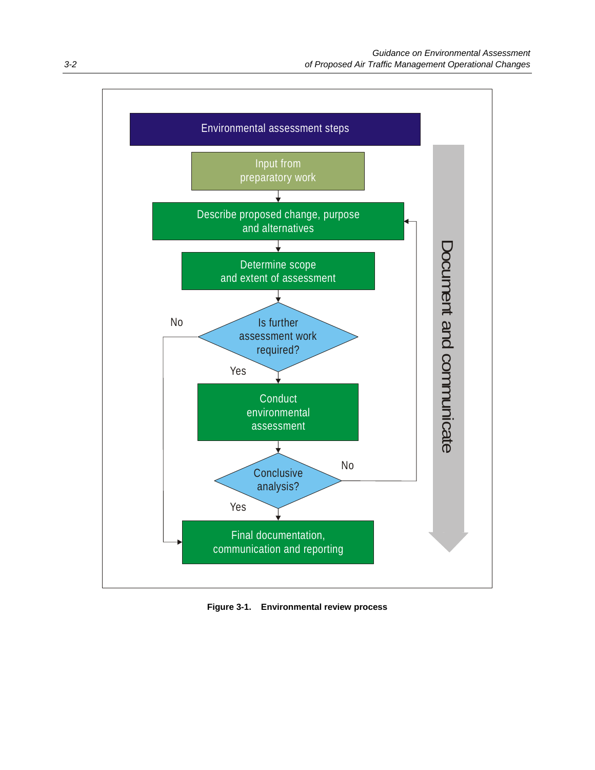**Environmental assessment steps**

- Input from preparatory work
- Describe proposed change, purpose and alternatives
- Determine scope and extent of assessment
- Is further assessment work required?
  - No → Final documentation, communication and reporting
  - Yes → Conduct environmental assessment
- Conclusive analysis?
  - No → Describe proposed change, purpose and alternatives
  - Yes → Final documentation, communication and reporting

Document and communicate

**Figure 3-1. Environmental review process**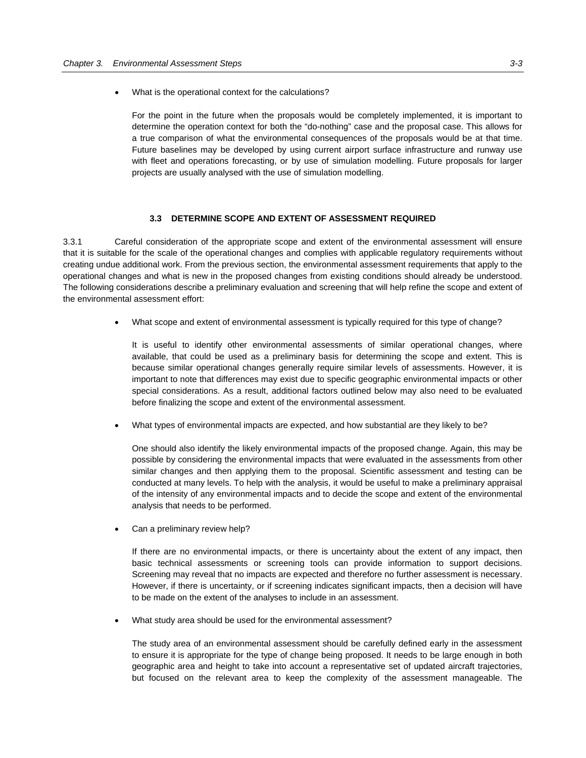- What is the operational context for the calculations?

  For the point in the future when the proposals would be completely implemented, it is important to determine the operation context for both the "do-nothing" case and the proposal case. This allows for a true comparison of what the environmental consequences of the proposals would be at that time. Future baselines may be developed by using current airport surface infrastructure and runway use with fleet and operations forecasting, or by use of simulation modelling. Future proposals for larger projects are usually analysed with the use of simulation modelling.

### 3.3 DETERMINE SCOPE AND EXTENT OF ASSESSMENT REQUIRED

3.3.1 Careful consideration of the appropriate scope and extent of the environmental assessment will ensure that it is suitable for the scale of the operational changes and complies with applicable regulatory requirements without creating undue additional work. From the previous section, the environmental assessment requirements that apply to the operational changes and what is new in the proposed changes from existing conditions should already be understood. The following considerations describe a preliminary evaluation and screening that will help refine the scope and extent of the environmental assessment effort:

- What scope and extent of environmental assessment is typically required for this type of change?

  It is useful to identify other environmental assessments of similar operational changes, where available, that could be used as a preliminary basis for determining the scope and extent. This is because similar operational changes generally require similar levels of assessments. However, it is important to note that differences may exist due to specific geographic environmental impacts or other special considerations. As a result, additional factors outlined below may also need to be evaluated before finalizing the scope and extent of the environmental assessment.

- What types of environmental impacts are expected, and how substantial are they likely to be?

  One should also identify the likely environmental impacts of the proposed change. Again, this may be possible by considering the environmental impacts that were evaluated in the assessments from other similar changes and then applying them to the proposal. Scientific assessment and testing can be conducted at many levels. To help with the analysis, it would be useful to make a preliminary appraisal of the intensity of any environmental impacts and to decide the scope and extent of the environmental analysis that needs to be performed.

- Can a preliminary review help?

  If there are no environmental impacts, or there is uncertainty about the extent of any impact, then basic technical assessments or screening tools can provide information to support decisions. Screening may reveal that no impacts are expected and therefore no further assessment is necessary. However, if there is uncertainty, or if screening indicates significant impacts, then a decision will have to be made on the extent of the analyses to include in an assessment.

- What study area should be used for the environmental assessment?

  The study area of an environmental assessment should be carefully defined early in the assessment to ensure it is appropriate for the type of change being proposed. It needs to be large enough in both geographic area and height to take into account a representative set of updated aircraft trajectories, but focused on the relevant area to keep the complexity of the assessment manageable. The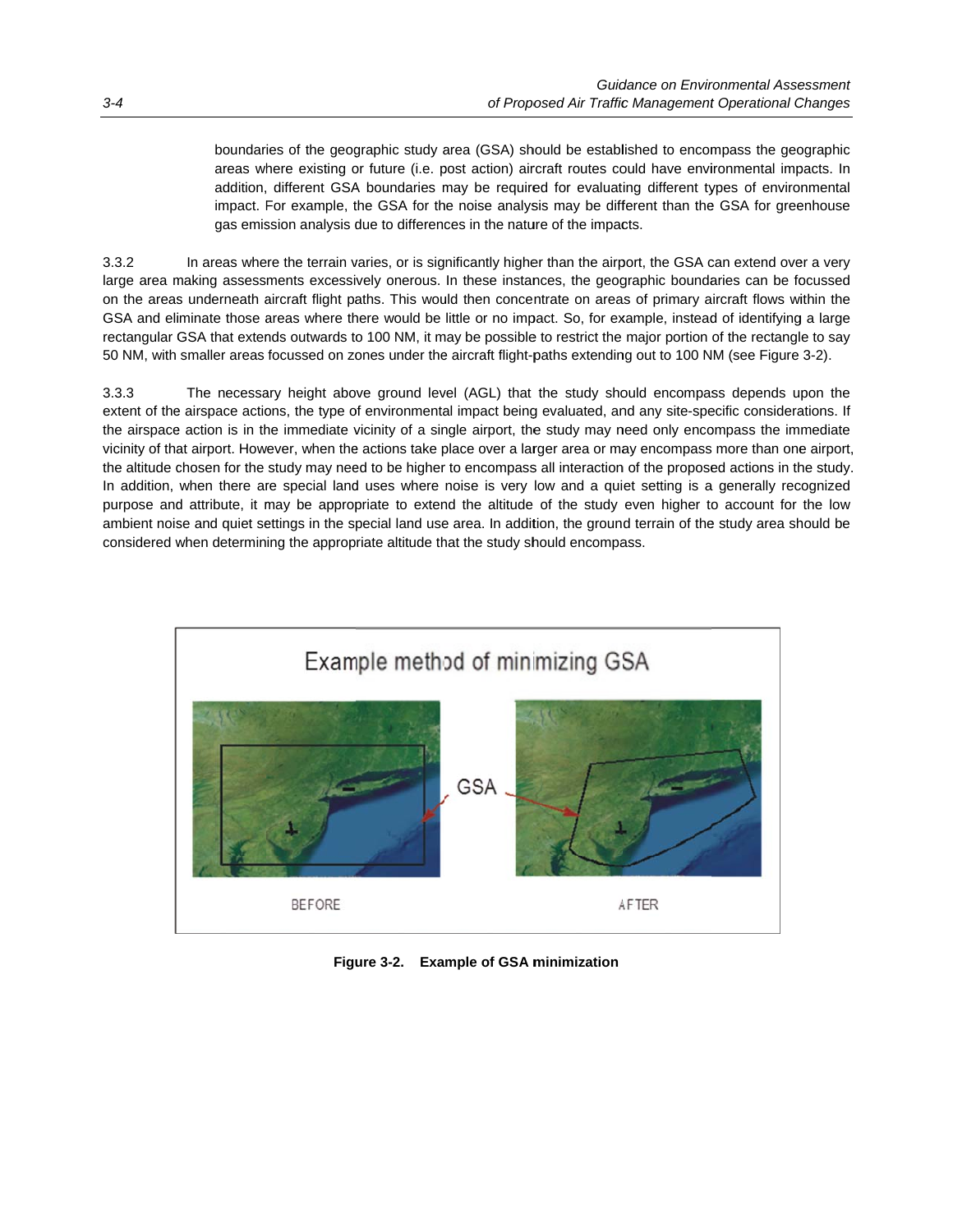boundaries of the geographic study area (GSA) should be established to encompass the geographic areas where existing or future (i.e. post action) aircraft routes could have environmental impacts. In addition, different GSA boundaries may be required for evaluating different types of environmental impact. For example, the GSA for the noise analysis may be different than the GSA for greenhouse gas emission analysis due to differences in the nature of the impacts.

3.3.2 In areas where the terrain varies, or is significantly higher than the airport, the GSA can extend over a very large area making assessments excessively onerous. In these instances, the geographic boundaries can be focussed on the areas underneath aircraft flight paths. This would then concentrate on areas of primary aircraft flows within the GSA and eliminate those areas where there would be little or no impact. So, for example, instead of identifying a large rectangular GSA that extends outwards to 100 NM, it may be possible to restrict the major portion of the rectangle to say 50 NM, with smaller areas focussed on zones under the aircraft flight-paths extending out to 100 NM (see Figure 3-2).

3.3.3 The necessary height above ground level (AGL) that the study should encompass depends upon the extent of the airspace actions, the type of environmental impact being evaluated, and any site-specific considerations. If the airspace action is in the immediate vicinity of a single airport, the study may need only encompass the immediate vicinity of that airport. However, when the actions take place over a larger area or may encompass more than one airport, the altitude chosen for the study may need to be higher to encompass all interaction of the proposed actions in the study. In addition, when there are special land uses where noise is very low and a quiet setting is a generally recognized purpose and attribute, it may be appropriate to extend the altitude of the study even higher to account for the low ambient noise and quiet settings in the special land use area. In addition, the ground terrain of the study area should be considered when determining the appropriate altitude that the study should encompass.

Example method of minimizing GSA

GSA

BEFORE

AFTER

**Figure 3-2. Example of GSA minimization**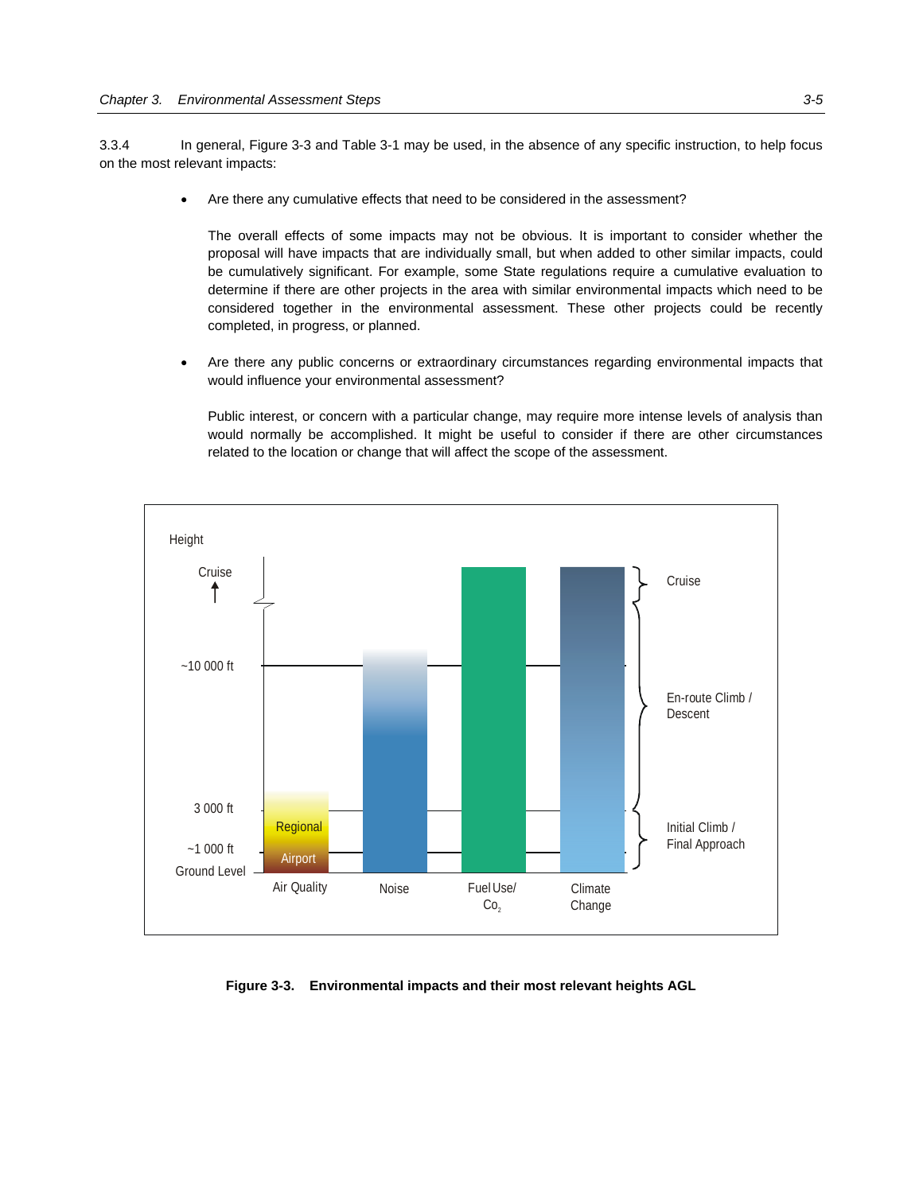3.3.4 In general, Figure 3-3 and Table 3-1 may be used, in the absence of any specific instruction, to help focus on the most relevant impacts:

- Are there any cumulative effects that need to be considered in the assessment?

  The overall effects of some impacts may not be obvious. It is important to consider whether the proposal will have impacts that are individually small, but when added to other similar impacts, could be cumulatively significant. For example, some State regulations require a cumulative evaluation to determine if there are other projects in the area with similar environmental impacts which need to be considered together in the environmental assessment. These other projects could be recently completed, in progress, or planned.

- Are there any public concerns or extraordinary circumstances regarding environmental impacts that would influence your environmental assessment?

  Public interest, or concern with a particular change, may require more intense levels of analysis than would normally be accomplished. It might be useful to consider if there are other circumstances related to the location or change that will affect the scope of the assessment.

**Figure 3-3. Environmental impacts and their most relevant heights AGL**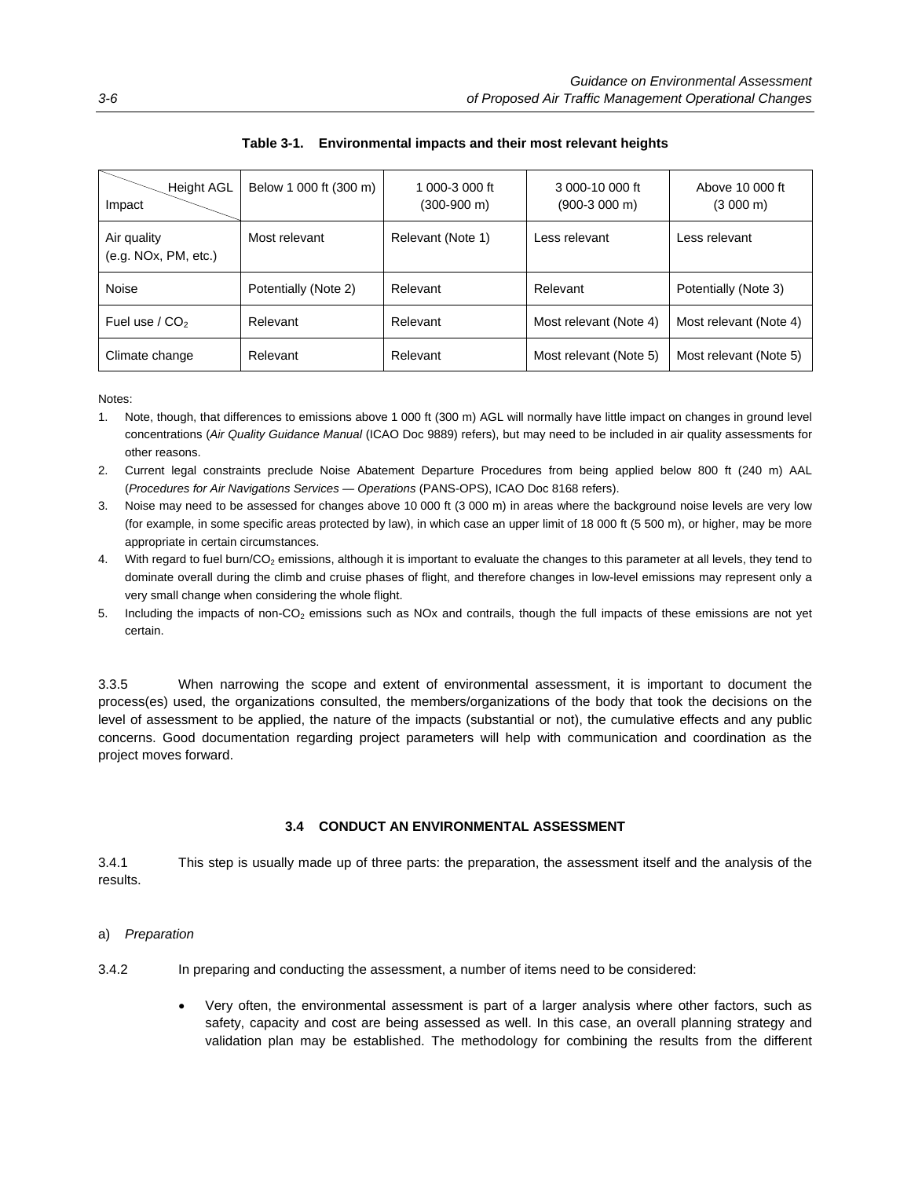**Table 3-1. Environmental impacts and their most relevant heights**

| Impact \ Height AGL | Below 1 000 ft (300 m) | 1 000-3 000 ft (300-900 m) | 3 000-10 000 ft (900-3 000 m) | Above 10 000 ft (3 000 m) |
|---|---|---|---|---|
| Air quality (e.g. NOx, PM, etc.) | Most relevant | Relevant (Note 1) | Less relevant | Less relevant |
| Noise | Potentially (Note 2) | Relevant | Relevant | Potentially (Note 3) |
| Fuel use / $CO_2$ | Relevant | Relevant | Most relevant (Note 4) | Most relevant (Note 4) |
| Climate change | Relevant | Relevant | Most relevant (Note 5) | Most relevant (Note 5) |

Notes:

1. Note, though, that differences to emissions above 1 000 ft (300 m) AGL will normally have little impact on changes in ground level concentrations (*Air Quality Guidance Manual* (ICAO Doc 9889) refers), but may need to be included in air quality assessments for other reasons.
2. Current legal constraints preclude Noise Abatement Departure Procedures from being applied below 800 ft (240 m) AAL (*Procedures for Air Navigations Services — Operations* (PANS-OPS), ICAO Doc 8168 refers).
3. Noise may need to be assessed for changes above 10 000 ft (3 000 m) in areas where the background noise levels are very low (for example, in some specific areas protected by law), in which case an upper limit of 18 000 ft (5 500 m), or higher, may be more appropriate in certain circumstances.
4. With regard to fuel burn/$CO_2$ emissions, although it is important to evaluate the changes to this parameter at all levels, they tend to dominate overall during the climb and cruise phases of flight, and therefore changes in low-level emissions may represent only a very small change when considering the whole flight.
5. Including the impacts of non-$CO_2$ emissions such as NOx and contrails, though the full impacts of these emissions are not yet certain.

3.3.5 When narrowing the scope and extent of environmental assessment, it is important to document the process(es) used, the organizations consulted, the members/organizations of the body that took the decisions on the level of assessment to be applied, the nature of the impacts (substantial or not), the cumulative effects and any public concerns. Good documentation regarding project parameters will help with communication and coordination as the project moves forward.

## 3.4 CONDUCT AN ENVIRONMENTAL ASSESSMENT

3.4.1 This step is usually made up of three parts: the preparation, the assessment itself and the analysis of the results.

a) *Preparation*

3.4.2 In preparing and conducting the assessment, a number of items need to be considered:

- Very often, the environmental assessment is part of a larger analysis where other factors, such as safety, capacity and cost are being assessed as well. In this case, an overall planning strategy and validation plan may be established. The methodology for combining the results from the different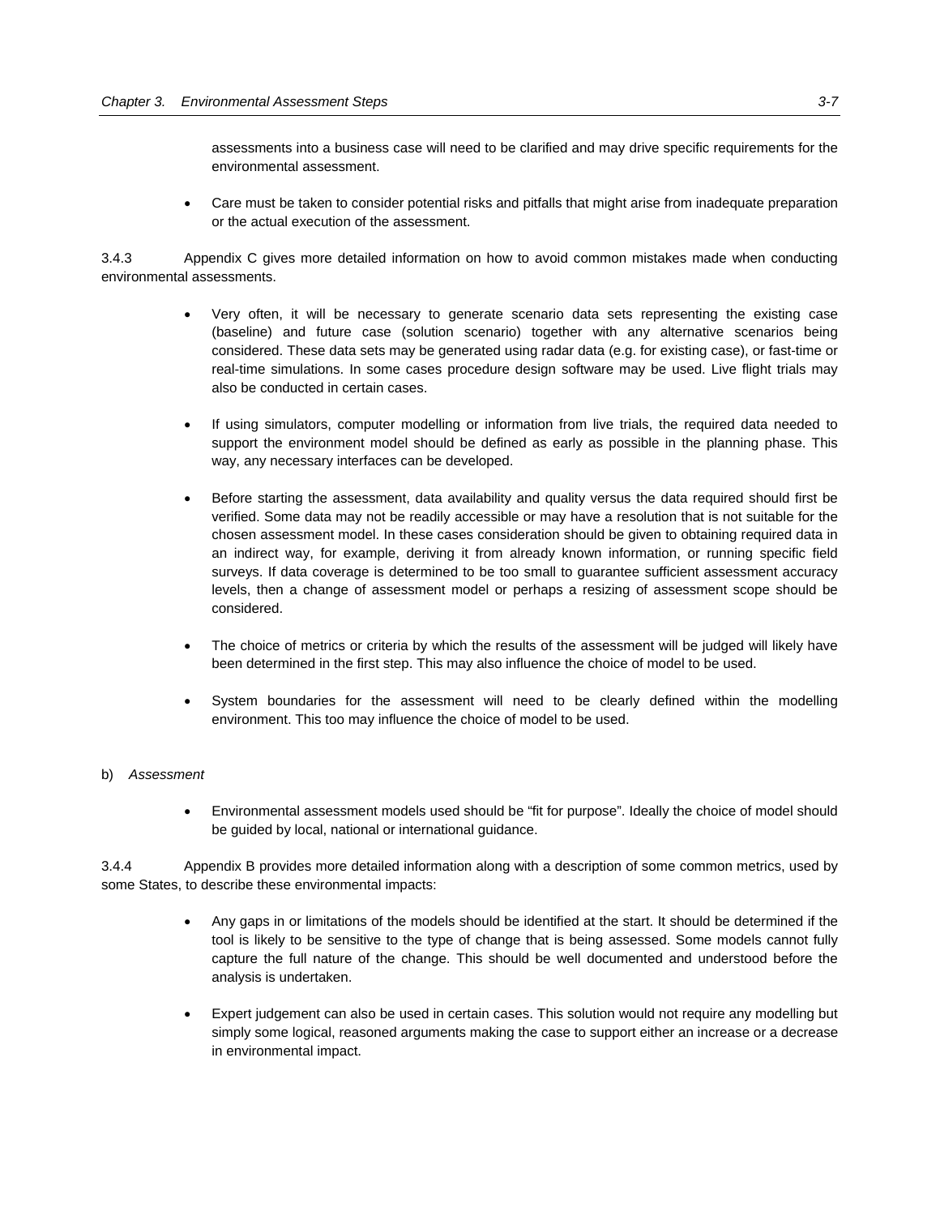assessments into a business case will need to be clarified and may drive specific requirements for the environmental assessment.

- Care must be taken to consider potential risks and pitfalls that might arise from inadequate preparation or the actual execution of the assessment.

3.4.3 Appendix C gives more detailed information on how to avoid common mistakes made when conducting environmental assessments.

- Very often, it will be necessary to generate scenario data sets representing the existing case (baseline) and future case (solution scenario) together with any alternative scenarios being considered. These data sets may be generated using radar data (e.g. for existing case), or fast-time or real-time simulations. In some cases procedure design software may be used. Live flight trials may also be conducted in certain cases.

- If using simulators, computer modelling or information from live trials, the required data needed to support the environment model should be defined as early as possible in the planning phase. This way, any necessary interfaces can be developed.

- Before starting the assessment, data availability and quality versus the data required should first be verified. Some data may not be readily accessible or may have a resolution that is not suitable for the chosen assessment model. In these cases consideration should be given to obtaining required data in an indirect way, for example, deriving it from already known information, or running specific field surveys. If data coverage is determined to be too small to guarantee sufficient assessment accuracy levels, then a change of assessment model or perhaps a resizing of assessment scope should be considered.

- The choice of metrics or criteria by which the results of the assessment will be judged will likely have been determined in the first step. This may also influence the choice of model to be used.

- System boundaries for the assessment will need to be clearly defined within the modelling environment. This too may influence the choice of model to be used.

b) *Assessment*

- Environmental assessment models used should be "fit for purpose". Ideally the choice of model should be guided by local, national or international guidance.

3.4.4 Appendix B provides more detailed information along with a description of some common metrics, used by some States, to describe these environmental impacts:

- Any gaps in or limitations of the models should be identified at the start. It should be determined if the tool is likely to be sensitive to the type of change that is being assessed. Some models cannot fully capture the full nature of the change. This should be well documented and understood before the analysis is undertaken.

- Expert judgement can also be used in certain cases. This solution would not require any modelling but simply some logical, reasoned arguments making the case to support either an increase or a decrease in environmental impact.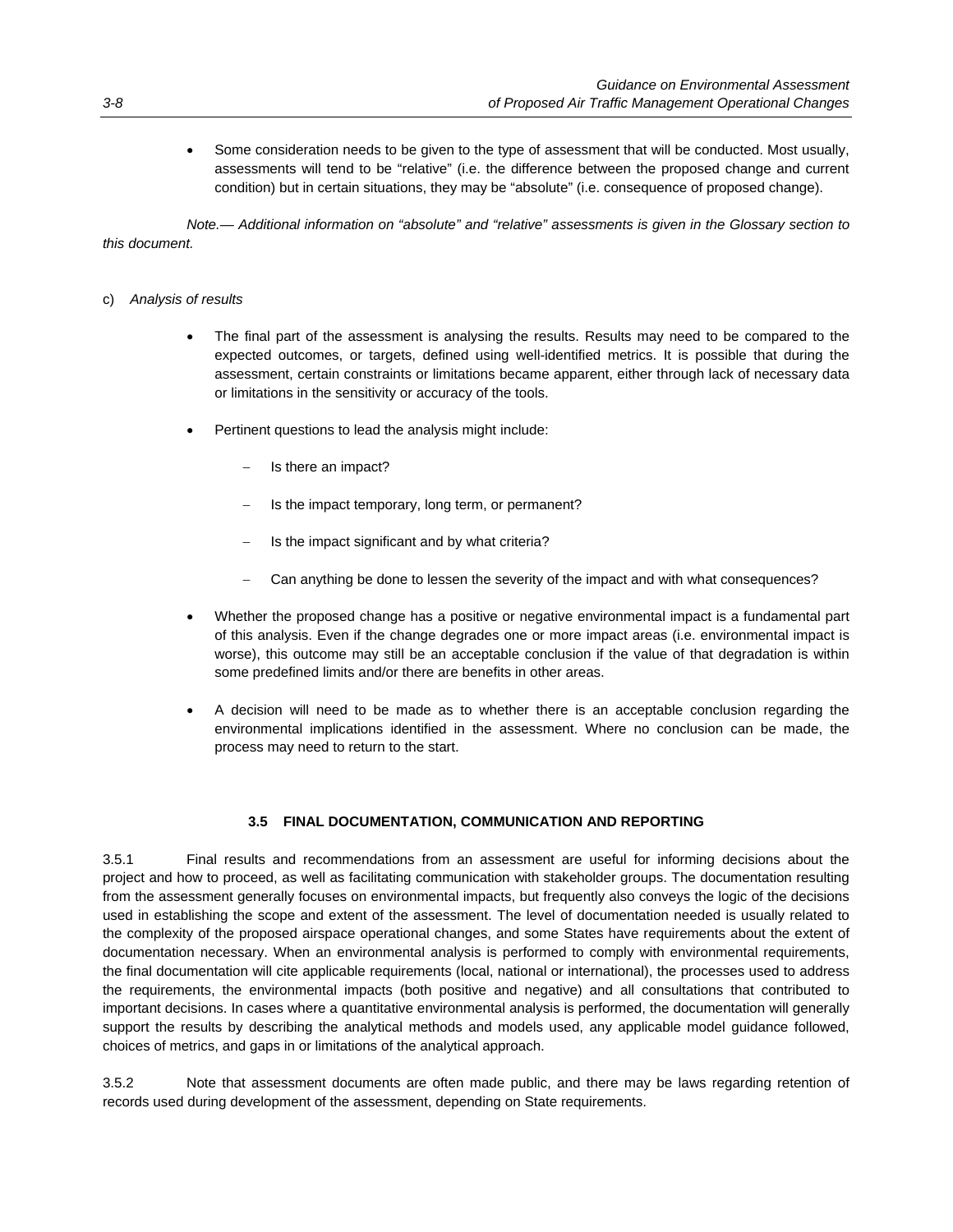- Some consideration needs to be given to the type of assessment that will be conducted. Most usually, assessments will tend to be "relative" (i.e. the difference between the proposed change and current condition) but in certain situations, they may be "absolute" (i.e. consequence of proposed change).

*Note.— Additional information on "absolute" and "relative" assessments is given in the Glossary section to this document.*

c) *Analysis of results*

- The final part of the assessment is analysing the results. Results may need to be compared to the expected outcomes, or targets, defined using well-identified metrics. It is possible that during the assessment, certain constraints or limitations became apparent, either through lack of necessary data or limitations in the sensitivity or accuracy of the tools.

- Pertinent questions to lead the analysis might include:

  - Is there an impact?

  - Is the impact temporary, long term, or permanent?

  - Is the impact significant and by what criteria?

  - Can anything be done to lessen the severity of the impact and with what consequences?

- Whether the proposed change has a positive or negative environmental impact is a fundamental part of this analysis. Even if the change degrades one or more impact areas (i.e. environmental impact is worse), this outcome may still be an acceptable conclusion if the value of that degradation is within some predefined limits and/or there are benefits in other areas.

- A decision will need to be made as to whether there is an acceptable conclusion regarding the environmental implications identified in the assessment. Where no conclusion can be made, the process may need to return to the start.

## 3.5 FINAL DOCUMENTATION, COMMUNICATION AND REPORTING

3.5.1 Final results and recommendations from an assessment are useful for informing decisions about the project and how to proceed, as well as facilitating communication with stakeholder groups. The documentation resulting from the assessment generally focuses on environmental impacts, but frequently also conveys the logic of the decisions used in establishing the scope and extent of the assessment. The level of documentation needed is usually related to the complexity of the proposed airspace operational changes, and some States have requirements about the extent of documentation necessary. When an environmental analysis is performed to comply with environmental requirements, the final documentation will cite applicable requirements (local, national or international), the processes used to address the requirements, the environmental impacts (both positive and negative) and all consultations that contributed to important decisions. In cases where a quantitative environmental analysis is performed, the documentation will generally support the results by describing the analytical methods and models used, any applicable model guidance followed, choices of metrics, and gaps in or limitations of the analytical approach.

3.5.2 Note that assessment documents are often made public, and there may be laws regarding retention of records used during development of the assessment, depending on State requirements.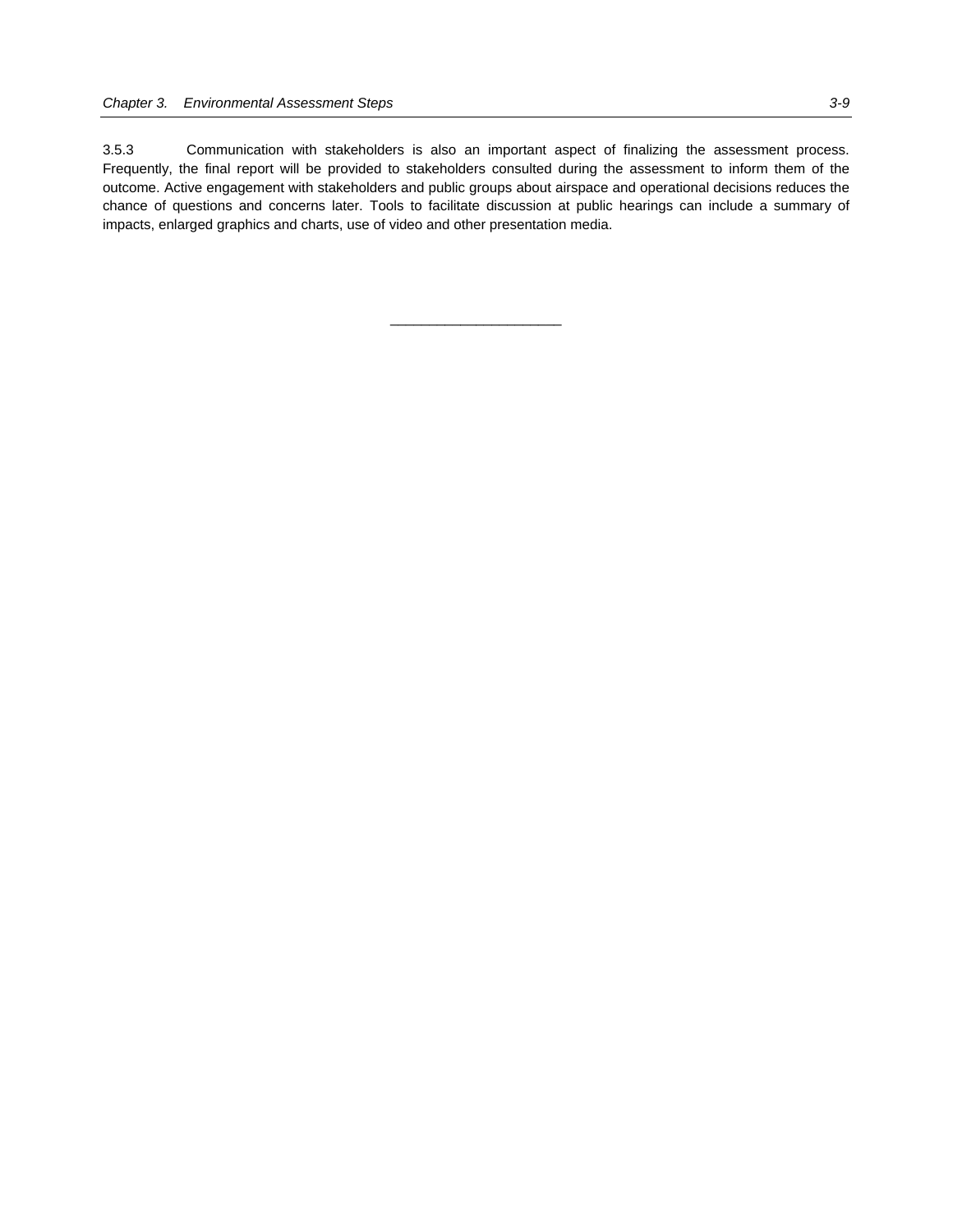3.5.3 Communication with stakeholders is also an important aspect of finalizing the assessment process. Frequently, the final report will be provided to stakeholders consulted during the assessment to inform them of the outcome. Active engagement with stakeholders and public groups about airspace and operational decisions reduces the chance of questions and concerns later. Tools to facilitate discussion at public hearings can include a summary of impacts, enlarged graphics and charts, use of video and other presentation media.

______________________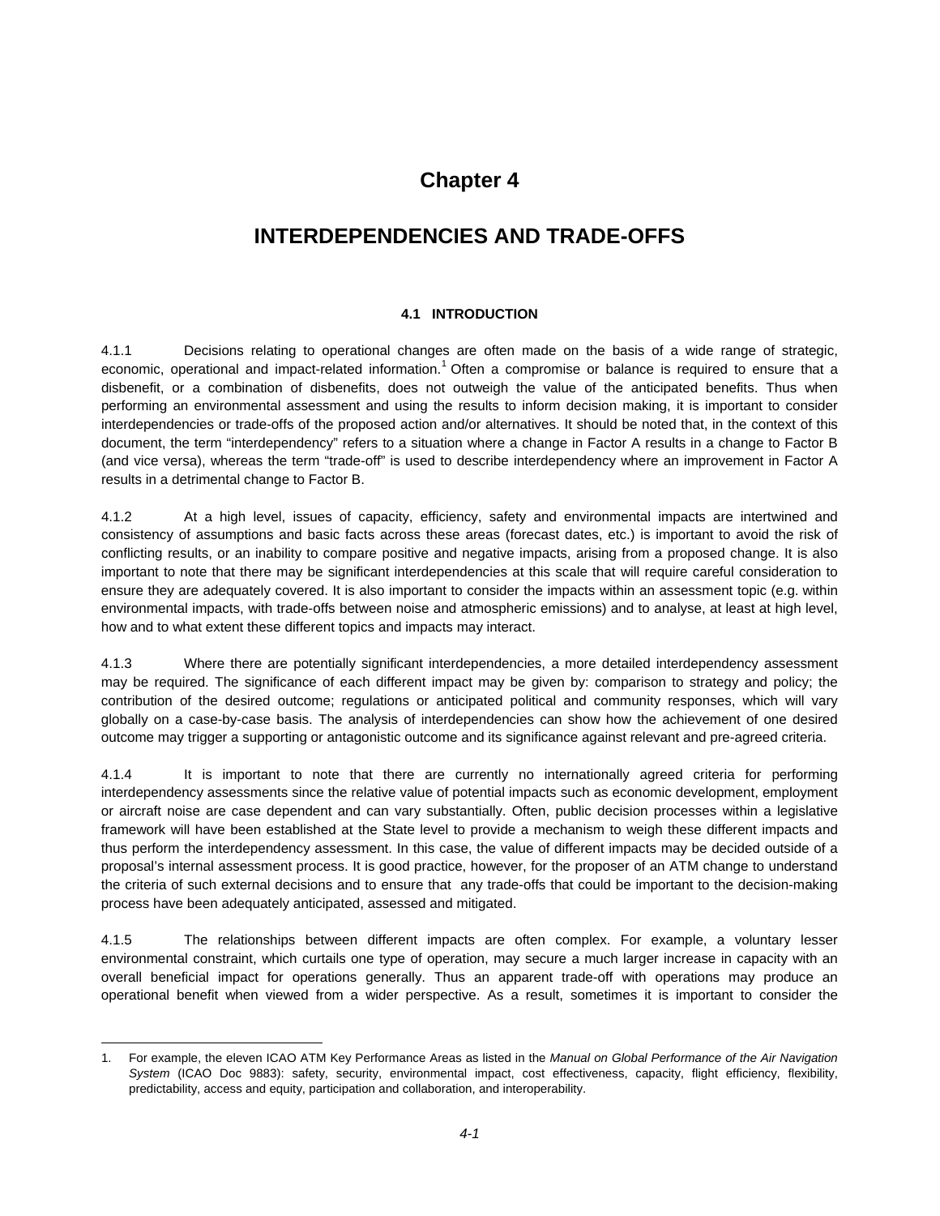# Chapter 4

# INTERDEPENDENCIES AND TRADE-OFFS

## 4.1 INTRODUCTION

4.1.1 Decisions relating to operational changes are often made on the basis of a wide range of strategic, economic, operational and impact-related information.[1] Often a compromise or balance is required to ensure that a disbenefit, or a combination of disbenefits, does not outweigh the value of the anticipated benefits. Thus when performing an environmental assessment and using the results to inform decision making, it is important to consider interdependencies or trade-offs of the proposed action and/or alternatives. It should be noted that, in the context of this document, the term "interdependency" refers to a situation where a change in Factor A results in a change to Factor B (and vice versa), whereas the term "trade-off" is used to describe interdependency where an improvement in Factor A results in a detrimental change to Factor B.

4.1.2 At a high level, issues of capacity, efficiency, safety and environmental impacts are intertwined and consistency of assumptions and basic facts across these areas (forecast dates, etc.) is important to avoid the risk of conflicting results, or an inability to compare positive and negative impacts, arising from a proposed change. It is also important to note that there may be significant interdependencies at this scale that will require careful consideration to ensure they are adequately covered. It is also important to consider the impacts within an assessment topic (e.g. within environmental impacts, with trade-offs between noise and atmospheric emissions) and to analyse, at least at high level, how and to what extent these different topics and impacts may interact.

4.1.3 Where there are potentially significant interdependencies, a more detailed interdependency assessment may be required. The significance of each different impact may be given by: comparison to strategy and policy; the contribution of the desired outcome; regulations or anticipated political and community responses, which will vary globally on a case-by-case basis. The analysis of interdependencies can show how the achievement of one desired outcome may trigger a supporting or antagonistic outcome and its significance against relevant and pre-agreed criteria.

4.1.4 It is important to note that there are currently no internationally agreed criteria for performing interdependency assessments since the relative value of potential impacts such as economic development, employment or aircraft noise are case dependent and can vary substantially. Often, public decision processes within a legislative framework will have been established at the State level to provide a mechanism to weigh these different impacts and thus perform the interdependency assessment. In this case, the value of different impacts may be decided outside of a proposal's internal assessment process. It is good practice, however, for the proposer of an ATM change to understand the criteria of such external decisions and to ensure that any trade-offs that could be important to the decision-making process have been adequately anticipated, assessed and mitigated.

4.1.5 The relationships between different impacts are often complex. For example, a voluntary lesser environmental constraint, which curtails one type of operation, may secure a much larger increase in capacity with an overall beneficial impact for operations generally. Thus an apparent trade-off with operations may produce an operational benefit when viewed from a wider perspective. As a result, sometimes it is important to consider the

---

1. For example, the eleven ICAO ATM Key Performance Areas as listed in the *Manual on Global Performance of the Air Navigation System* (ICAO Doc 9883): safety, security, environmental impact, cost effectiveness, capacity, flight efficiency, flexibility, predictability, access and equity, participation and collaboration, and interoperability.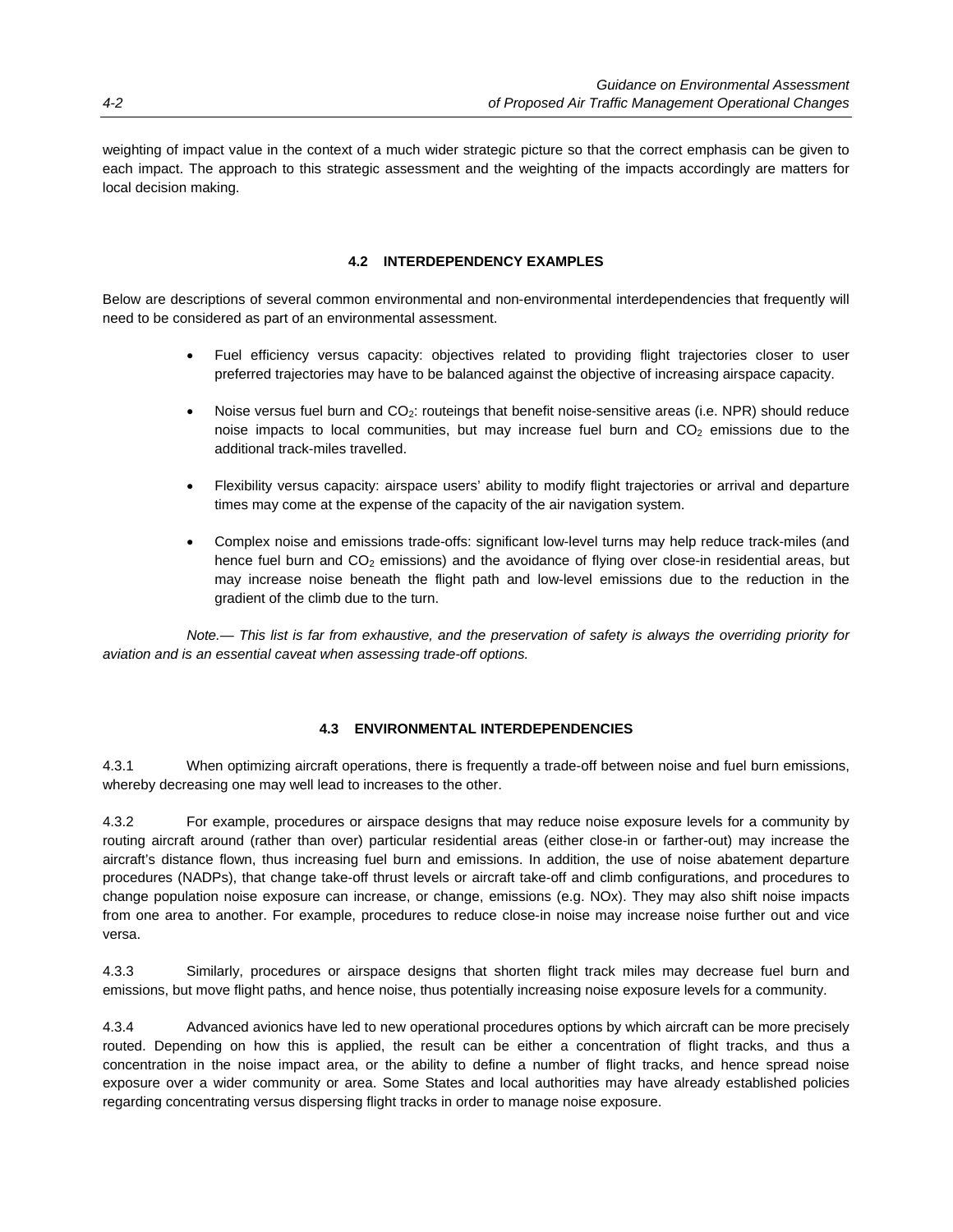weighting of impact value in the context of a much wider strategic picture so that the correct emphasis can be given to each impact. The approach to this strategic assessment and the weighting of the impacts accordingly are matters for local decision making.

## 4.2 INTERDEPENDENCY EXAMPLES

Below are descriptions of several common environmental and non-environmental interdependencies that frequently will need to be considered as part of an environmental assessment.

- Fuel efficiency versus capacity: objectives related to providing flight trajectories closer to user preferred trajectories may have to be balanced against the objective of increasing airspace capacity.
- Noise versus fuel burn and $CO_2$: routeings that benefit noise-sensitive areas (i.e. NPR) should reduce noise impacts to local communities, but may increase fuel burn and $CO_2$ emissions due to the additional track-miles travelled.
- Flexibility versus capacity: airspace users' ability to modify flight trajectories or arrival and departure times may come at the expense of the capacity of the air navigation system.
- Complex noise and emissions trade-offs: significant low-level turns may help reduce track-miles (and hence fuel burn and $CO_2$ emissions) and the avoidance of flying over close-in residential areas, but may increase noise beneath the flight path and low-level emissions due to the reduction in the gradient of the climb due to the turn.

*Note.— This list is far from exhaustive, and the preservation of safety is always the overriding priority for aviation and is an essential caveat when assessing trade-off options.*

## 4.3 ENVIRONMENTAL INTERDEPENDENCIES

4.3.1 When optimizing aircraft operations, there is frequently a trade-off between noise and fuel burn emissions, whereby decreasing one may well lead to increases to the other.

4.3.2 For example, procedures or airspace designs that may reduce noise exposure levels for a community by routing aircraft around (rather than over) particular residential areas (either close-in or farther-out) may increase the aircraft's distance flown, thus increasing fuel burn and emissions. In addition, the use of noise abatement departure procedures (NADPs), that change take-off thrust levels or aircraft take-off and climb configurations, and procedures to change population noise exposure can increase, or change, emissions (e.g. NOx). They may also shift noise impacts from one area to another. For example, procedures to reduce close-in noise may increase noise further out and vice versa.

4.3.3 Similarly, procedures or airspace designs that shorten flight track miles may decrease fuel burn and emissions, but move flight paths, and hence noise, thus potentially increasing noise exposure levels for a community.

4.3.4 Advanced avionics have led to new operational procedures options by which aircraft can be more precisely routed. Depending on how this is applied, the result can be either a concentration of flight tracks, and thus a concentration in the noise impact area, or the ability to define a number of flight tracks, and hence spread noise exposure over a wider community or area. Some States and local authorities may have already established policies regarding concentrating versus dispersing flight tracks in order to manage noise exposure.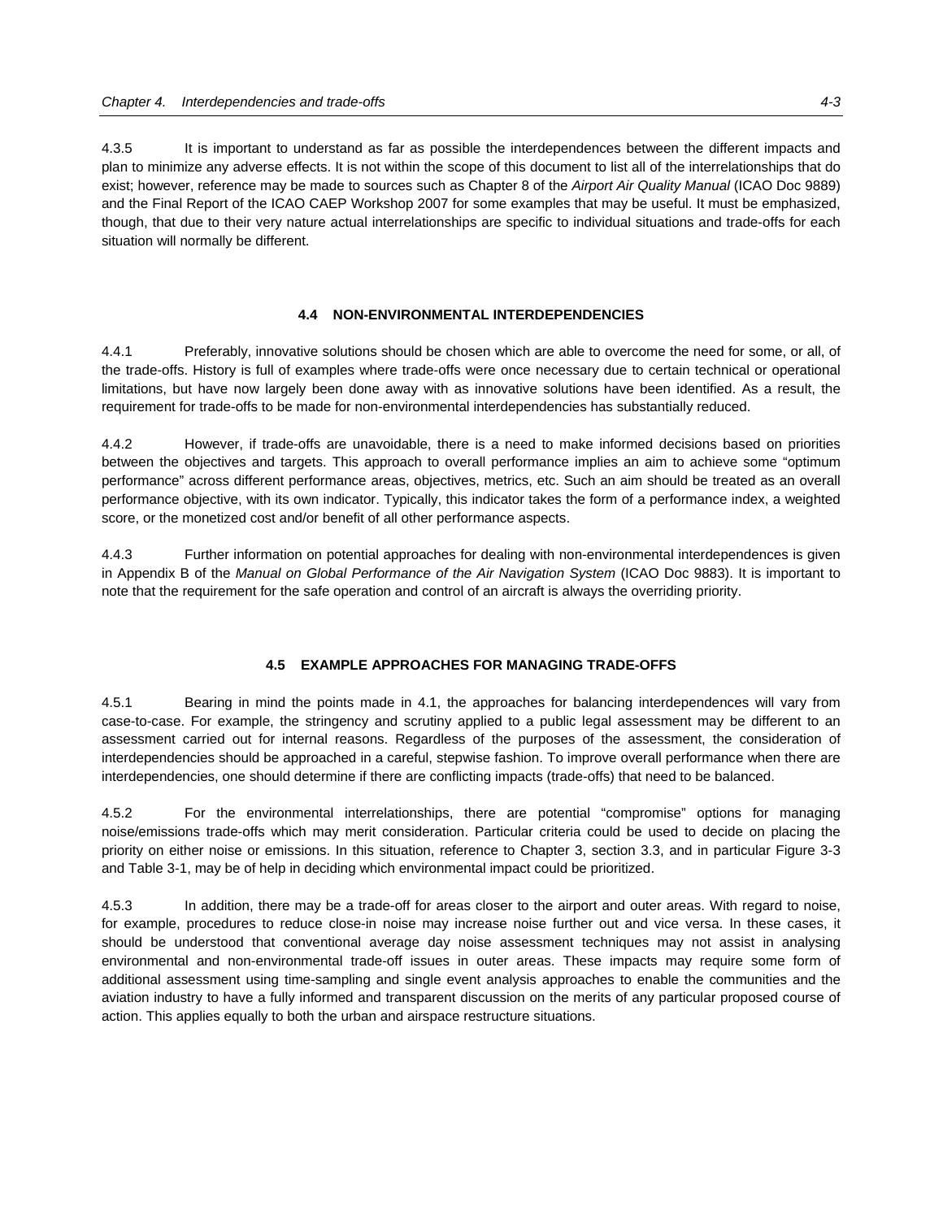4.3.5 It is important to understand as far as possible the interdependences between the different impacts and plan to minimize any adverse effects. It is not within the scope of this document to list all of the interrelationships that do exist; however, reference may be made to sources such as Chapter 8 of the *Airport Air Quality Manual* (ICAO Doc 9889) and the Final Report of the ICAO CAEP Workshop 2007 for some examples that may be useful. It must be emphasized, though, that due to their very nature actual interrelationships are specific to individual situations and trade-offs for each situation will normally be different.

## 4.4 NON-ENVIRONMENTAL INTERDEPENDENCIES

4.4.1 Preferably, innovative solutions should be chosen which are able to overcome the need for some, or all, of the trade-offs. History is full of examples where trade-offs were once necessary due to certain technical or operational limitations, but have now largely been done away with as innovative solutions have been identified. As a result, the requirement for trade-offs to be made for non-environmental interdependencies has substantially reduced.

4.4.2 However, if trade-offs are unavoidable, there is a need to make informed decisions based on priorities between the objectives and targets. This approach to overall performance implies an aim to achieve some "optimum performance" across different performance areas, objectives, metrics, etc. Such an aim should be treated as an overall performance objective, with its own indicator. Typically, this indicator takes the form of a performance index, a weighted score, or the monetized cost and/or benefit of all other performance aspects.

4.4.3 Further information on potential approaches for dealing with non-environmental interdependences is given in Appendix B of the *Manual on Global Performance of the Air Navigation System* (ICAO Doc 9883). It is important to note that the requirement for the safe operation and control of an aircraft is always the overriding priority.

## 4.5 EXAMPLE APPROACHES FOR MANAGING TRADE-OFFS

4.5.1 Bearing in mind the points made in 4.1, the approaches for balancing interdependences will vary from case-to-case. For example, the stringency and scrutiny applied to a public legal assessment may be different to an assessment carried out for internal reasons. Regardless of the purposes of the assessment, the consideration of interdependencies should be approached in a careful, stepwise fashion. To improve overall performance when there are interdependencies, one should determine if there are conflicting impacts (trade-offs) that need to be balanced.

4.5.2 For the environmental interrelationships, there are potential "compromise" options for managing noise/emissions trade-offs which may merit consideration. Particular criteria could be used to decide on placing the priority on either noise or emissions. In this situation, reference to Chapter 3, section 3.3, and in particular Figure 3-3 and Table 3-1, may be of help in deciding which environmental impact could be prioritized.

4.5.3 In addition, there may be a trade-off for areas closer to the airport and outer areas. With regard to noise, for example, procedures to reduce close-in noise may increase noise further out and vice versa. In these cases, it should be understood that conventional average day noise assessment techniques may not assist in analysing environmental and non-environmental trade-off issues in outer areas. These impacts may require some form of additional assessment using time-sampling and single event analysis approaches to enable the communities and the aviation industry to have a fully informed and transparent discussion on the merits of any particular proposed course of action. This applies equally to both the urban and airspace restructure situations.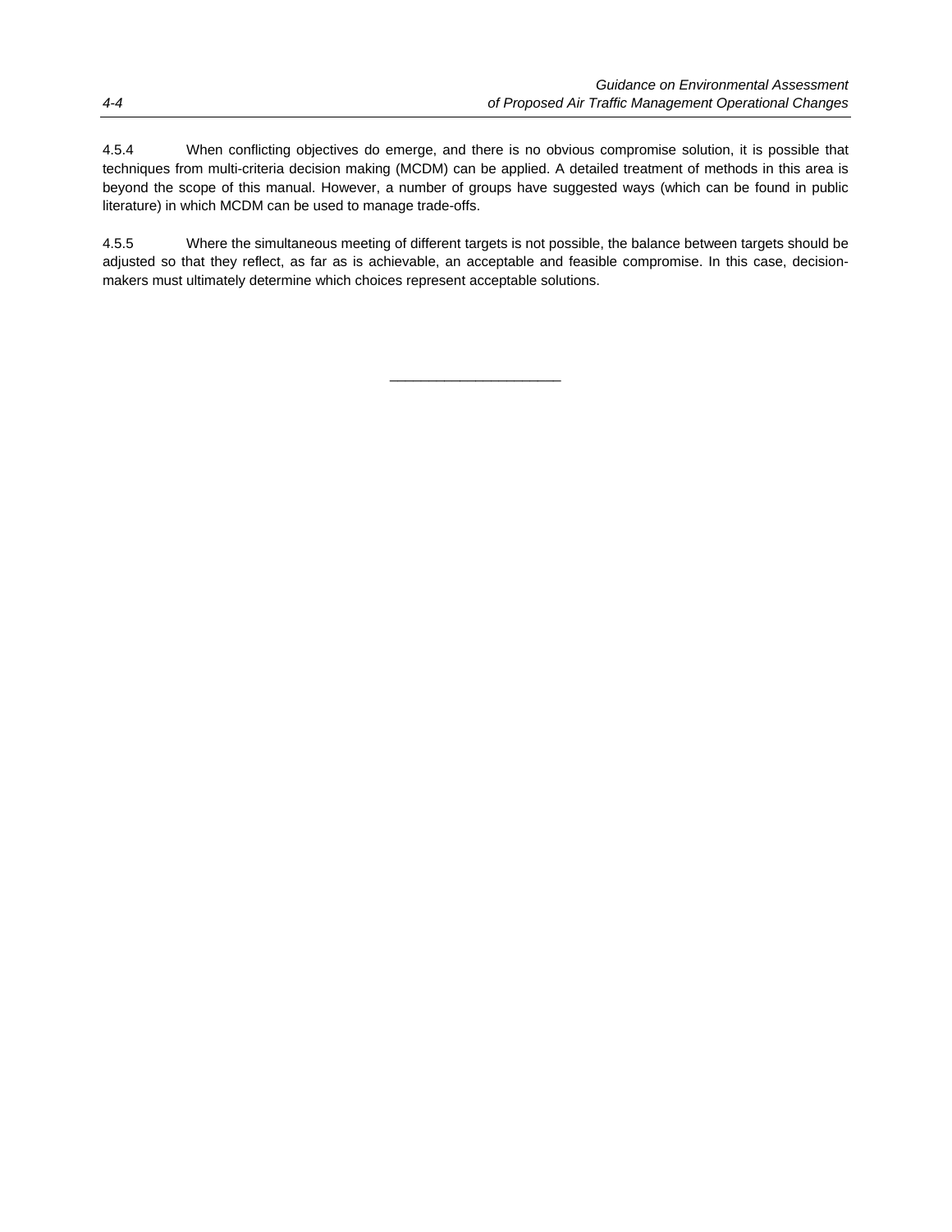4.5.4 When conflicting objectives do emerge, and there is no obvious compromise solution, it is possible that techniques from multi-criteria decision making (MCDM) can be applied. A detailed treatment of methods in this area is beyond the scope of this manual. However, a number of groups have suggested ways (which can be found in public literature) in which MCDM can be used to manage trade-offs.

4.5.5 Where the simultaneous meeting of different targets is not possible, the balance between targets should be adjusted so that they reflect, as far as is achievable, an acceptable and feasible compromise. In this case, decision-makers must ultimately determine which choices represent acceptable solutions.

______________________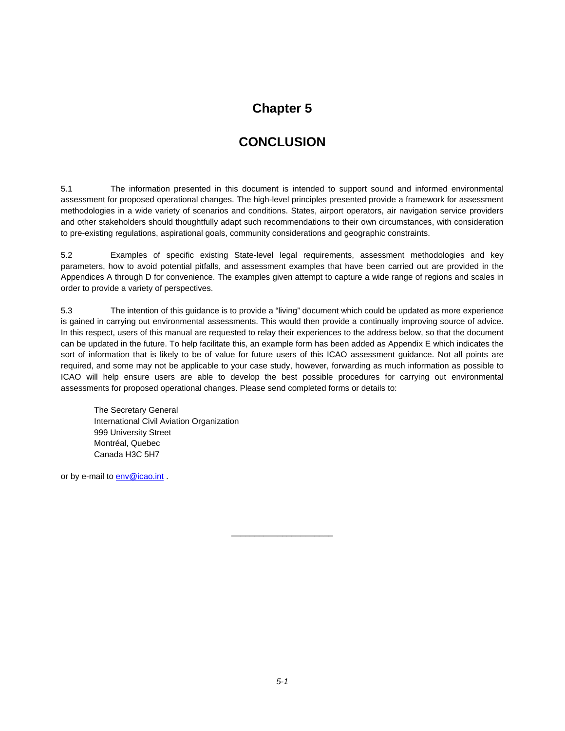# Chapter 5

# CONCLUSION

5.1 The information presented in this document is intended to support sound and informed environmental assessment for proposed operational changes. The high-level principles presented provide a framework for assessment methodologies in a wide variety of scenarios and conditions. States, airport operators, air navigation service providers and other stakeholders should thoughtfully adapt such recommendations to their own circumstances, with consideration to pre-existing regulations, aspirational goals, community considerations and geographic constraints.

5.2 Examples of specific existing State-level legal requirements, assessment methodologies and key parameters, how to avoid potential pitfalls, and assessment examples that have been carried out are provided in the Appendices A through D for convenience. The examples given attempt to capture a wide range of regions and scales in order to provide a variety of perspectives.

5.3 The intention of this guidance is to provide a "living" document which could be updated as more experience is gained in carrying out environmental assessments. This would then provide a continually improving source of advice. In this respect, users of this manual are requested to relay their experiences to the address below, so that the document can be updated in the future. To help facilitate this, an example form has been added as Appendix E which indicates the sort of information that is likely to be of value for future users of this ICAO assessment guidance. Not all points are required, and some may not be applicable to your case study, however, forwarding as much information as possible to ICAO will help ensure users are able to develop the best possible procedures for carrying out environmental assessments for proposed operational changes. Please send completed forms or details to:

The Secretary General  
International Civil Aviation Organization  
999 University Street  
Montréal, Quebec  
Canada H3C 5H7

or by e-mail to env@icao.int .

_____________________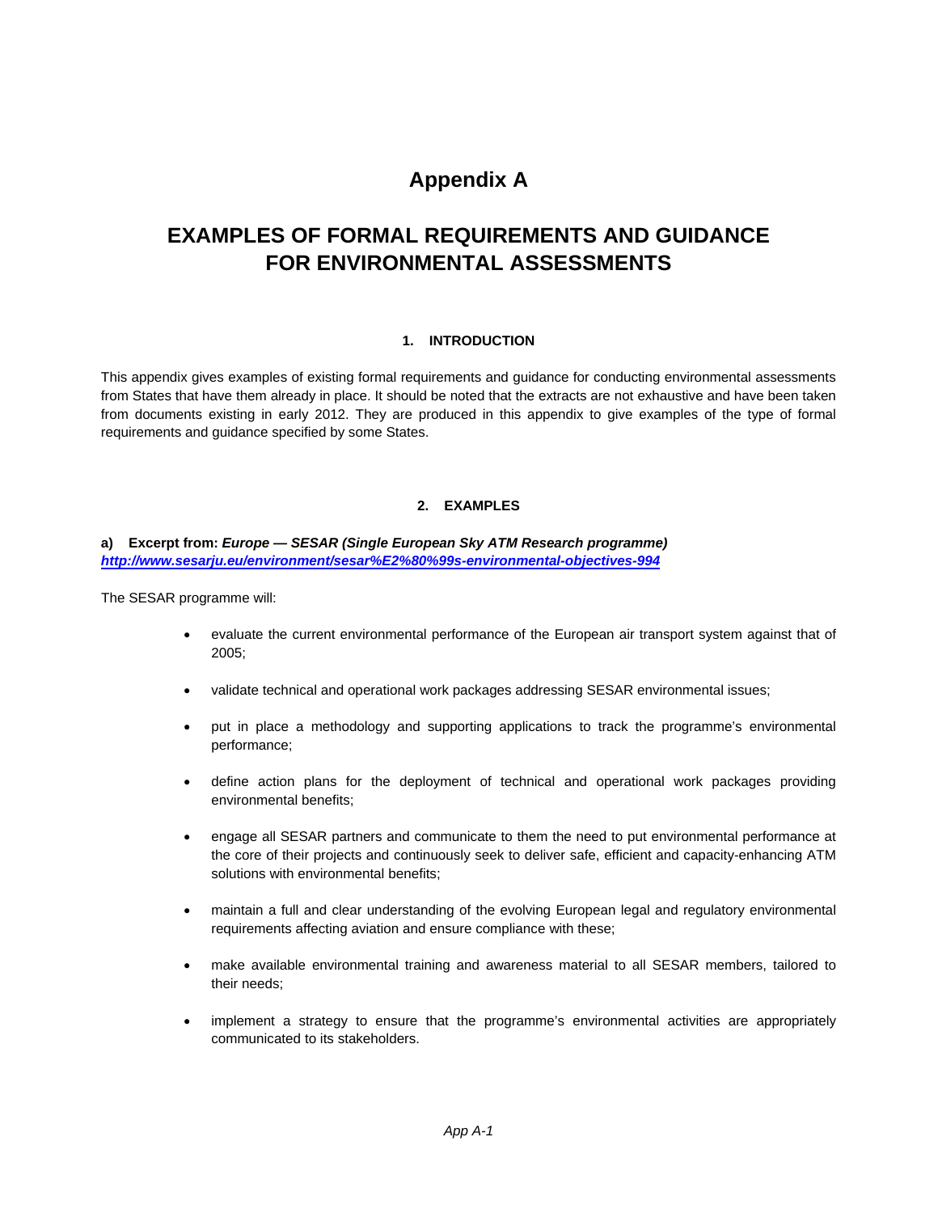# Appendix A

# EXAMPLES OF FORMAL REQUIREMENTS AND GUIDANCE FOR ENVIRONMENTAL ASSESSMENTS

## 1. INTRODUCTION

This appendix gives examples of existing formal requirements and guidance for conducting environmental assessments from States that have them already in place. It should be noted that the extracts are not exhaustive and have been taken from documents existing in early 2012. They are produced in this appendix to give examples of the type of formal requirements and guidance specified by some States.

## 2. EXAMPLES

**a) Excerpt from:** ***Europe — SESAR (Single European Sky ATM Research programme)***
***http://www.sesarju.eu/environment/sesar%E2%80%99s-environmental-objectives-994***

The SESAR programme will:

- evaluate the current environmental performance of the European air transport system against that of 2005;
- validate technical and operational work packages addressing SESAR environmental issues;
- put in place a methodology and supporting applications to track the programme's environmental performance;
- define action plans for the deployment of technical and operational work packages providing environmental benefits;
- engage all SESAR partners and communicate to them the need to put environmental performance at the core of their projects and continuously seek to deliver safe, efficient and capacity-enhancing ATM solutions with environmental benefits;
- maintain a full and clear understanding of the evolving European legal and regulatory environmental requirements affecting aviation and ensure compliance with these;
- make available environmental training and awareness material to all SESAR members, tailored to their needs;
- implement a strategy to ensure that the programme's environmental activities are appropriately communicated to its stakeholders.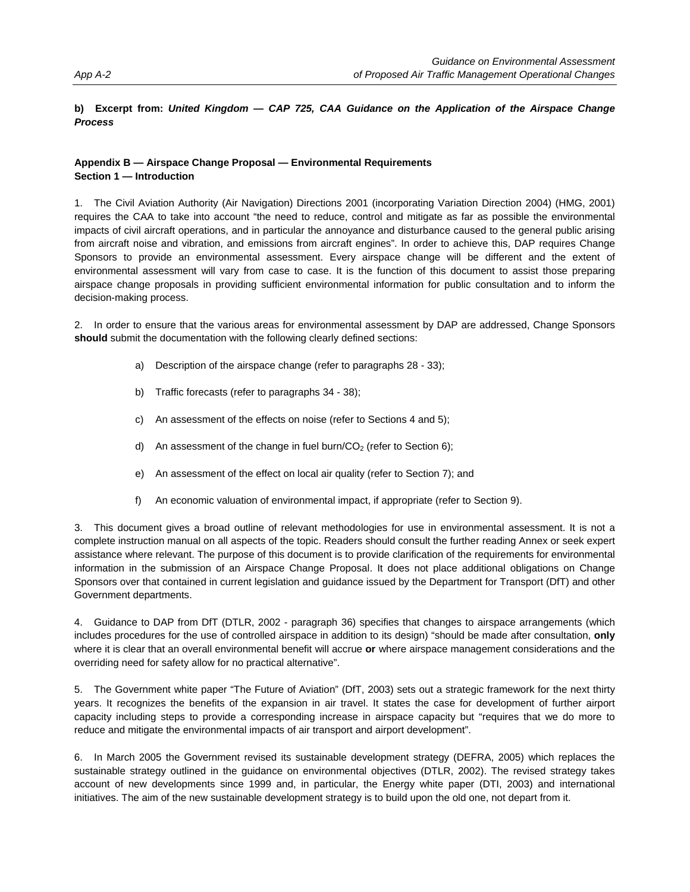**b) Excerpt from:** ***United Kingdom — CAP 725, CAA Guidance on the Application of the Airspace Change Process***

**Appendix B — Airspace Change Proposal — Environmental Requirements**
**Section 1 — Introduction**

1. The Civil Aviation Authority (Air Navigation) Directions 2001 (incorporating Variation Direction 2004) (HMG, 2001) requires the CAA to take into account "the need to reduce, control and mitigate as far as possible the environmental impacts of civil aircraft operations, and in particular the annoyance and disturbance caused to the general public arising from aircraft noise and vibration, and emissions from aircraft engines". In order to achieve this, DAP requires Change Sponsors to provide an environmental assessment. Every airspace change will be different and the extent of environmental assessment will vary from case to case. It is the function of this document to assist those preparing airspace change proposals in providing sufficient environmental information for public consultation and to inform the decision-making process.

2. In order to ensure that the various areas for environmental assessment by DAP are addressed, Change Sponsors **should** submit the documentation with the following clearly defined sections:

a) Description of the airspace change (refer to paragraphs 28 - 33);

b) Traffic forecasts (refer to paragraphs 34 - 38);

c) An assessment of the effects on noise (refer to Sections 4 and 5);

d) An assessment of the change in fuel burn/$CO_2$ (refer to Section 6);

e) An assessment of the effect on local air quality (refer to Section 7); and

f) An economic valuation of environmental impact, if appropriate (refer to Section 9).

3. This document gives a broad outline of relevant methodologies for use in environmental assessment. It is not a complete instruction manual on all aspects of the topic. Readers should consult the further reading Annex or seek expert assistance where relevant. The purpose of this document is to provide clarification of the requirements for environmental information in the submission of an Airspace Change Proposal. It does not place additional obligations on Change Sponsors over that contained in current legislation and guidance issued by the Department for Transport (DfT) and other Government departments.

4. Guidance to DAP from DfT (DTLR, 2002 - paragraph 36) specifies that changes to airspace arrangements (which includes procedures for the use of controlled airspace in addition to its design) "should be made after consultation, **only** where it is clear that an overall environmental benefit will accrue **or** where airspace management considerations and the overriding need for safety allow for no practical alternative".

5. The Government white paper "The Future of Aviation" (DfT, 2003) sets out a strategic framework for the next thirty years. It recognizes the benefits of the expansion in air travel. It states the case for development of further airport capacity including steps to provide a corresponding increase in airspace capacity but "requires that we do more to reduce and mitigate the environmental impacts of air transport and airport development".

6. In March 2005 the Government revised its sustainable development strategy (DEFRA, 2005) which replaces the sustainable strategy outlined in the guidance on environmental objectives (DTLR, 2002). The revised strategy takes account of new developments since 1999 and, in particular, the Energy white paper (DTI, 2003) and international initiatives. The aim of the new sustainable development strategy is to build upon the old one, not depart from it.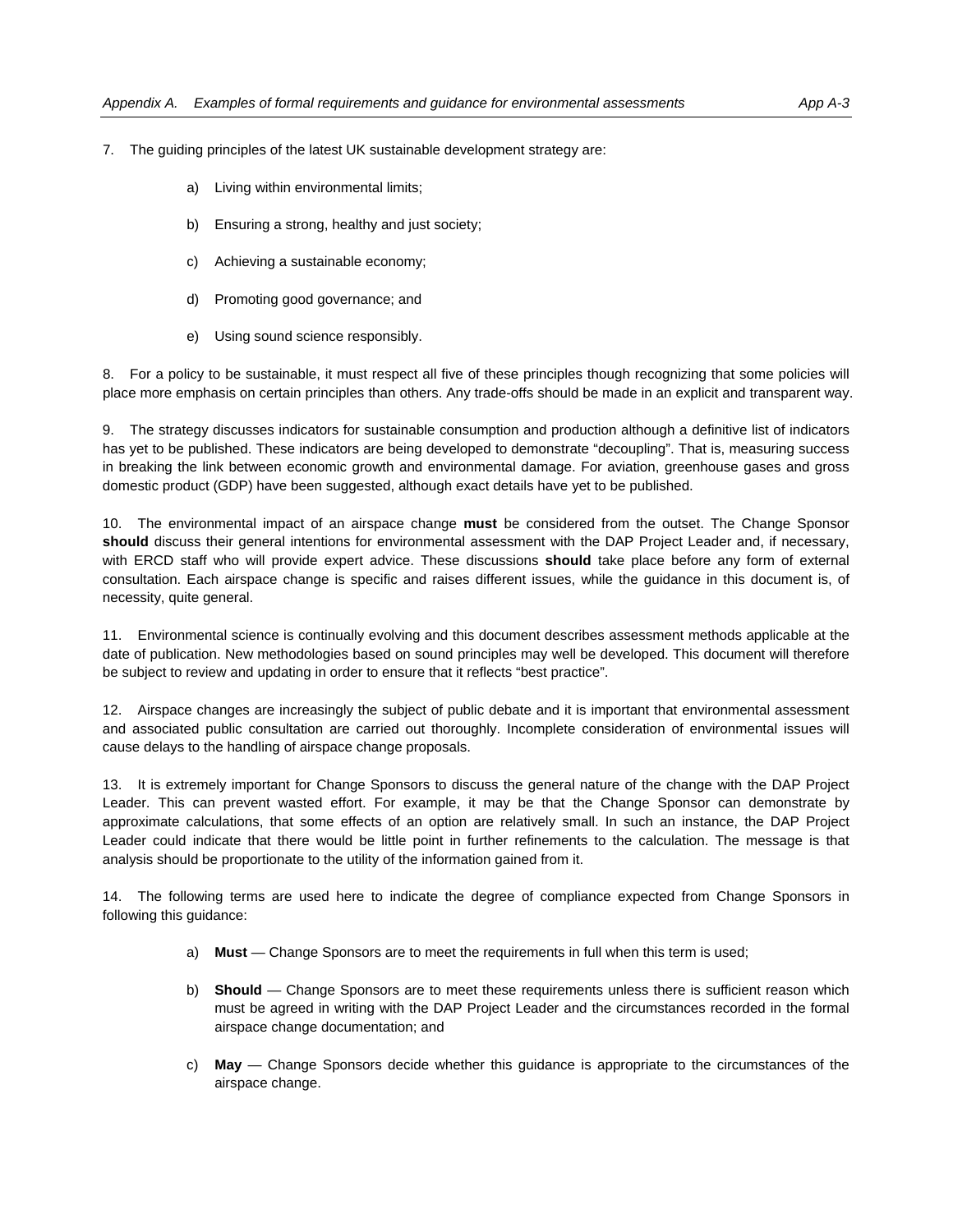7. The guiding principles of the latest UK sustainable development strategy are:

   a) Living within environmental limits;

   b) Ensuring a strong, healthy and just society;

   c) Achieving a sustainable economy;

   d) Promoting good governance; and

   e) Using sound science responsibly.

8. For a policy to be sustainable, it must respect all five of these principles though recognizing that some policies will place more emphasis on certain principles than others. Any trade-offs should be made in an explicit and transparent way.

9. The strategy discusses indicators for sustainable consumption and production although a definitive list of indicators has yet to be published. These indicators are being developed to demonstrate "decoupling". That is, measuring success in breaking the link between economic growth and environmental damage. For aviation, greenhouse gases and gross domestic product (GDP) have been suggested, although exact details have yet to be published.

10. The environmental impact of an airspace change **must** be considered from the outset. The Change Sponsor **should** discuss their general intentions for environmental assessment with the DAP Project Leader and, if necessary, with ERCD staff who will provide expert advice. These discussions **should** take place before any form of external consultation. Each airspace change is specific and raises different issues, while the guidance in this document is, of necessity, quite general.

11. Environmental science is continually evolving and this document describes assessment methods applicable at the date of publication. New methodologies based on sound principles may well be developed. This document will therefore be subject to review and updating in order to ensure that it reflects "best practice".

12. Airspace changes are increasingly the subject of public debate and it is important that environmental assessment and associated public consultation are carried out thoroughly. Incomplete consideration of environmental issues will cause delays to the handling of airspace change proposals.

13. It is extremely important for Change Sponsors to discuss the general nature of the change with the DAP Project Leader. This can prevent wasted effort. For example, it may be that the Change Sponsor can demonstrate by approximate calculations, that some effects of an option are relatively small. In such an instance, the DAP Project Leader could indicate that there would be little point in further refinements to the calculation. The message is that analysis should be proportionate to the utility of the information gained from it.

14. The following terms are used here to indicate the degree of compliance expected from Change Sponsors in following this guidance:

   a) **Must** — Change Sponsors are to meet the requirements in full when this term is used;

   b) **Should** — Change Sponsors are to meet these requirements unless there is sufficient reason which must be agreed in writing with the DAP Project Leader and the circumstances recorded in the formal airspace change documentation; and

   c) **May** — Change Sponsors decide whether this guidance is appropriate to the circumstances of the airspace change.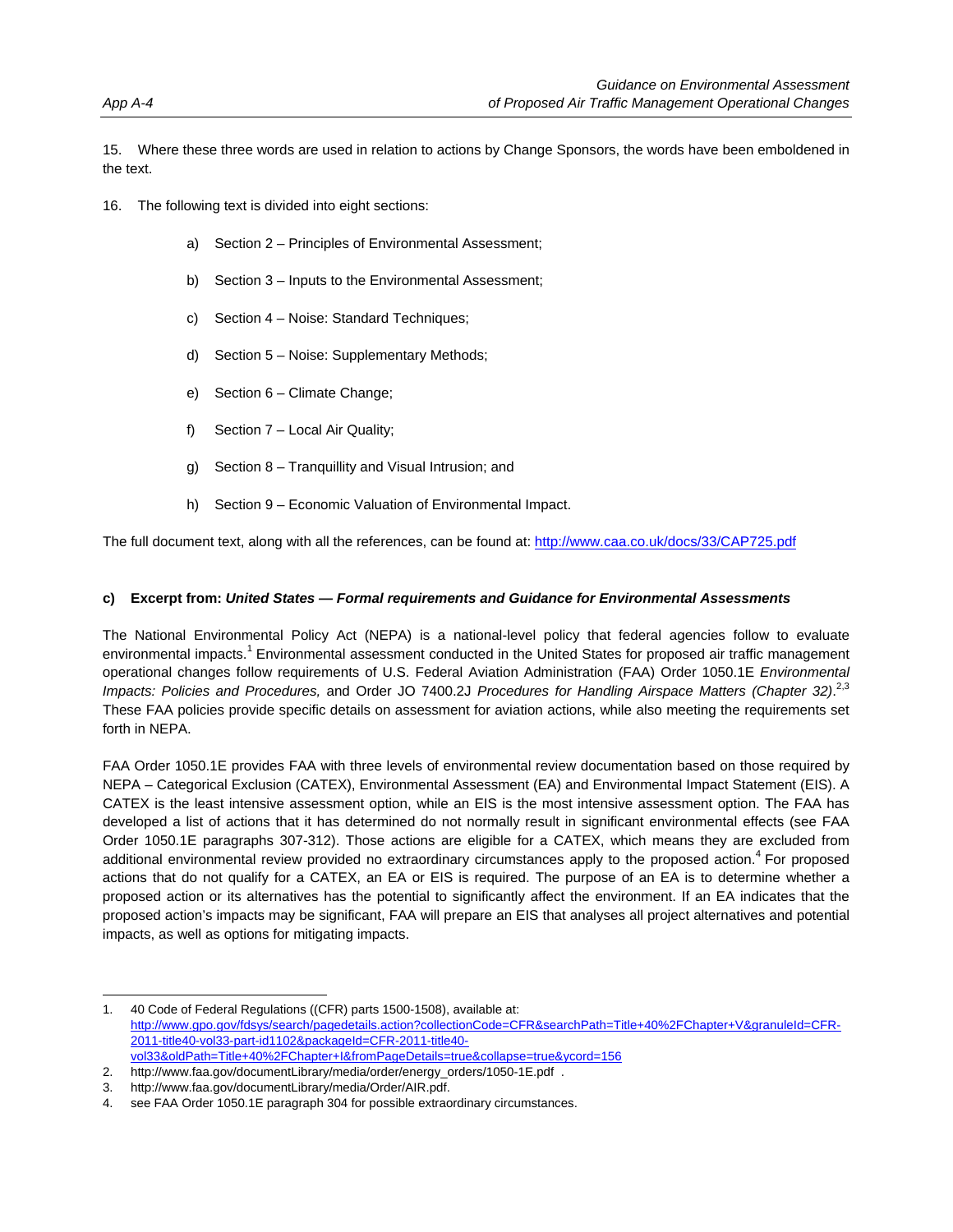15. Where these three words are used in relation to actions by Change Sponsors, the words have been emboldened in the text.

16. The following text is divided into eight sections:

a) Section 2 – Principles of Environmental Assessment;

b) Section 3 – Inputs to the Environmental Assessment;

c) Section 4 – Noise: Standard Techniques;

d) Section 5 – Noise: Supplementary Methods;

e) Section 6 – Climate Change;

f) Section 7 – Local Air Quality;

g) Section 8 – Tranquillity and Visual Intrusion; and

h) Section 9 – Economic Valuation of Environmental Impact.

The full document text, along with all the references, can be found at: http://www.caa.co.uk/docs/33/CAP725.pdf

**c) Excerpt from: *United States — Formal requirements and Guidance for Environmental Assessments***

The National Environmental Policy Act (NEPA) is a national-level policy that federal agencies follow to evaluate environmental impacts.[1] Environmental assessment conducted in the United States for proposed air traffic management operational changes follow requirements of U.S. Federal Aviation Administration (FAA) Order 1050.1E *Environmental Impacts: Policies and Procedures,* and Order JO 7400.2J *Procedures for Handling Airspace Matters (Chapter 32)*.[2,3] These FAA policies provide specific details on assessment for aviation actions, while also meeting the requirements set forth in NEPA.

FAA Order 1050.1E provides FAA with three levels of environmental review documentation based on those required by NEPA – Categorical Exclusion (CATEX), Environmental Assessment (EA) and Environmental Impact Statement (EIS). A CATEX is the least intensive assessment option, while an EIS is the most intensive assessment option. The FAA has developed a list of actions that it has determined do not normally result in significant environmental effects (see FAA Order 1050.1E paragraphs 307-312). Those actions are eligible for a CATEX, which means they are excluded from additional environmental review provided no extraordinary circumstances apply to the proposed action.[4] For proposed actions that do not qualify for a CATEX, an EA or EIS is required. The purpose of an EA is to determine whether a proposed action or its alternatives has the potential to significantly affect the environment. If an EA indicates that the proposed action's impacts may be significant, FAA will prepare an EIS that analyses all project alternatives and potential impacts, as well as options for mitigating impacts.

---

1. 40 Code of Federal Regulations ((CFR) parts 1500-1508), available at: http://www.gpo.gov/fdsys/search/pagedetails.action?collectionCode=CFR&searchPath=Title+40%2FChapter+V&granuleId=CFR-2011-title40-vol33-part-id1102&packageId=CFR-2011-title40-vol33&oldPath=Title+40%2FChapter+I&fromPageDetails=true&collapse=true&ycord=156
2. http://www.faa.gov/documentLibrary/media/order/energy_orders/1050-1E.pdf .
3. http://www.faa.gov/documentLibrary/media/Order/AIR.pdf.
4. see FAA Order 1050.1E paragraph 304 for possible extraordinary circumstances.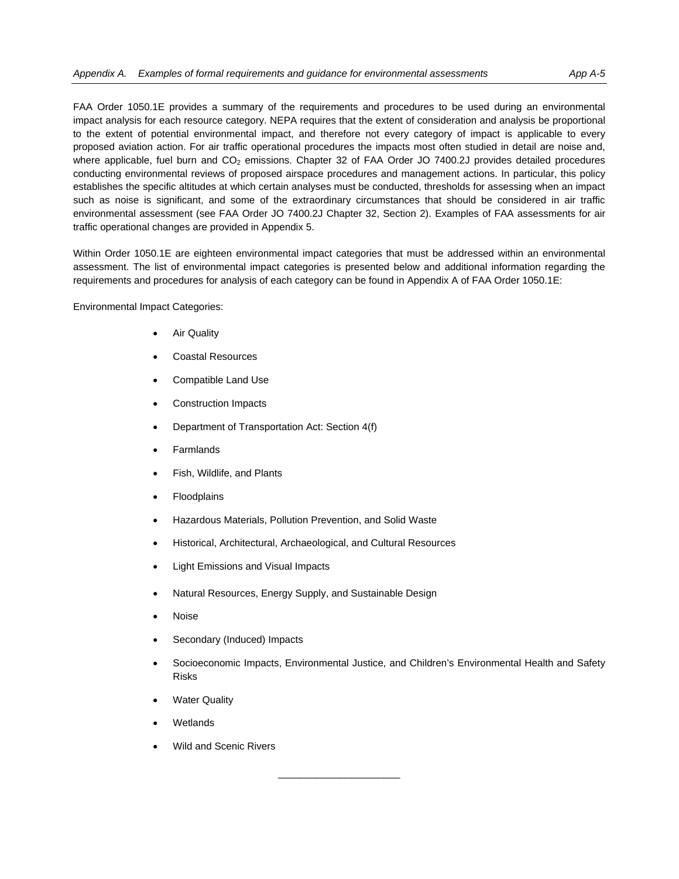FAA Order 1050.1E provides a summary of the requirements and procedures to be used during an environmental impact analysis for each resource category. NEPA requires that the extent of consideration and analysis be proportional to the extent of potential environmental impact, and therefore not every category of impact is applicable to every proposed aviation action. For air traffic operational procedures the impacts most often studied in detail are noise and, where applicable, fuel burn and $CO_2$ emissions. Chapter 32 of FAA Order JO 7400.2J provides detailed procedures conducting environmental reviews of proposed airspace procedures and management actions. In particular, this policy establishes the specific altitudes at which certain analyses must be conducted, thresholds for assessing when an impact such as noise is significant, and some of the extraordinary circumstances that should be considered in air traffic environmental assessment (see FAA Order JO 7400.2J Chapter 32, Section 2). Examples of FAA assessments for air traffic operational changes are provided in Appendix 5.

Within Order 1050.1E are eighteen environmental impact categories that must be addressed within an environmental assessment. The list of environmental impact categories is presented below and additional information regarding the requirements and procedures for analysis of each category can be found in Appendix A of FAA Order 1050.1E:

Environmental Impact Categories:

- Air Quality
- Coastal Resources
- Compatible Land Use
- Construction Impacts
- Department of Transportation Act: Section 4(f)
- Farmlands
- Fish, Wildlife, and Plants
- Floodplains
- Hazardous Materials, Pollution Prevention, and Solid Waste
- Historical, Architectural, Archaeological, and Cultural Resources
- Light Emissions and Visual Impacts
- Natural Resources, Energy Supply, and Sustainable Design
- Noise
- Secondary (Induced) Impacts
- Socioeconomic Impacts, Environmental Justice, and Children's Environmental Health and Safety Risks
- Water Quality
- Wetlands
- Wild and Scenic Rivers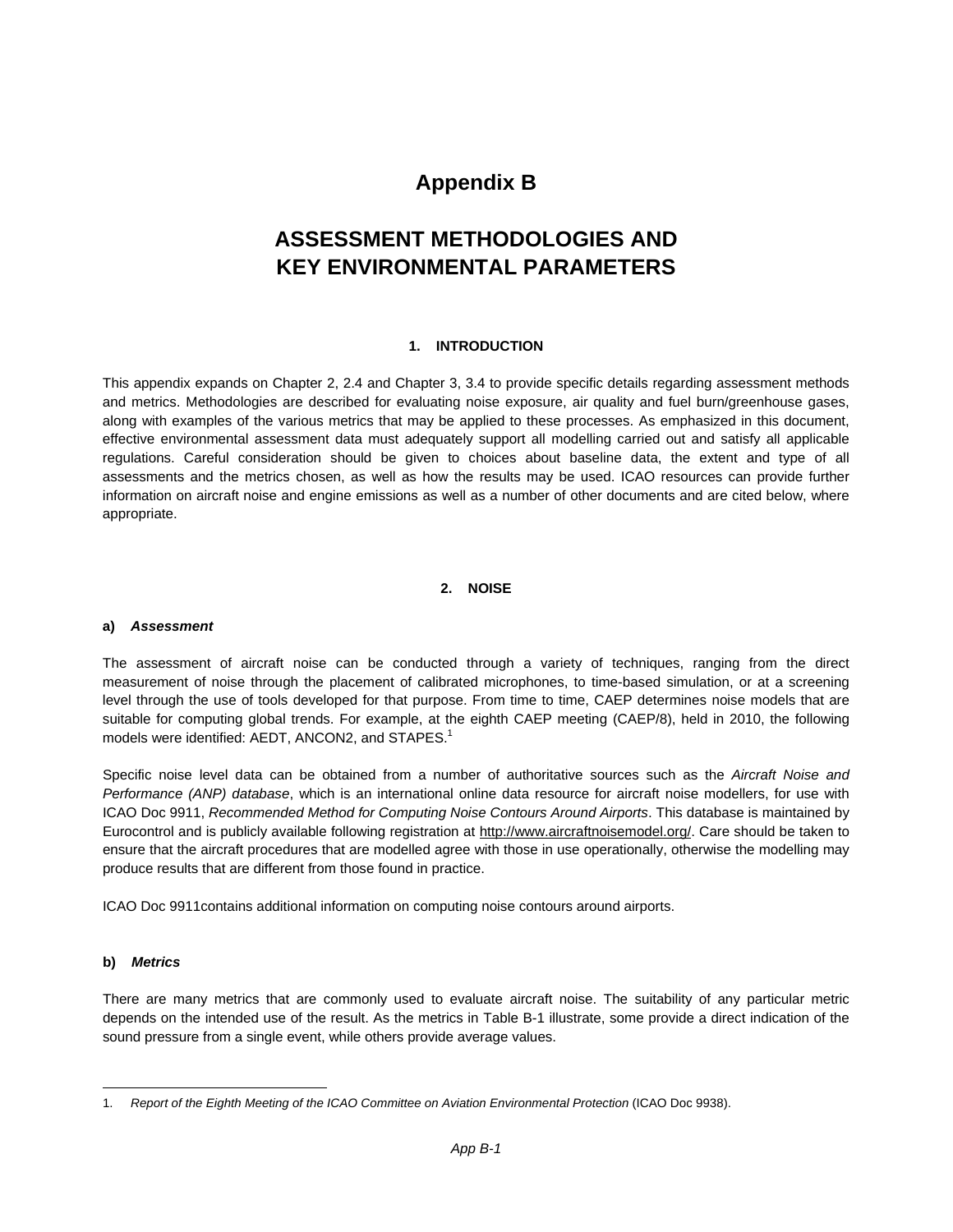# Appendix B

# ASSESSMENT METHODOLOGIES AND KEY ENVIRONMENTAL PARAMETERS

## 1. INTRODUCTION

This appendix expands on Chapter 2, 2.4 and Chapter 3, 3.4 to provide specific details regarding assessment methods and metrics. Methodologies are described for evaluating noise exposure, air quality and fuel burn/greenhouse gases, along with examples of the various metrics that may be applied to these processes. As emphasized in this document, effective environmental assessment data must adequately support all modelling carried out and satisfy all applicable regulations. Careful consideration should be given to choices about baseline data, the extent and type of all assessments and the metrics chosen, as well as how the results may be used. ICAO resources can provide further information on aircraft noise and engine emissions as well as a number of other documents and are cited below, where appropriate.

## 2. NOISE

### a) *Assessment*

The assessment of aircraft noise can be conducted through a variety of techniques, ranging from the direct measurement of noise through the placement of calibrated microphones, to time-based simulation, or at a screening level through the use of tools developed for that purpose. From time to time, CAEP determines noise models that are suitable for computing global trends. For example, at the eighth CAEP meeting (CAEP/8), held in 2010, the following models were identified: AEDT, ANCON2, and STAPES.[1]

Specific noise level data can be obtained from a number of authoritative sources such as the *Aircraft Noise and Performance (ANP) database*, which is an international online data resource for aircraft noise modellers, for use with ICAO Doc 9911, *Recommended Method for Computing Noise Contours Around Airports*. This database is maintained by Eurocontrol and is publicly available following registration at http://www.aircraftnoisemodel.org/. Care should be taken to ensure that the aircraft procedures that are modelled agree with those in use operationally, otherwise the modelling may produce results that are different from those found in practice.

ICAO Doc 9911contains additional information on computing noise contours around airports.

### b) *Metrics*

There are many metrics that are commonly used to evaluate aircraft noise. The suitability of any particular metric depends on the intended use of the result. As the metrics in Table B-1 illustrate, some provide a direct indication of the sound pressure from a single event, while others provide average values.

---

1. *Report of the Eighth Meeting of the ICAO Committee on Aviation Environmental Protection* (ICAO Doc 9938).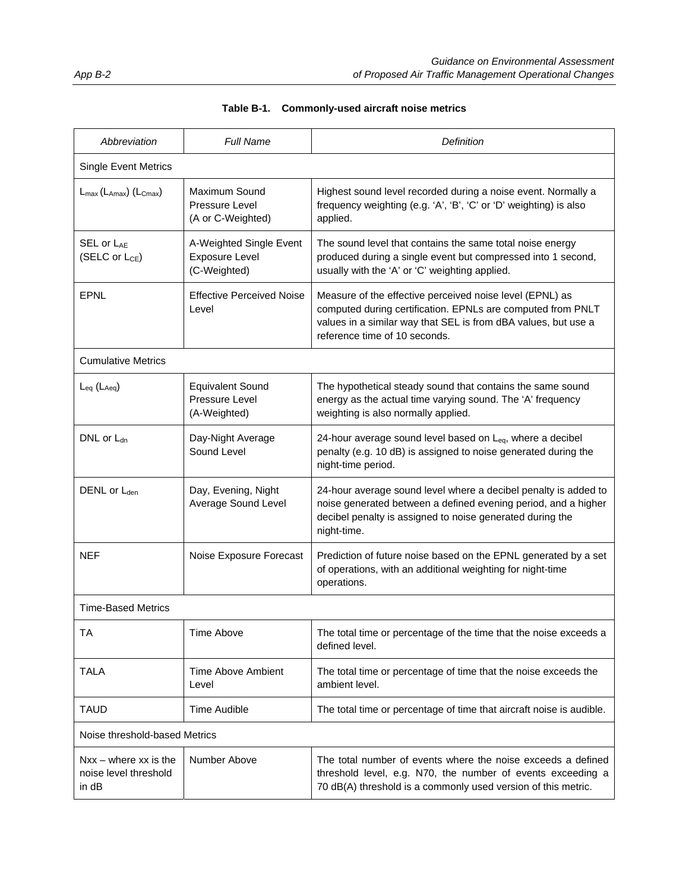**Table B-1. Commonly-used aircraft noise metrics**

| *Abbreviation* | *Full Name* | *Definition* |
|---|---|---|
| Single Event Metrics | | |
| $L_{max}$ ($L_{Amax}$) ($L_{Cmax}$) | Maximum Sound Pressure Level (A or C-Weighted) | Highest sound level recorded during a noise event. Normally a frequency weighting (e.g. 'A', 'B', 'C' or 'D' weighting) is also applied. |
| SEL or $L_{AE}$ (SELC or $L_{CE}$) | A-Weighted Single Event Exposure Level (C-Weighted) | The sound level that contains the same total noise energy produced during a single event but compressed into 1 second, usually with the 'A' or 'C' weighting applied. |
| EPNL | Effective Perceived Noise Level | Measure of the effective perceived noise level (EPNL) as computed during certification. EPNLs are computed from PNLT values in a similar way that SEL is from dBA values, but use a reference time of 10 seconds. |
| Cumulative Metrics | | |
| $L_{eq}$ ($L_{Aeq}$) | Equivalent Sound Pressure Level (A-Weighted) | The hypothetical steady sound that contains the same sound energy as the actual time varying sound. The 'A' frequency weighting is also normally applied. |
| DNL or $L_{dn}$ | Day-Night Average Sound Level | 24-hour average sound level based on $L_{eq}$, where a decibel penalty (e.g. 10 dB) is assigned to noise generated during the night-time period. |
| DENL or $L_{den}$ | Day, Evening, Night Average Sound Level | 24-hour average sound level where a decibel penalty is added to noise generated between a defined evening period, and a higher decibel penalty is assigned to noise generated during the night-time. |
| NEF | Noise Exposure Forecast | Prediction of future noise based on the EPNL generated by a set of operations, with an additional weighting for night-time operations. |
| Time-Based Metrics | | |
| TA | Time Above | The total time or percentage of the time that the noise exceeds a defined level. |
| TALA | Time Above Ambient Level | The total time or percentage of time that the noise exceeds the ambient level. |
| TAUD | Time Audible | The total time or percentage of time that aircraft noise is audible. |
| Noise threshold-based Metrics | | |
| Nxx – where xx is the noise level threshold in dB | Number Above | The total number of events where the noise exceeds a defined threshold level, e.g. N70, the number of events exceeding a 70 dB(A) threshold is a commonly used version of this metric. |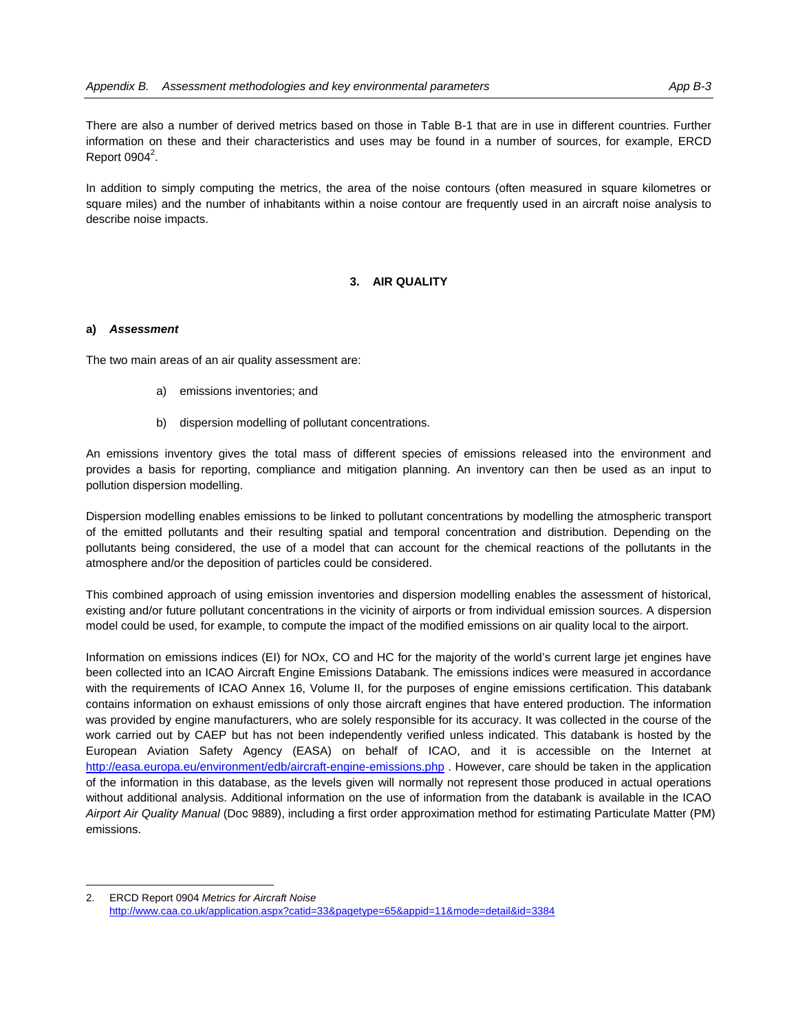There are also a number of derived metrics based on those in Table B-1 that are in use in different countries. Further information on these and their characteristics and uses may be found in a number of sources, for example, ERCD Report 0904[2].

In addition to simply computing the metrics, the area of the noise contours (often measured in square kilometres or square miles) and the number of inhabitants within a noise contour are frequently used in an aircraft noise analysis to describe noise impacts.

## 3. AIR QUALITY

### a) *Assessment*

The two main areas of an air quality assessment are:

a) emissions inventories; and

b) dispersion modelling of pollutant concentrations.

An emissions inventory gives the total mass of different species of emissions released into the environment and provides a basis for reporting, compliance and mitigation planning. An inventory can then be used as an input to pollution dispersion modelling.

Dispersion modelling enables emissions to be linked to pollutant concentrations by modelling the atmospheric transport of the emitted pollutants and their resulting spatial and temporal concentration and distribution. Depending on the pollutants being considered, the use of a model that can account for the chemical reactions of the pollutants in the atmosphere and/or the deposition of particles could be considered.

This combined approach of using emission inventories and dispersion modelling enables the assessment of historical, existing and/or future pollutant concentrations in the vicinity of airports or from individual emission sources. A dispersion model could be used, for example, to compute the impact of the modified emissions on air quality local to the airport.

Information on emissions indices (EI) for NOx, CO and HC for the majority of the world's current large jet engines have been collected into an ICAO Aircraft Engine Emissions Databank. The emissions indices were measured in accordance with the requirements of ICAO Annex 16, Volume II, for the purposes of engine emissions certification. This databank contains information on exhaust emissions of only those aircraft engines that have entered production. The information was provided by engine manufacturers, who are solely responsible for its accuracy. It was collected in the course of the work carried out by CAEP but has not been independently verified unless indicated. This databank is hosted by the European Aviation Safety Agency (EASA) on behalf of ICAO, and it is accessible on the Internet at http://easa.europa.eu/environment/edb/aircraft-engine-emissions.php . However, care should be taken in the application of the information in this database, as the levels given will normally not represent those produced in actual operations without additional analysis. Additional information on the use of information from the databank is available in the ICAO *Airport Air Quality Manual* (Doc 9889), including a first order approximation method for estimating Particulate Matter (PM) emissions.

---

2. ERCD Report 0904 *Metrics for Aircraft Noise*
http://www.caa.co.uk/application.aspx?catid=33&pagetype=65&appid=11&mode=detail&id=3384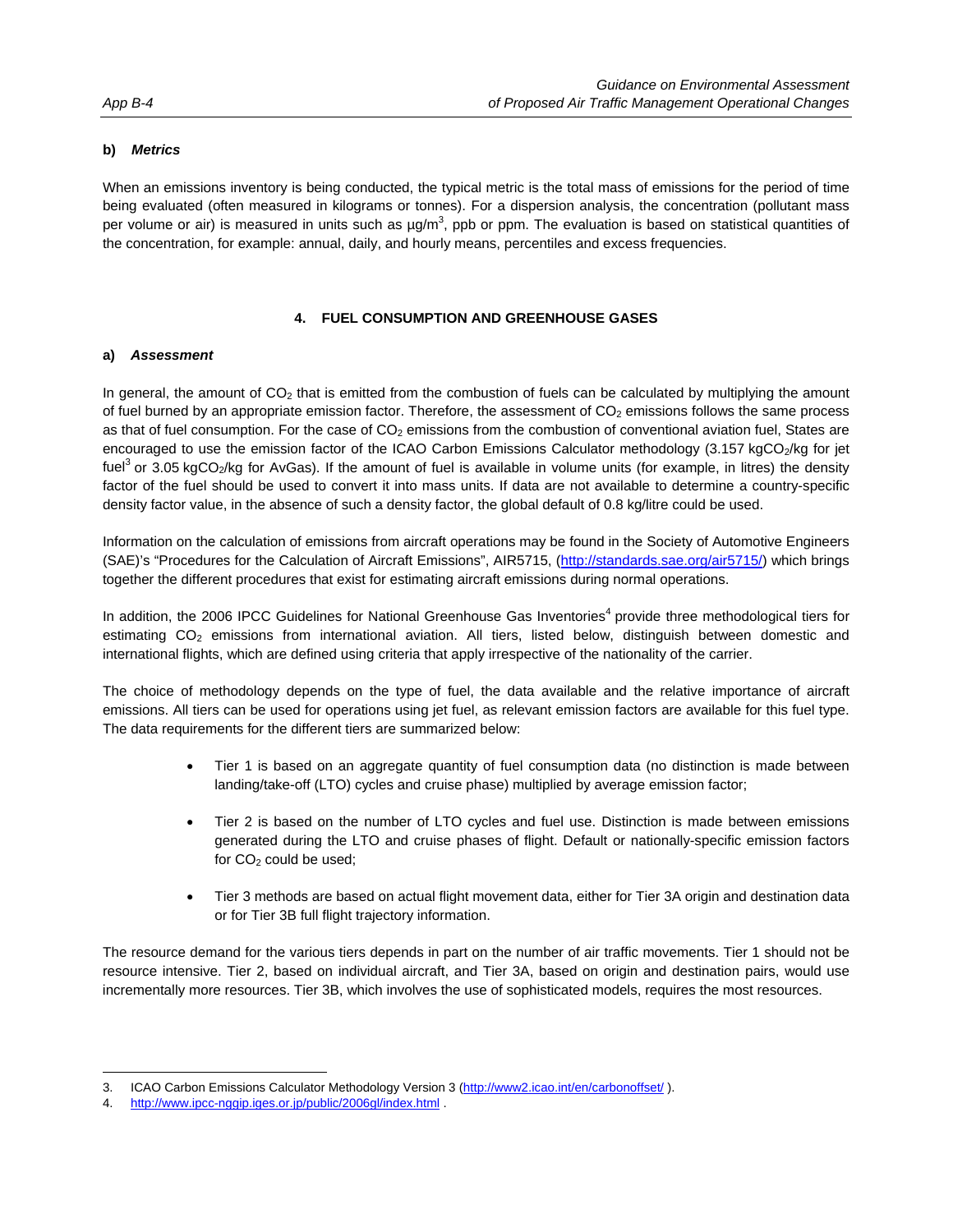**b) *Metrics***

When an emissions inventory is being conducted, the typical metric is the total mass of emissions for the period of time being evaluated (often measured in kilograms or tonnes). For a dispersion analysis, the concentration (pollutant mass per volume or air) is measured in units such as $\mu g/m^3$, ppb or ppm. The evaluation is based on statistical quantities of the concentration, for example: annual, daily, and hourly means, percentiles and excess frequencies.

## 4. FUEL CONSUMPTION AND GREENHOUSE GASES

**a) *Assessment***

In general, the amount of $CO_2$ that is emitted from the combustion of fuels can be calculated by multiplying the amount of fuel burned by an appropriate emission factor. Therefore, the assessment of $CO_2$ emissions follows the same process as that of fuel consumption. For the case of $CO_2$ emissions from the combustion of conventional aviation fuel, States are encouraged to use the emission factor of the ICAO Carbon Emissions Calculator methodology (3.157 $kgCO_2/kg$ for jet fuel[3] or 3.05 $kgCO_2/kg$ for AvGas). If the amount of fuel is available in volume units (for example, in litres) the density factor of the fuel should be used to convert it into mass units. If data are not available to determine a country-specific density factor value, in the absence of such a density factor, the global default of 0.8 kg/litre could be used.

Information on the calculation of emissions from aircraft operations may be found in the Society of Automotive Engineers (SAE)'s "Procedures for the Calculation of Aircraft Emissions", AIR5715, (http://standards.sae.org/air5715/) which brings together the different procedures that exist for estimating aircraft emissions during normal operations.

In addition, the 2006 IPCC Guidelines for National Greenhouse Gas Inventories[4] provide three methodological tiers for estimating $CO_2$ emissions from international aviation. All tiers, listed below, distinguish between domestic and international flights, which are defined using criteria that apply irrespective of the nationality of the carrier.

The choice of methodology depends on the type of fuel, the data available and the relative importance of aircraft emissions. All tiers can be used for operations using jet fuel, as relevant emission factors are available for this fuel type. The data requirements for the different tiers are summarized below:

- Tier 1 is based on an aggregate quantity of fuel consumption data (no distinction is made between landing/take-off (LTO) cycles and cruise phase) multiplied by average emission factor;

- Tier 2 is based on the number of LTO cycles and fuel use. Distinction is made between emissions generated during the LTO and cruise phases of flight. Default or nationally-specific emission factors for $CO_2$ could be used;

- Tier 3 methods are based on actual flight movement data, either for Tier 3A origin and destination data or for Tier 3B full flight trajectory information.

The resource demand for the various tiers depends in part on the number of air traffic movements. Tier 1 should not be resource intensive. Tier 2, based on individual aircraft, and Tier 3A, based on origin and destination pairs, would use incrementally more resources. Tier 3B, which involves the use of sophisticated models, requires the most resources.

---

3. ICAO Carbon Emissions Calculator Methodology Version 3 (http://www2.icao.int/en/carbonoffset/ ).
4. http://www.ipcc-nggip.iges.or.jp/public/2006gl/index.html .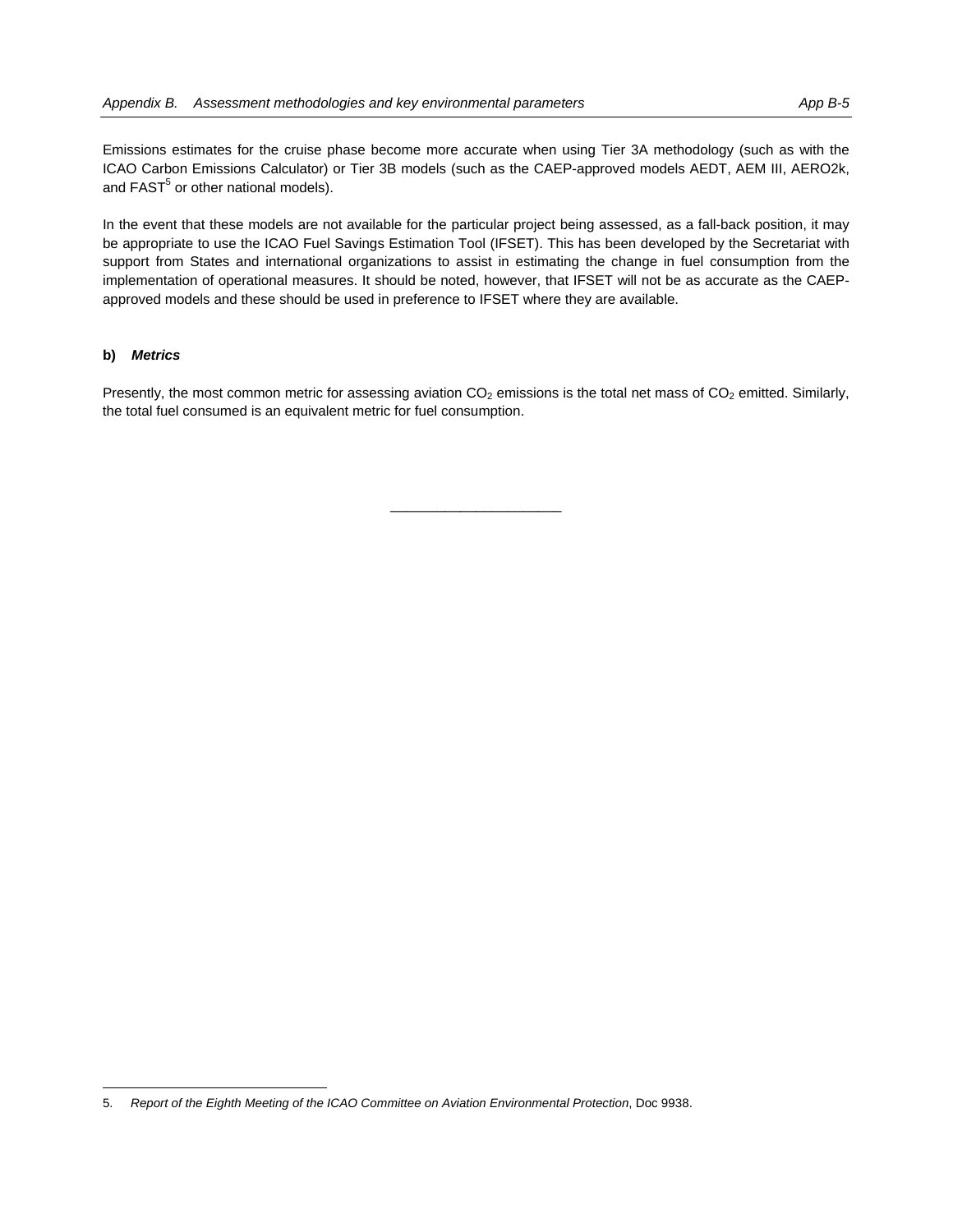Emissions estimates for the cruise phase become more accurate when using Tier 3A methodology (such as with the ICAO Carbon Emissions Calculator) or Tier 3B models (such as the CAEP-approved models AEDT, AEM III, AERO2k, and FAST[5] or other national models).

In the event that these models are not available for the particular project being assessed, as a fall-back position, it may be appropriate to use the ICAO Fuel Savings Estimation Tool (IFSET). This has been developed by the Secretariat with support from States and international organizations to assist in estimating the change in fuel consumption from the implementation of operational measures. It should be noted, however, that IFSET will not be as accurate as the CAEP-approved models and these should be used in preference to IFSET where they are available.

**b)** ***Metrics***

Presently, the most common metric for assessing aviation $CO_2$ emissions is the total net mass of $CO_2$ emitted. Similarly, the total fuel consumed is an equivalent metric for fuel consumption.

---

5. *Report of the Eighth Meeting of the ICAO Committee on Aviation Environmental Protection*, Doc 9938.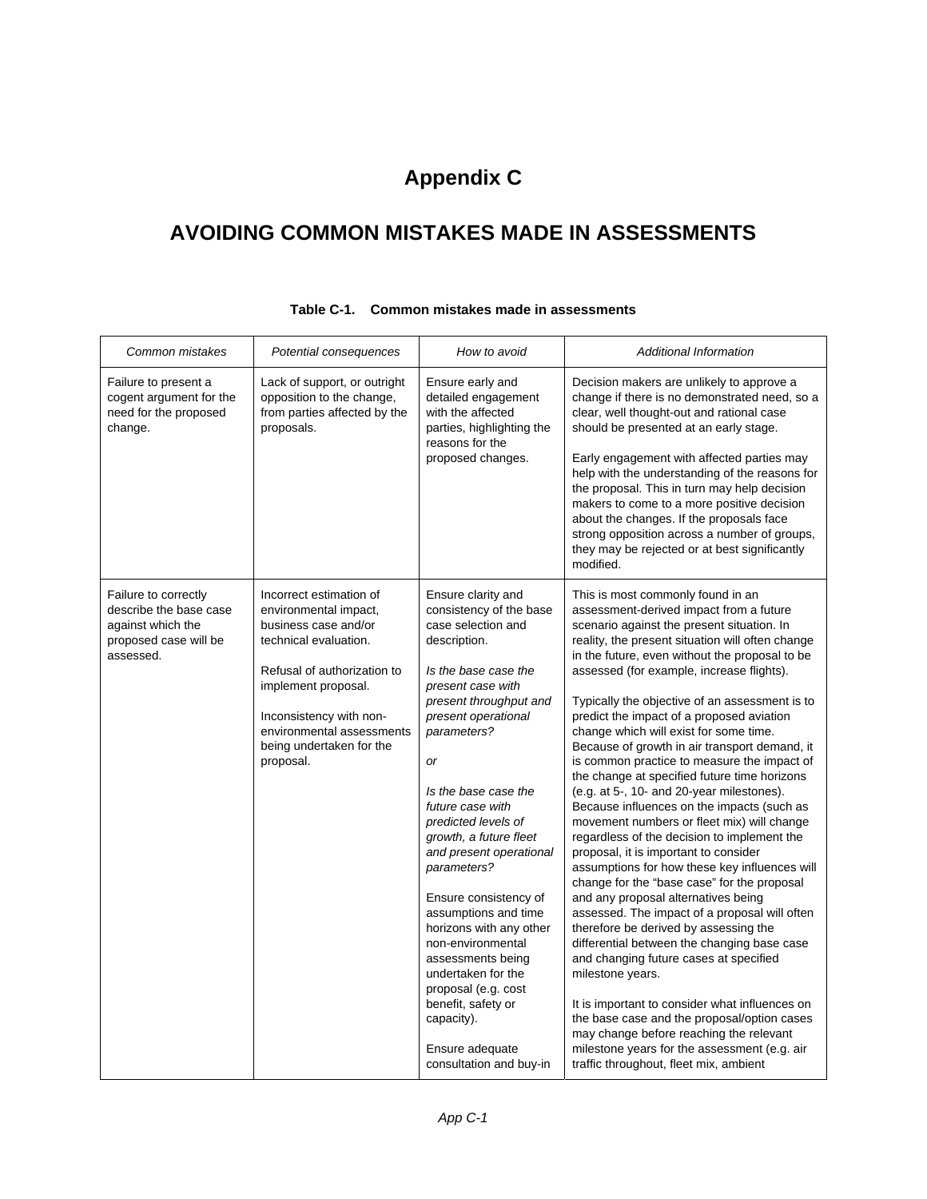# Appendix C

# AVOIDING COMMON MISTAKES MADE IN ASSESSMENTS

**Table C-1. Common mistakes made in assessments**

| *Common mistakes* | *Potential consequences* | *How to avoid* | *Additional Information* |
|---|---|---|---|
| Failure to present a cogent argument for the need for the proposed change. | Lack of support, or outright opposition to the change, from parties affected by the proposals. | Ensure early and detailed engagement with the affected parties, highlighting the reasons for the proposed changes. | Decision makers are unlikely to approve a change if there is no demonstrated need, so a clear, well thought-out and rational case should be presented at an early stage.<br><br>Early engagement with affected parties may help with the understanding of the reasons for the proposal. This in turn may help decision makers to come to a more positive decision about the changes. If the proposals face strong opposition across a number of groups, they may be rejected or at best significantly modified. |
| Failure to correctly describe the base case against which the proposed case will be assessed. | Incorrect estimation of environmental impact, business case and/or technical evaluation.<br><br>Refusal of authorization to implement proposal.<br><br>Inconsistency with non-environmental assessments being undertaken for the proposal. | Ensure clarity and consistency of the base case selection and description.<br><br>*Is the base case the present case with present throughput and present operational parameters?*<br><br>*or*<br><br>*Is the base case the future case with predicted levels of growth, a future fleet and present operational parameters?*<br><br>Ensure consistency of assumptions and time horizons with any other non-environmental assessments being undertaken for the proposal (e.g. cost benefit, safety or capacity).<br><br>Ensure adequate consultation and buy-in | This is most commonly found in an assessment-derived impact from a future scenario against the present situation. In reality, the present situation will often change in the future, even without the proposal to be assessed (for example, increase flights).<br><br>Typically the objective of an assessment is to predict the impact of a proposed aviation change which will exist for some time. Because of growth in air transport demand, it is common practice to measure the impact of the change at specified future time horizons (e.g. at 5-, 10- and 20-year milestones). Because influences on the impacts (such as movement numbers or fleet mix) will change regardless of the decision to implement the proposal, it is important to consider assumptions for how these key influences will change for the "base case" for the proposal and any proposal alternatives being assessed. The impact of a proposal will often therefore be derived by assessing the differential between the changing base case and changing future cases at specified milestone years.<br><br>It is important to consider what influences on the base case and the proposal/option cases may change before reaching the relevant milestone years for the assessment (e.g. air traffic throughout, fleet mix, ambient |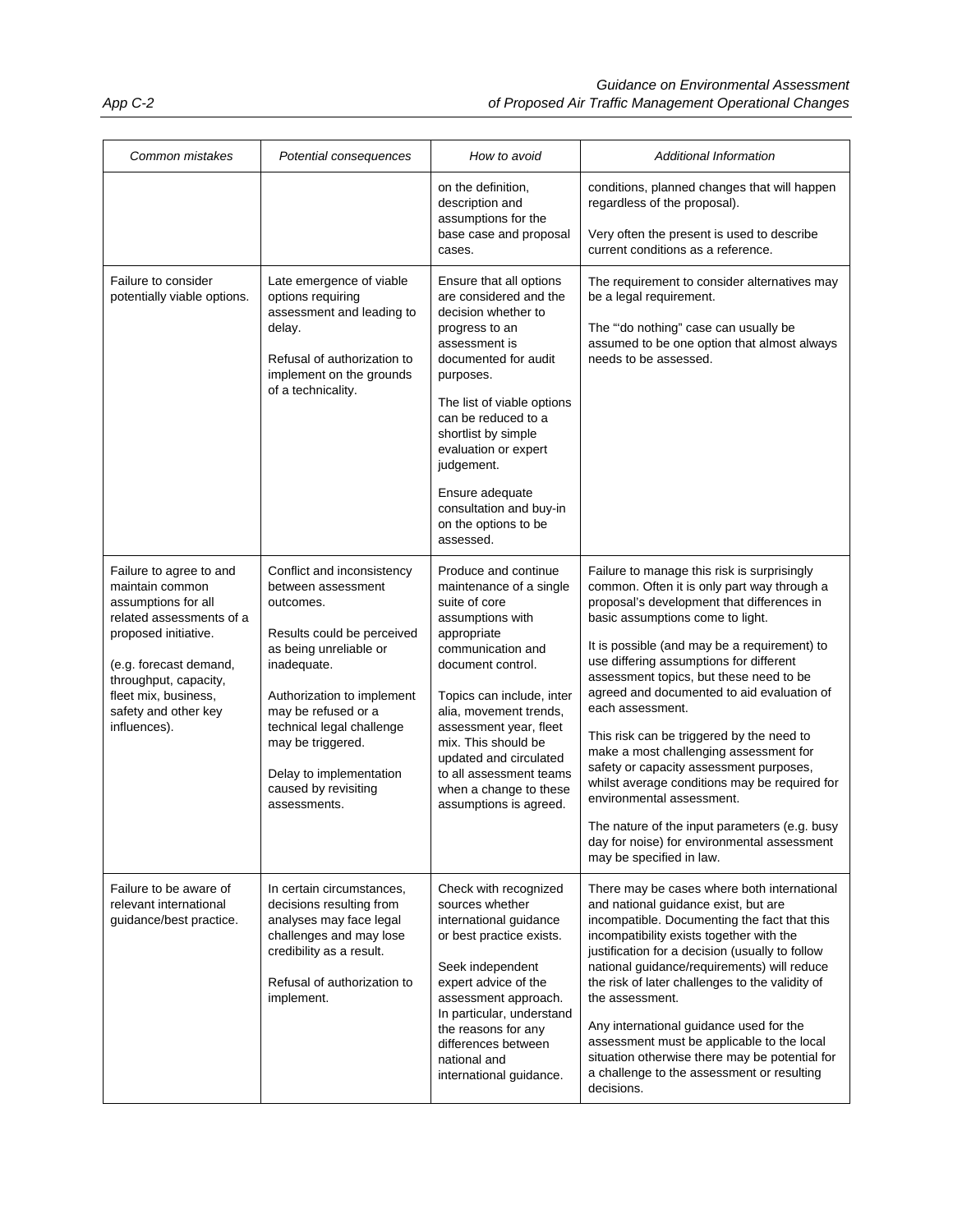| Common mistakes | Potential consequences | How to avoid | Additional Information |
|---|---|---|---|
| | | on the definition, description and assumptions for the base case and proposal cases. | conditions, planned changes that will happen regardless of the proposal).<br><br>Very often the present is used to describe current conditions as a reference. |
| Failure to consider potentially viable options. | Late emergence of viable options requiring assessment and leading to delay.<br><br>Refusal of authorization to implement on the grounds of a technicality. | Ensure that all options are considered and the decision whether to progress to an assessment is documented for audit purposes.<br><br>The list of viable options can be reduced to a shortlist by simple evaluation or expert judgement.<br><br>Ensure adequate consultation and buy-in on the options to be assessed. | The requirement to consider alternatives may be a legal requirement.<br><br>The "'do nothing" case can usually be assumed to be one option that almost always needs to be assessed. |
| Failure to agree to and maintain common assumptions for all related assessments of a proposed initiative.<br><br>(e.g. forecast demand, throughput, capacity, fleet mix, business, safety and other key influences). | Conflict and inconsistency between assessment outcomes.<br><br>Results could be perceived as being unreliable or inadequate.<br><br>Authorization to implement may be refused or a technical legal challenge may be triggered.<br><br>Delay to implementation caused by revisiting assessments. | Produce and continue maintenance of a single suite of core assumptions with appropriate communication and document control.<br><br>Topics can include, inter alia, movement trends, assessment year, fleet mix. This should be updated and circulated to all assessment teams when a change to these assumptions is agreed. | Failure to manage this risk is surprisingly common. Often it is only part way through a proposal's development that differences in basic assumptions come to light.<br><br>It is possible (and may be a requirement) to use differing assumptions for different assessment topics, but these need to be agreed and documented to aid evaluation of each assessment.<br><br>This risk can be triggered by the need to make a most challenging assessment for safety or capacity assessment purposes, whilst average conditions may be required for environmental assessment.<br><br>The nature of the input parameters (e.g. busy day for noise) for environmental assessment may be specified in law. |
| Failure to be aware of relevant international guidance/best practice. | In certain circumstances, decisions resulting from analyses may face legal challenges and may lose credibility as a result.<br><br>Refusal of authorization to implement. | Check with recognized sources whether international guidance or best practice exists.<br><br>Seek independent expert advice of the assessment approach. In particular, understand the reasons for any differences between national and international guidance. | There may be cases where both international and national guidance exist, but are incompatible. Documenting the fact that this incompatibility exists together with the justification for a decision (usually to follow national guidance/requirements) will reduce the risk of later challenges to the validity of the assessment.<br><br>Any international guidance used for the assessment must be applicable to the local situation otherwise there may be potential for a challenge to the assessment or resulting decisions. |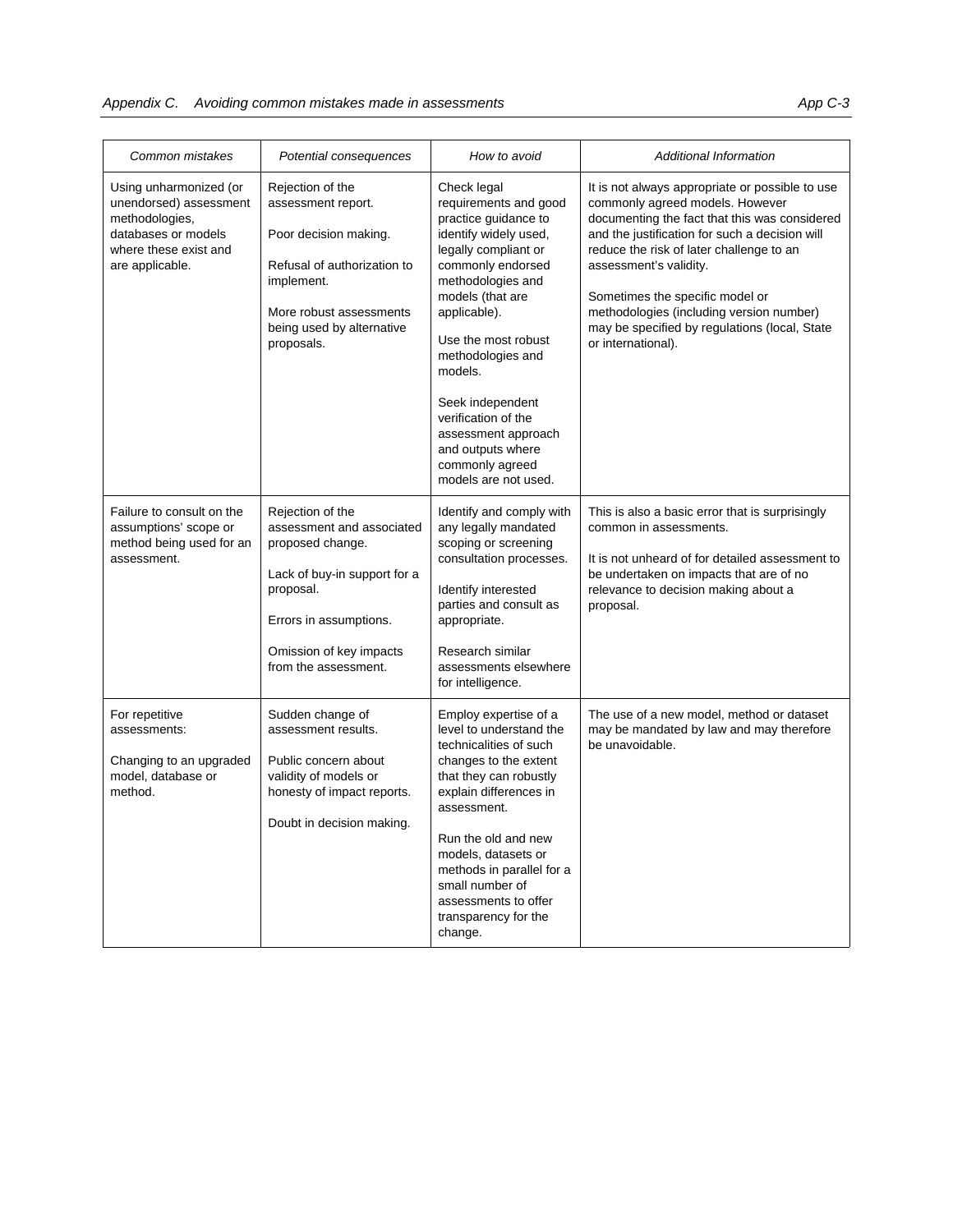| Common mistakes | Potential consequences | How to avoid | Additional Information |
|---|---|---|---|
| Using unharmonized (or unendorsed) assessment methodologies, databases or models where these exist and are applicable. | Rejection of the assessment report.<br><br>Poor decision making.<br><br>Refusal of authorization to implement.<br><br>More robust assessments being used by alternative proposals. | Check legal requirements and good practice guidance to identify widely used, legally compliant or commonly endorsed methodologies and models (that are applicable).<br><br>Use the most robust methodologies and models.<br><br>Seek independent verification of the assessment approach and outputs where commonly agreed models are not used. | It is not always appropriate or possible to use commonly agreed models. However documenting the fact that this was considered and the justification for such a decision will reduce the risk of later challenge to an assessment's validity.<br><br>Sometimes the specific model or methodologies (including version number) may be specified by regulations (local, State or international). |
| Failure to consult on the assumptions' scope or method being used for an assessment. | Rejection of the assessment and associated proposed change.<br><br>Lack of buy-in support for a proposal.<br><br>Errors in assumptions.<br><br>Omission of key impacts from the assessment. | Identify and comply with any legally mandated scoping or screening consultation processes.<br><br>Identify interested parties and consult as appropriate.<br><br>Research similar assessments elsewhere for intelligence. | This is also a basic error that is surprisingly common in assessments.<br><br>It is not unheard of for detailed assessment to be undertaken on impacts that are of no relevance to decision making about a proposal. |
| For repetitive assessments:<br><br>Changing to an upgraded model, database or method. | Sudden change of assessment results.<br><br>Public concern about validity of models or honesty of impact reports.<br><br>Doubt in decision making. | Employ expertise of a level to understand the technicalities of such changes to the extent that they can robustly explain differences in assessment.<br><br>Run the old and new models, datasets or methods in parallel for a small number of assessments to offer transparency for the change. | The use of a new model, method or dataset may be mandated by law and may therefore be unavoidable. |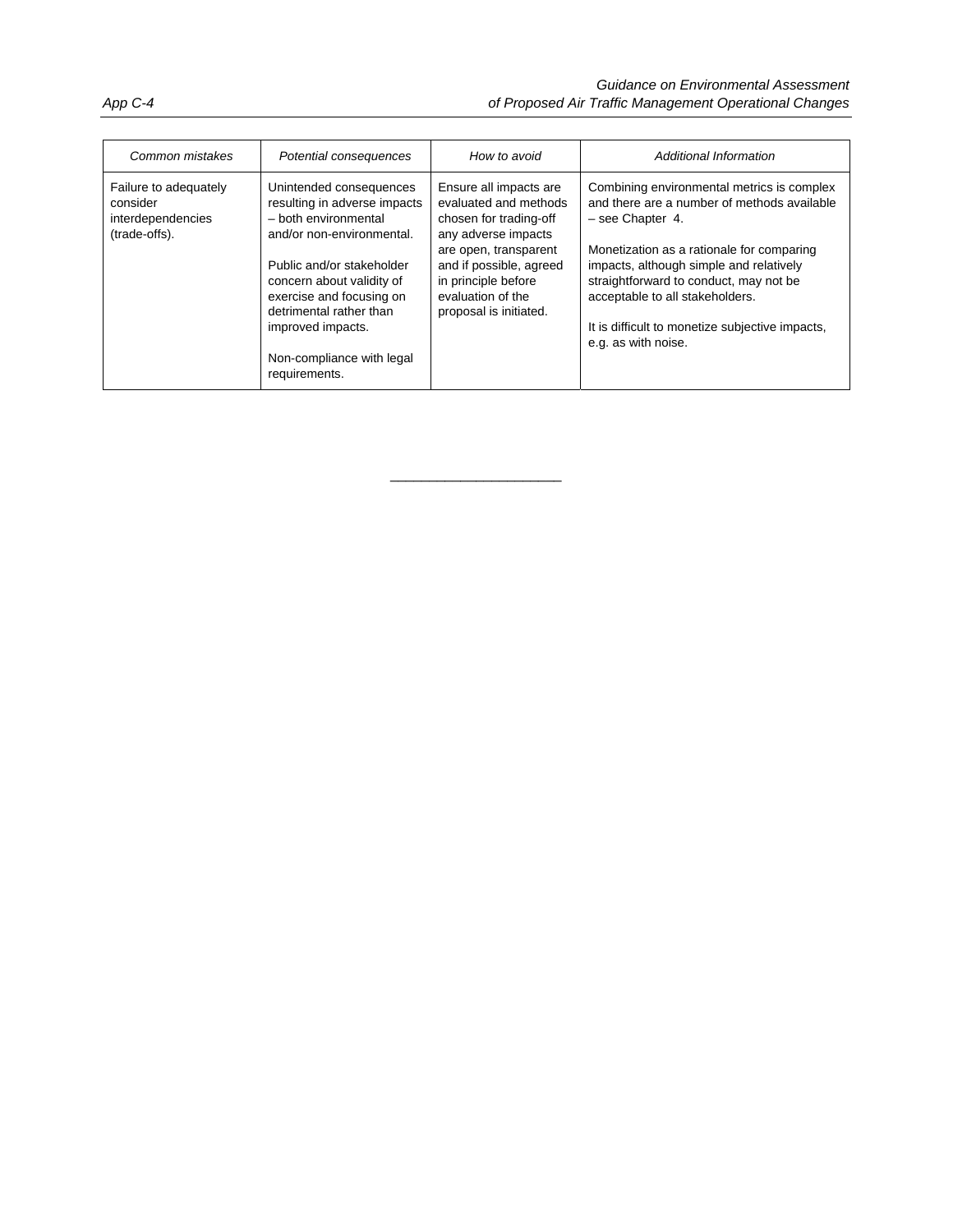| *Common mistakes* | *Potential consequences* | *How to avoid* | *Additional Information* |
|---|---|---|---|
| Failure to adequately consider interdependencies (trade-offs). | Unintended consequences resulting in adverse impacts – both environmental and/or non-environmental.<br><br>Public and/or stakeholder concern about validity of exercise and focusing on detrimental rather than improved impacts.<br><br>Non-compliance with legal requirements. | Ensure all impacts are evaluated and methods chosen for trading-off any adverse impacts are open, transparent and if possible, agreed in principle before evaluation of the proposal is initiated. | Combining environmental metrics is complex and there are a number of methods available – see Chapter 4.<br><br>Monetization as a rationale for comparing impacts, although simple and relatively straightforward to conduct, may not be acceptable to all stakeholders.<br><br>It is difficult to monetize subjective impacts, e.g. as with noise. |

———————————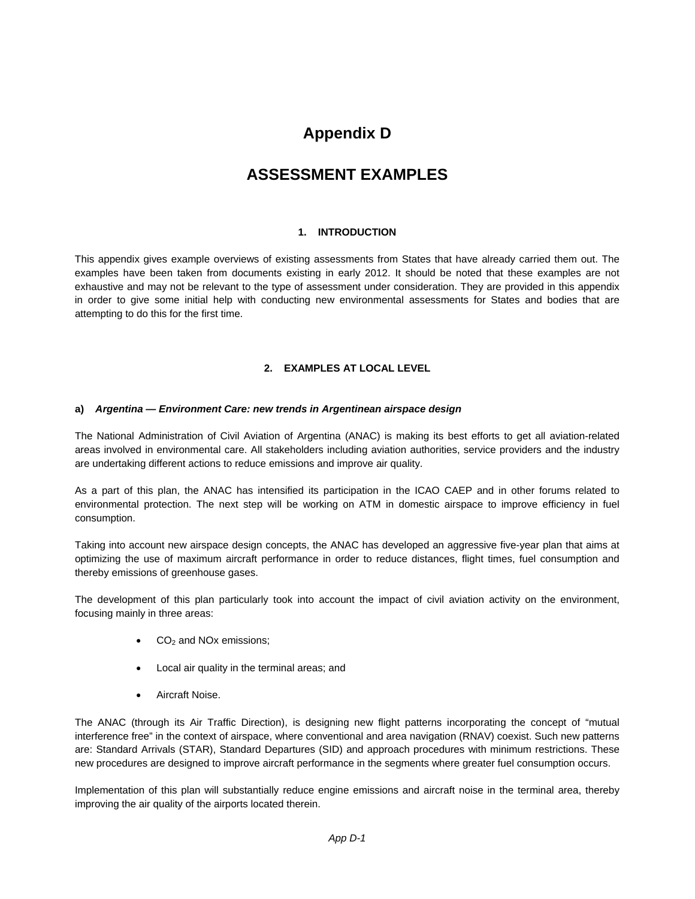# Appendix D

# ASSESSMENT EXAMPLES

### 1. INTRODUCTION

This appendix gives example overviews of existing assessments from States that have already carried them out. The examples have been taken from documents existing in early 2012. It should be noted that these examples are not exhaustive and may not be relevant to the type of assessment under consideration. They are provided in this appendix in order to give some initial help with conducting new environmental assessments for States and bodies that are attempting to do this for the first time.

### 2. EXAMPLES AT LOCAL LEVEL

**a)** ***Argentina — Environment Care: new trends in Argentinean airspace design***

The National Administration of Civil Aviation of Argentina (ANAC) is making its best efforts to get all aviation-related areas involved in environmental care. All stakeholders including aviation authorities, service providers and the industry are undertaking different actions to reduce emissions and improve air quality.

As a part of this plan, the ANAC has intensified its participation in the ICAO CAEP and in other forums related to environmental protection. The next step will be working on ATM in domestic airspace to improve efficiency in fuel consumption.

Taking into account new airspace design concepts, the ANAC has developed an aggressive five-year plan that aims at optimizing the use of maximum aircraft performance in order to reduce distances, flight times, fuel consumption and thereby emissions of greenhouse gases.

The development of this plan particularly took into account the impact of civil aviation activity on the environment, focusing mainly in three areas:

- $CO_2$ and NOx emissions;
- Local air quality in the terminal areas; and
- Aircraft Noise.

The ANAC (through its Air Traffic Direction), is designing new flight patterns incorporating the concept of "mutual interference free" in the context of airspace, where conventional and area navigation (RNAV) coexist. Such new patterns are: Standard Arrivals (STAR), Standard Departures (SID) and approach procedures with minimum restrictions. These new procedures are designed to improve aircraft performance in the segments where greater fuel consumption occurs.

Implementation of this plan will substantially reduce engine emissions and aircraft noise in the terminal area, thereby improving the air quality of the airports located therein.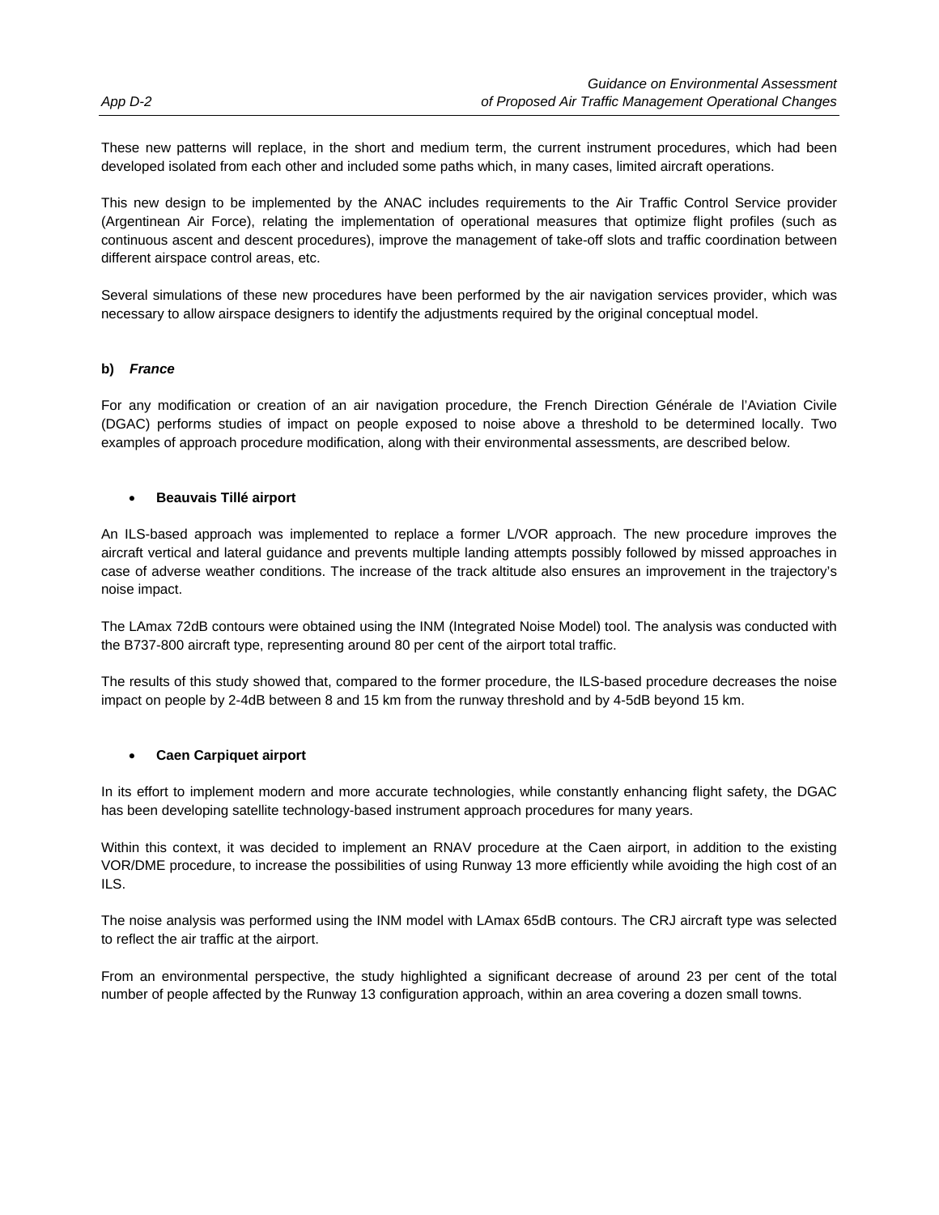These new patterns will replace, in the short and medium term, the current instrument procedures, which had been developed isolated from each other and included some paths which, in many cases, limited aircraft operations.

This new design to be implemented by the ANAC includes requirements to the Air Traffic Control Service provider (Argentinean Air Force), relating the implementation of operational measures that optimize flight profiles (such as continuous ascent and descent procedures), improve the management of take-off slots and traffic coordination between different airspace control areas, etc.

Several simulations of these new procedures have been performed by the air navigation services provider, which was necessary to allow airspace designers to identify the adjustments required by the original conceptual model.

**b)** ***France***

For any modification or creation of an air navigation procedure, the French Direction Générale de l'Aviation Civile (DGAC) performs studies of impact on people exposed to noise above a threshold to be determined locally. Two examples of approach procedure modification, along with their environmental assessments, are described below.

- **Beauvais Tillé airport**

An ILS-based approach was implemented to replace a former L/VOR approach. The new procedure improves the aircraft vertical and lateral guidance and prevents multiple landing attempts possibly followed by missed approaches in case of adverse weather conditions. The increase of the track altitude also ensures an improvement in the trajectory's noise impact.

The LAmax 72dB contours were obtained using the INM (Integrated Noise Model) tool. The analysis was conducted with the B737-800 aircraft type, representing around 80 per cent of the airport total traffic.

The results of this study showed that, compared to the former procedure, the ILS-based procedure decreases the noise impact on people by 2-4dB between 8 and 15 km from the runway threshold and by 4-5dB beyond 15 km.

- **Caen Carpiquet airport**

In its effort to implement modern and more accurate technologies, while constantly enhancing flight safety, the DGAC has been developing satellite technology-based instrument approach procedures for many years.

Within this context, it was decided to implement an RNAV procedure at the Caen airport, in addition to the existing VOR/DME procedure, to increase the possibilities of using Runway 13 more efficiently while avoiding the high cost of an ILS.

The noise analysis was performed using the INM model with LAmax 65dB contours. The CRJ aircraft type was selected to reflect the air traffic at the airport.

From an environmental perspective, the study highlighted a significant decrease of around 23 per cent of the total number of people affected by the Runway 13 configuration approach, within an area covering a dozen small towns.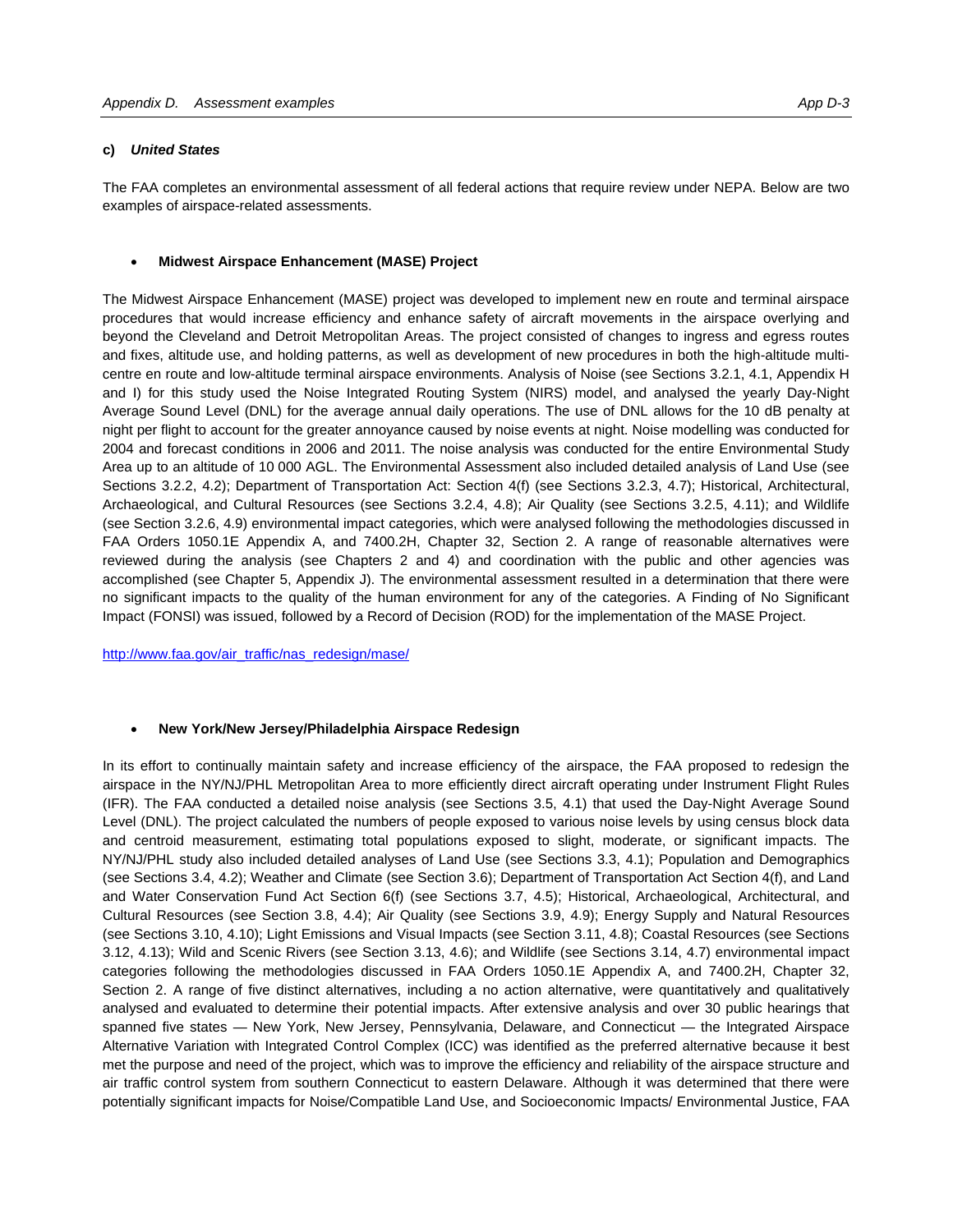#### c) *United States*

The FAA completes an environmental assessment of all federal actions that require review under NEPA. Below are two examples of airspace-related assessments.

- **Midwest Airspace Enhancement (MASE) Project**

The Midwest Airspace Enhancement (MASE) project was developed to implement new en route and terminal airspace procedures that would increase efficiency and enhance safety of aircraft movements in the airspace overlying and beyond the Cleveland and Detroit Metropolitan Areas. The project consisted of changes to ingress and egress routes and fixes, altitude use, and holding patterns, as well as development of new procedures in both the high-altitude multi-centre en route and low-altitude terminal airspace environments. Analysis of Noise (see Sections 3.2.1, 4.1, Appendix H and I) for this study used the Noise Integrated Routing System (NIRS) model, and analysed the yearly Day-Night Average Sound Level (DNL) for the average annual daily operations. The use of DNL allows for the 10 dB penalty at night per flight to account for the greater annoyance caused by noise events at night. Noise modelling was conducted for 2004 and forecast conditions in 2006 and 2011. The noise analysis was conducted for the entire Environmental Study Area up to an altitude of 10 000 AGL. The Environmental Assessment also included detailed analysis of Land Use (see Sections 3.2.2, 4.2); Department of Transportation Act: Section 4(f) (see Sections 3.2.3, 4.7); Historical, Architectural, Archaeological, and Cultural Resources (see Sections 3.2.4, 4.8); Air Quality (see Sections 3.2.5, 4.11); and Wildlife (see Section 3.2.6, 4.9) environmental impact categories, which were analysed following the methodologies discussed in FAA Orders 1050.1E Appendix A, and 7400.2H, Chapter 32, Section 2. A range of reasonable alternatives were reviewed during the analysis (see Chapters 2 and 4) and coordination with the public and other agencies was accomplished (see Chapter 5, Appendix J). The environmental assessment resulted in a determination that there were no significant impacts to the quality of the human environment for any of the categories. A Finding of No Significant Impact (FONSI) was issued, followed by a Record of Decision (ROD) for the implementation of the MASE Project.

http://www.faa.gov/air_traffic/nas_redesign/mase/

- **New York/New Jersey/Philadelphia Airspace Redesign**

In its effort to continually maintain safety and increase efficiency of the airspace, the FAA proposed to redesign the airspace in the NY/NJ/PHL Metropolitan Area to more efficiently direct aircraft operating under Instrument Flight Rules (IFR). The FAA conducted a detailed noise analysis (see Sections 3.5, 4.1) that used the Day-Night Average Sound Level (DNL). The project calculated the numbers of people exposed to various noise levels by using census block data and centroid measurement, estimating total populations exposed to slight, moderate, or significant impacts. The NY/NJ/PHL study also included detailed analyses of Land Use (see Sections 3.3, 4.1); Population and Demographics (see Sections 3.4, 4.2); Weather and Climate (see Section 3.6); Department of Transportation Act Section 4(f), and Land and Water Conservation Fund Act Section 6(f) (see Sections 3.7, 4.5); Historical, Archaeological, Architectural, and Cultural Resources (see Section 3.8, 4.4); Air Quality (see Sections 3.9, 4.9); Energy Supply and Natural Resources (see Sections 3.10, 4.10); Light Emissions and Visual Impacts (see Section 3.11, 4.8); Coastal Resources (see Sections 3.12, 4.13); Wild and Scenic Rivers (see Section 3.13, 4.6); and Wildlife (see Sections 3.14, 4.7) environmental impact categories following the methodologies discussed in FAA Orders 1050.1E Appendix A, and 7400.2H, Chapter 32, Section 2. A range of five distinct alternatives, including a no action alternative, were quantitatively and qualitatively analysed and evaluated to determine their potential impacts. After extensive analysis and over 30 public hearings that spanned five states — New York, New Jersey, Pennsylvania, Delaware, and Connecticut — the Integrated Airspace Alternative Variation with Integrated Control Complex (ICC) was identified as the preferred alternative because it best met the purpose and need of the project, which was to improve the efficiency and reliability of the airspace structure and air traffic control system from southern Connecticut to eastern Delaware. Although it was determined that there were potentially significant impacts for Noise/Compatible Land Use, and Socioeconomic Impacts/ Environmental Justice, FAA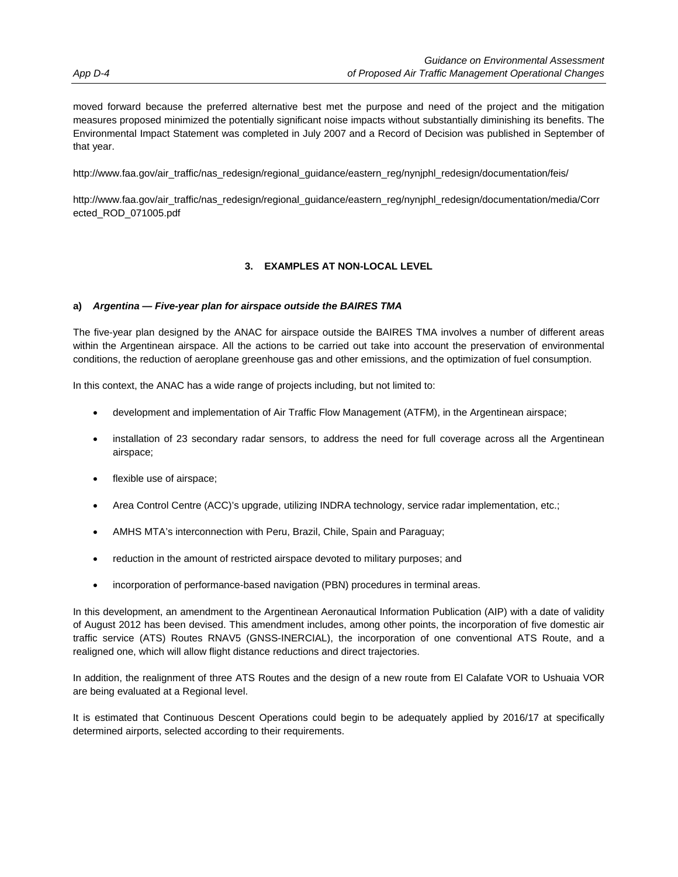moved forward because the preferred alternative best met the purpose and need of the project and the mitigation measures proposed minimized the potentially significant noise impacts without substantially diminishing its benefits. The Environmental Impact Statement was completed in July 2007 and a Record of Decision was published in September of that year.

http://www.faa.gov/air_traffic/nas_redesign/regional_guidance/eastern_reg/nynjphl_redesign/documentation/feis/

http://www.faa.gov/air_traffic/nas_redesign/regional_guidance/eastern_reg/nynjphl_redesign/documentation/media/Corrected_ROD_071005.pdf

## 3. EXAMPLES AT NON-LOCAL LEVEL

### a) *Argentina — Five-year plan for airspace outside the BAIRES TMA*

The five-year plan designed by the ANAC for airspace outside the BAIRES TMA involves a number of different areas within the Argentinean airspace. All the actions to be carried out take into account the preservation of environmental conditions, the reduction of aeroplane greenhouse gas and other emissions, and the optimization of fuel consumption.

In this context, the ANAC has a wide range of projects including, but not limited to:

- development and implementation of Air Traffic Flow Management (ATFM), in the Argentinean airspace;
- installation of 23 secondary radar sensors, to address the need for full coverage across all the Argentinean airspace;
- flexible use of airspace;
- Area Control Centre (ACC)'s upgrade, utilizing INDRA technology, service radar implementation, etc.;
- AMHS MTA's interconnection with Peru, Brazil, Chile, Spain and Paraguay;
- reduction in the amount of restricted airspace devoted to military purposes; and
- incorporation of performance-based navigation (PBN) procedures in terminal areas.

In this development, an amendment to the Argentinean Aeronautical Information Publication (AIP) with a date of validity of August 2012 has been devised. This amendment includes, among other points, the incorporation of five domestic air traffic service (ATS) Routes RNAV5 (GNSS-INERCIAL), the incorporation of one conventional ATS Route, and a realigned one, which will allow flight distance reductions and direct trajectories.

In addition, the realignment of three ATS Routes and the design of a new route from El Calafate VOR to Ushuaia VOR are being evaluated at a Regional level.

It is estimated that Continuous Descent Operations could begin to be adequately applied by 2016/17 at specifically determined airports, selected according to their requirements.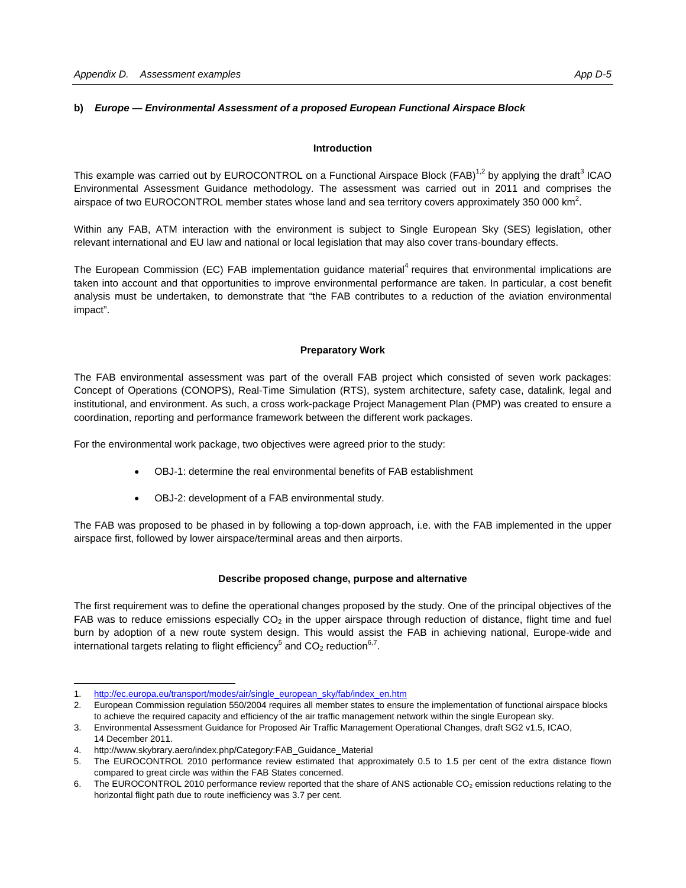**b)** ***Europe — Environmental Assessment of a proposed European Functional Airspace Block***

**Introduction**

This example was carried out by EUROCONTROL on a Functional Airspace Block (FAB)[1,2] by applying the draft[3] ICAO Environmental Assessment Guidance methodology. The assessment was carried out in 2011 and comprises the airspace of two EUROCONTROL member states whose land and sea territory covers approximately 350 000 km$^2$.

Within any FAB, ATM interaction with the environment is subject to Single European Sky (SES) legislation, other relevant international and EU law and national or local legislation that may also cover trans-boundary effects.

The European Commission (EC) FAB implementation guidance material[4] requires that environmental implications are taken into account and that opportunities to improve environmental performance are taken. In particular, a cost benefit analysis must be undertaken, to demonstrate that "the FAB contributes to a reduction of the aviation environmental impact".

**Preparatory Work**

The FAB environmental assessment was part of the overall FAB project which consisted of seven work packages: Concept of Operations (CONOPS), Real-Time Simulation (RTS), system architecture, safety case, datalink, legal and institutional, and environment. As such, a cross work-package Project Management Plan (PMP) was created to ensure a coordination, reporting and performance framework between the different work packages.

For the environmental work package, two objectives were agreed prior to the study:

- OBJ-1: determine the real environmental benefits of FAB establishment
- OBJ-2: development of a FAB environmental study.

The FAB was proposed to be phased in by following a top-down approach, i.e. with the FAB implemented in the upper airspace first, followed by lower airspace/terminal areas and then airports.

**Describe proposed change, purpose and alternative**

The first requirement was to define the operational changes proposed by the study. One of the principal objectives of the FAB was to reduce emissions especially $CO_2$ in the upper airspace through reduction of distance, flight time and fuel burn by adoption of a new route system design. This would assist the FAB in achieving national, Europe-wide and international targets relating to flight efficiency[5] and $CO_2$ reduction[6,7].

---

1. http://ec.europa.eu/transport/modes/air/single_european_sky/fab/index_en.htm
2. European Commission regulation 550/2004 requires all member states to ensure the implementation of functional airspace blocks to achieve the required capacity and efficiency of the air traffic management network within the single European sky.
3. Environmental Assessment Guidance for Proposed Air Traffic Management Operational Changes, draft SG2 v1.5, ICAO, 14 December 2011.
4. http://www.skybrary.aero/index.php/Category:FAB_Guidance_Material
5. The EUROCONTROL 2010 performance review estimated that approximately 0.5 to 1.5 per cent of the extra distance flown compared to great circle was within the FAB States concerned.
6. The EUROCONTROL 2010 performance review reported that the share of ANS actionable $CO_2$ emission reductions relating to the horizontal flight path due to route inefficiency was 3.7 per cent.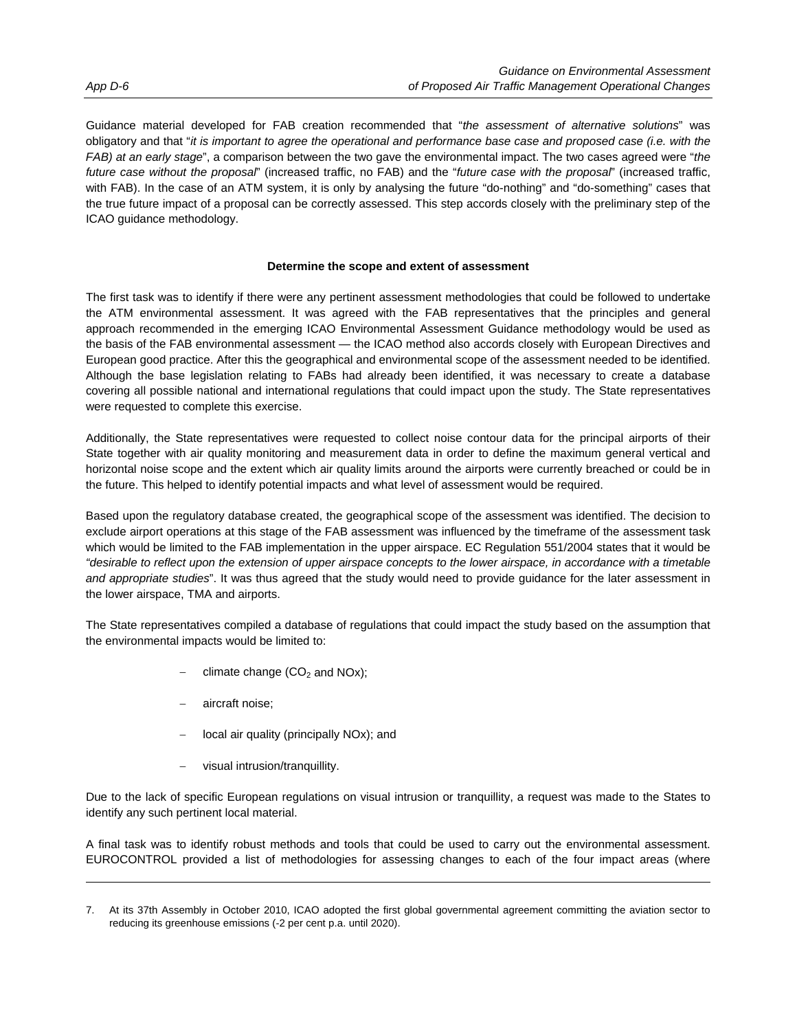Guidance material developed for FAB creation recommended that "*the assessment of alternative solutions*" was obligatory and that "*it is important to agree the operational and performance base case and proposed case (i.e. with the FAB) at an early stage*", a comparison between the two gave the environmental impact. The two cases agreed were "*the future case without the proposal*" (increased traffic, no FAB) and the "*future case with the proposal*" (increased traffic, with FAB). In the case of an ATM system, it is only by analysing the future "do-nothing" and "do-something" cases that the true future impact of a proposal can be correctly assessed. This step accords closely with the preliminary step of the ICAO guidance methodology.

**Determine the scope and extent of assessment**

The first task was to identify if there were any pertinent assessment methodologies that could be followed to undertake the ATM environmental assessment. It was agreed with the FAB representatives that the principles and general approach recommended in the emerging ICAO Environmental Assessment Guidance methodology would be used as the basis of the FAB environmental assessment — the ICAO method also accords closely with European Directives and European good practice. After this the geographical and environmental scope of the assessment needed to be identified. Although the base legislation relating to FABs had already been identified, it was necessary to create a database covering all possible national and international regulations that could impact upon the study. The State representatives were requested to complete this exercise.

Additionally, the State representatives were requested to collect noise contour data for the principal airports of their State together with air quality monitoring and measurement data in order to define the maximum general vertical and horizontal noise scope and the extent which air quality limits around the airports were currently breached or could be in the future. This helped to identify potential impacts and what level of assessment would be required.

Based upon the regulatory database created, the geographical scope of the assessment was identified. The decision to exclude airport operations at this stage of the FAB assessment was influenced by the timeframe of the assessment task which would be limited to the FAB implementation in the upper airspace. EC Regulation 551/2004 states that it would be "*desirable to reflect upon the extension of upper airspace concepts to the lower airspace, in accordance with a timetable and appropriate studies*". It was thus agreed that the study would need to provide guidance for the later assessment in the lower airspace, TMA and airports.

The State representatives compiled a database of regulations that could impact the study based on the assumption that the environmental impacts would be limited to:

- climate change ($CO_2$ and NOx);
- aircraft noise;
- local air quality (principally NOx); and
- visual intrusion/tranquillity.

Due to the lack of specific European regulations on visual intrusion or tranquillity, a request was made to the States to identify any such pertinent local material.

A final task was to identify robust methods and tools that could be used to carry out the environmental assessment. EUROCONTROL provided a list of methodologies for assessing changes to each of the four impact areas (where

---

7. At its 37th Assembly in October 2010, ICAO adopted the first global governmental agreement committing the aviation sector to reducing its greenhouse emissions (-2 per cent p.a. until 2020).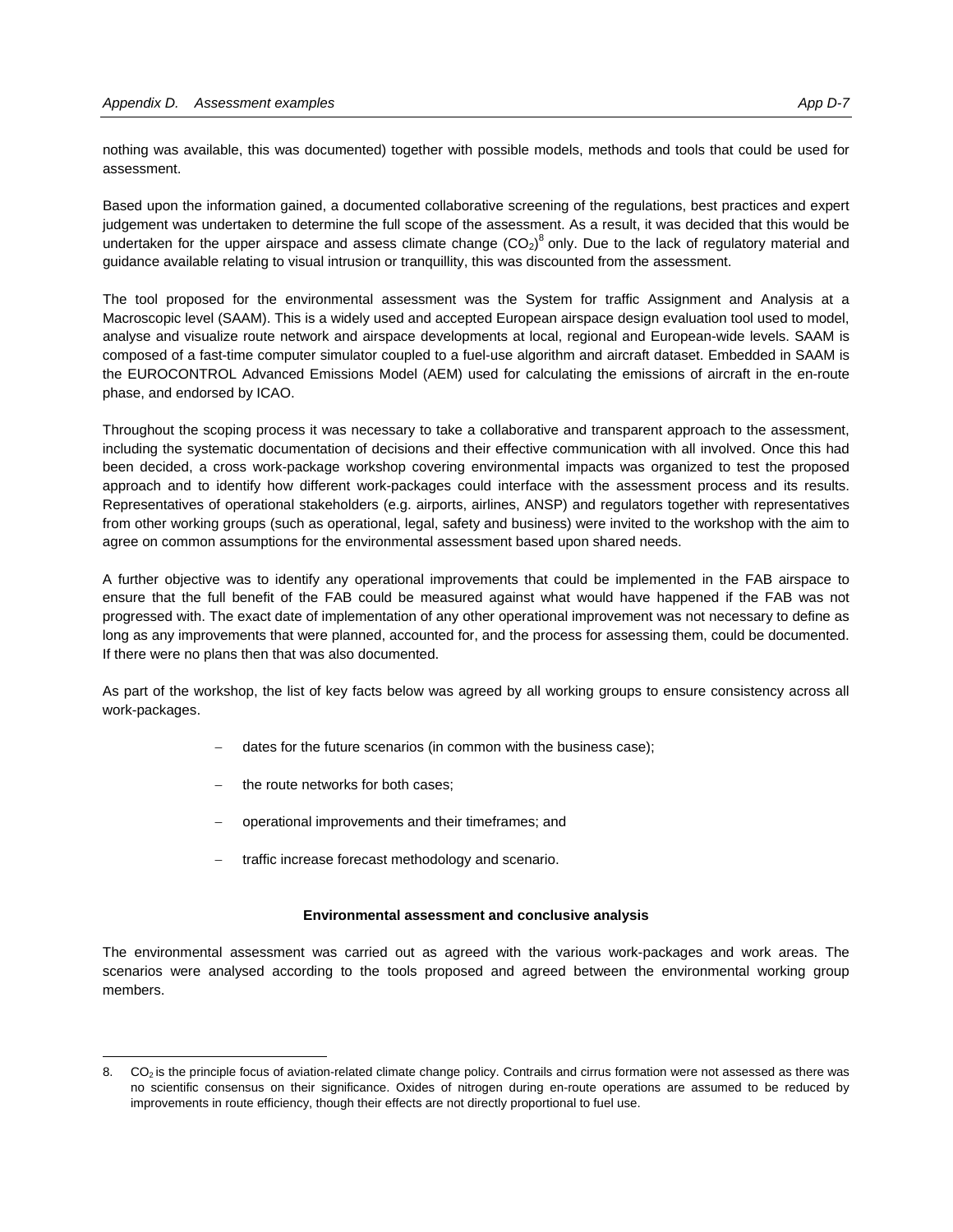nothing was available, this was documented) together with possible models, methods and tools that could be used for assessment.

Based upon the information gained, a documented collaborative screening of the regulations, best practices and expert judgement was undertaken to determine the full scope of the assessment. As a result, it was decided that this would be undertaken for the upper airspace and assess climate change ($CO_2$)[8] only. Due to the lack of regulatory material and guidance available relating to visual intrusion or tranquillity, this was discounted from the assessment.

The tool proposed for the environmental assessment was the System for traffic Assignment and Analysis at a Macroscopic level (SAAM). This is a widely used and accepted European airspace design evaluation tool used to model, analyse and visualize route network and airspace developments at local, regional and European-wide levels. SAAM is composed of a fast-time computer simulator coupled to a fuel-use algorithm and aircraft dataset. Embedded in SAAM is the EUROCONTROL Advanced Emissions Model (AEM) used for calculating the emissions of aircraft in the en-route phase, and endorsed by ICAO.

Throughout the scoping process it was necessary to take a collaborative and transparent approach to the assessment, including the systematic documentation of decisions and their effective communication with all involved. Once this had been decided, a cross work-package workshop covering environmental impacts was organized to test the proposed approach and to identify how different work-packages could interface with the assessment process and its results. Representatives of operational stakeholders (e.g. airports, airlines, ANSP) and regulators together with representatives from other working groups (such as operational, legal, safety and business) were invited to the workshop with the aim to agree on common assumptions for the environmental assessment based upon shared needs.

A further objective was to identify any operational improvements that could be implemented in the FAB airspace to ensure that the full benefit of the FAB could be measured against what would have happened if the FAB was not progressed with. The exact date of implementation of any other operational improvement was not necessary to define as long as any improvements that were planned, accounted for, and the process for assessing them, could be documented. If there were no plans then that was also documented.

As part of the workshop, the list of key facts below was agreed by all working groups to ensure consistency across all work-packages.

- dates for the future scenarios (in common with the business case);
- the route networks for both cases;
- operational improvements and their timeframes; and
- traffic increase forecast methodology and scenario.

**Environmental assessment and conclusive analysis**

The environmental assessment was carried out as agreed with the various work-packages and work areas. The scenarios were analysed according to the tools proposed and agreed between the environmental working group members.

8. $CO_2$ is the principle focus of aviation-related climate change policy. Contrails and cirrus formation were not assessed as there was no scientific consensus on their significance. Oxides of nitrogen during en-route operations are assumed to be reduced by improvements in route efficiency, though their effects are not directly proportional to fuel use.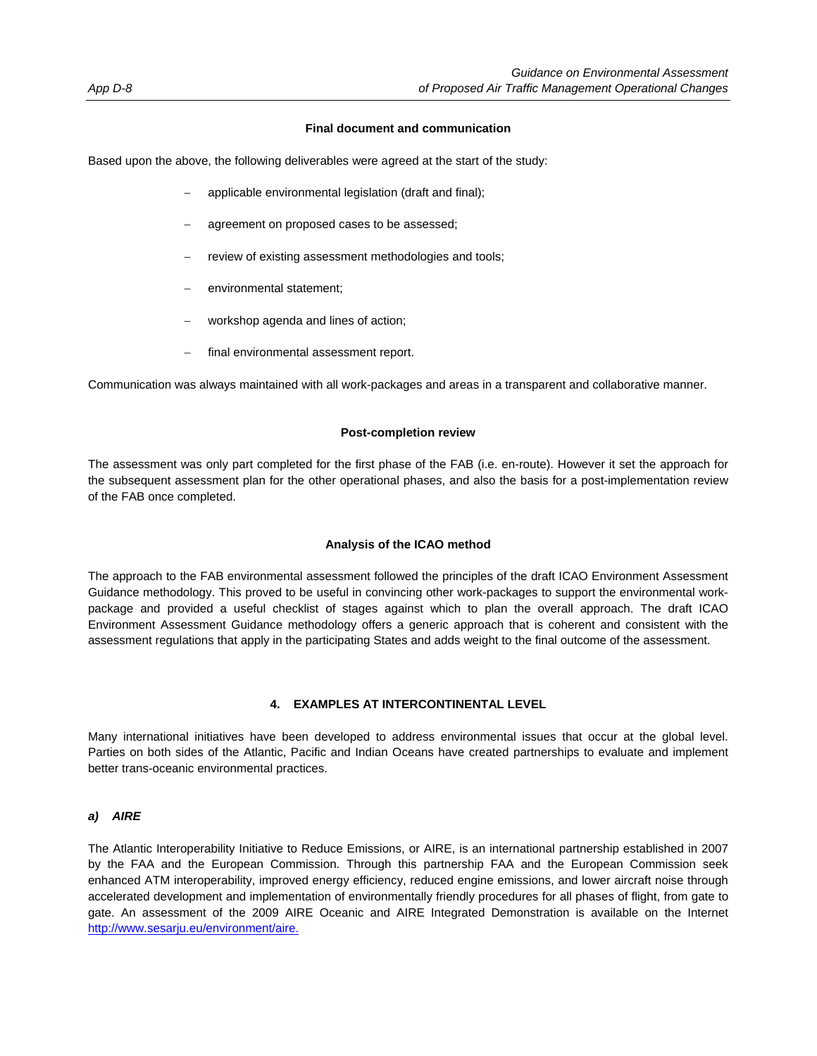**Final document and communication**

Based upon the above, the following deliverables were agreed at the start of the study:

- applicable environmental legislation (draft and final);
- agreement on proposed cases to be assessed;
- review of existing assessment methodologies and tools;
- environmental statement;
- workshop agenda and lines of action;
- final environmental assessment report.

Communication was always maintained with all work-packages and areas in a transparent and collaborative manner.

**Post-completion review**

The assessment was only part completed for the first phase of the FAB (i.e. en-route). However it set the approach for the subsequent assessment plan for the other operational phases, and also the basis for a post-implementation review of the FAB once completed.

**Analysis of the ICAO method**

The approach to the FAB environmental assessment followed the principles of the draft ICAO Environment Assessment Guidance methodology. This proved to be useful in convincing other work-packages to support the environmental work-package and provided a useful checklist of stages against which to plan the overall approach. The draft ICAO Environment Assessment Guidance methodology offers a generic approach that is coherent and consistent with the assessment regulations that apply in the participating States and adds weight to the final outcome of the assessment.

## 4. EXAMPLES AT INTERCONTINENTAL LEVEL

Many international initiatives have been developed to address environmental issues that occur at the global level. Parties on both sides of the Atlantic, Pacific and Indian Oceans have created partnerships to evaluate and implement better trans-oceanic environmental practices.

### *a) AIRE*

The Atlantic Interoperability Initiative to Reduce Emissions, or AIRE, is an international partnership established in 2007 by the FAA and the European Commission. Through this partnership FAA and the European Commission seek enhanced ATM interoperability, improved energy efficiency, reduced engine emissions, and lower aircraft noise through accelerated development and implementation of environmentally friendly procedures for all phases of flight, from gate to gate. An assessment of the 2009 AIRE Oceanic and AIRE Integrated Demonstration is available on the Internet http://www.sesarju.eu/environment/aire.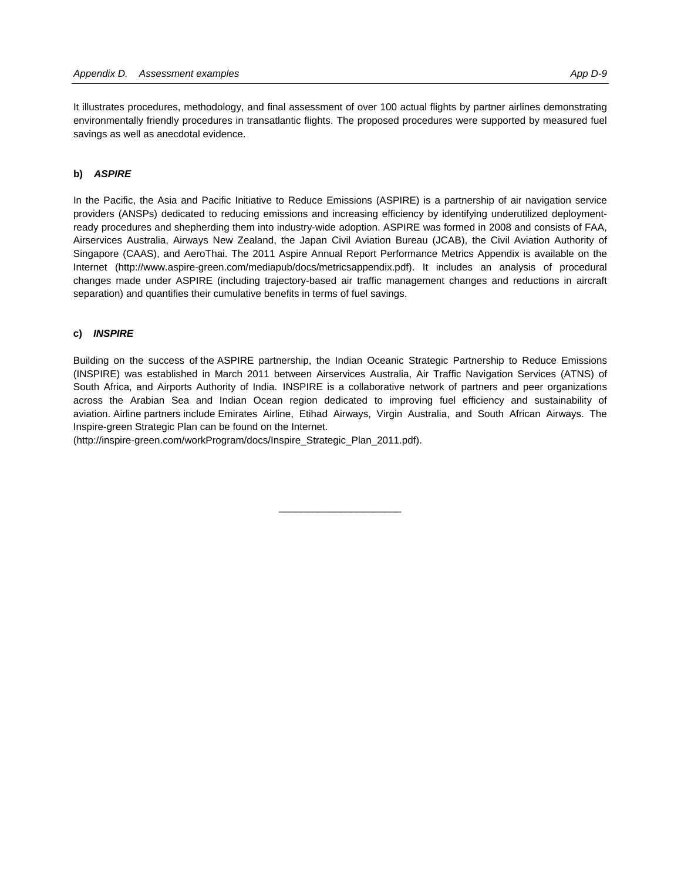It illustrates procedures, methodology, and final assessment of over 100 actual flights by partner airlines demonstrating environmentally friendly procedures in transatlantic flights. The proposed procedures were supported by measured fuel savings as well as anecdotal evidence.

**b)** ***ASPIRE***

In the Pacific, the Asia and Pacific Initiative to Reduce Emissions (ASPIRE) is a partnership of air navigation service providers (ANSPs) dedicated to reducing emissions and increasing efficiency by identifying underutilized deployment-ready procedures and shepherding them into industry-wide adoption. ASPIRE was formed in 2008 and consists of FAA, Airservices Australia, Airways New Zealand, the Japan Civil Aviation Bureau (JCAB), the Civil Aviation Authority of Singapore (CAAS), and AeroThai. The 2011 Aspire Annual Report Performance Metrics Appendix is available on the Internet (http://www.aspire-green.com/mediapub/docs/metricsappendix.pdf). It includes an analysis of procedural changes made under ASPIRE (including trajectory-based air traffic management changes and reductions in aircraft separation) and quantifies their cumulative benefits in terms of fuel savings.

**c)** ***INSPIRE***

Building on the success of the ASPIRE partnership, the Indian Oceanic Strategic Partnership to Reduce Emissions (INSPIRE) was established in March 2011 between Airservices Australia, Air Traffic Navigation Services (ATNS) of South Africa, and Airports Authority of India. INSPIRE is a collaborative network of partners and peer organizations across the Arabian Sea and Indian Ocean region dedicated to improving fuel efficiency and sustainability of aviation. Airline partners include Emirates Airline, Etihad Airways, Virgin Australia, and South African Airways. The Inspire-green Strategic Plan can be found on the Internet.
(http://inspire-green.com/workProgram/docs/Inspire_Strategic_Plan_2011.pdf).

______________________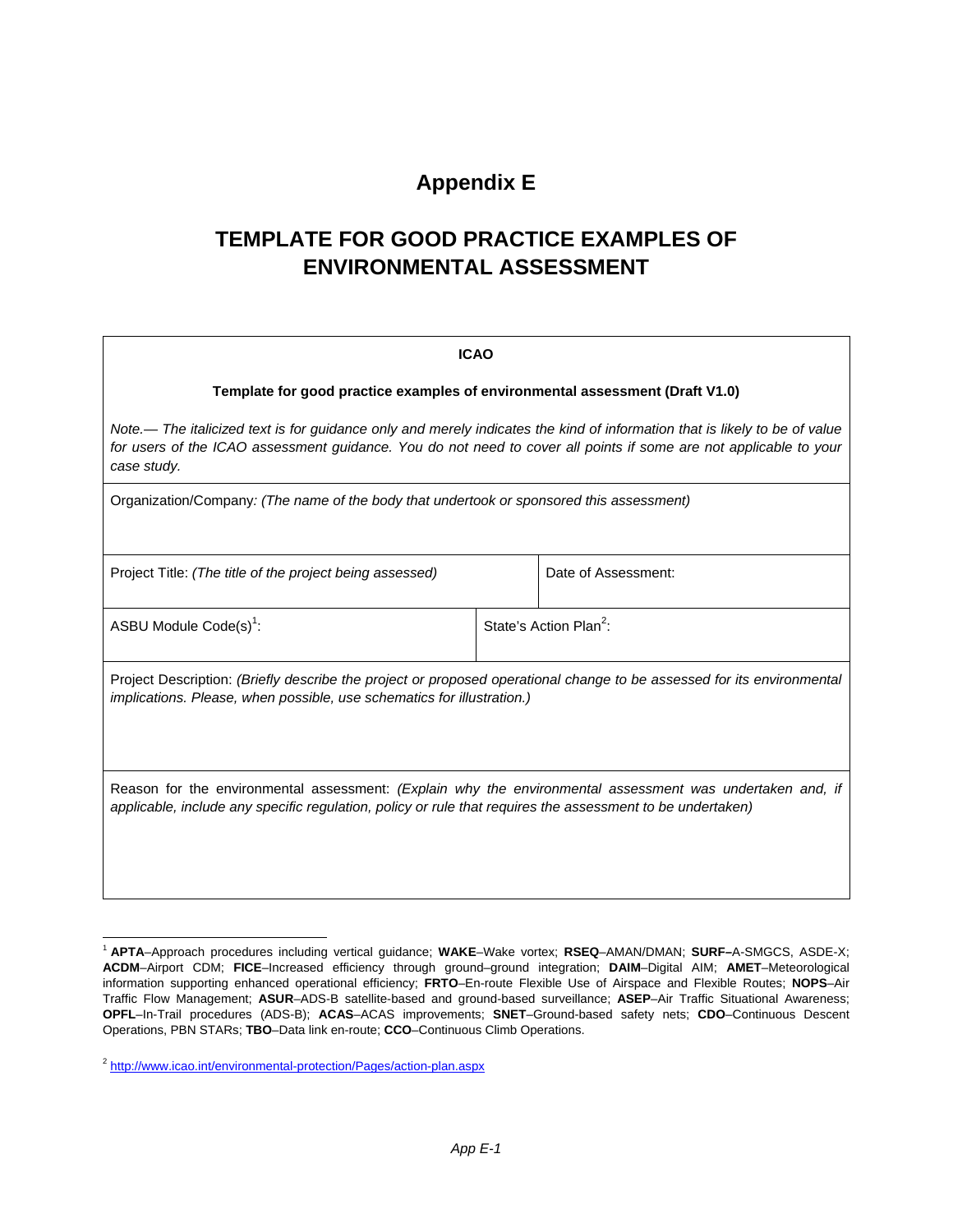# Appendix E

# TEMPLATE FOR GOOD PRACTICE EXAMPLES OF ENVIRONMENTAL ASSESSMENT

| ICAO | |
|---|---|
| **Template for good practice examples of environmental assessment (Draft V1.0)** | |
| *Note.— The italicized text is for guidance only and merely indicates the kind of information that is likely to be of value for users of the ICAO assessment guidance. You do not need to cover all points if some are not applicable to your case study.* | |
| Organization/Company: *(The name of the body that undertook or sponsored this assessment)* | |
| Project Title: *(The title of the project being assessed)* | Date of Assessment: |
| ASBU Module Code(s)[1]: | State's Action Plan[2]: |
| Project Description: *(Briefly describe the project or proposed operational change to be assessed for its environmental implications. Please, when possible, use schematics for illustration.)* | |
| Reason for the environmental assessment: *(Explain why the environmental assessment was undertaken and, if applicable, include any specific regulation, policy or rule that requires the assessment to be undertaken)* | |

[1] **APTA**–Approach procedures including vertical guidance; **WAKE**–Wake vortex; **RSEQ**–AMAN/DMAN; **SURF**–A-SMGCS, ASDE-X; **ACDM**–Airport CDM; **FICE**–Increased efficiency through ground–ground integration; **DAIM**–Digital AIM; **AMET**–Meteorological information supporting enhanced operational efficiency; **FRTO**–En-route Flexible Use of Airspace and Flexible Routes; **NOPS**–Air Traffic Flow Management; **ASUR**–ADS-B satellite-based and ground-based surveillance; **ASEP**–Air Traffic Situational Awareness; **OPFL**–In-Trail procedures (ADS-B); **ACAS**–ACAS improvements; **SNET**–Ground-based safety nets; **CDO**–Continuous Descent Operations, PBN STARs; **TBO**–Data link en-route; **CCO**–Continuous Climb Operations.

[2] http://www.icao.int/environmental-protection/Pages/action-plan.aspx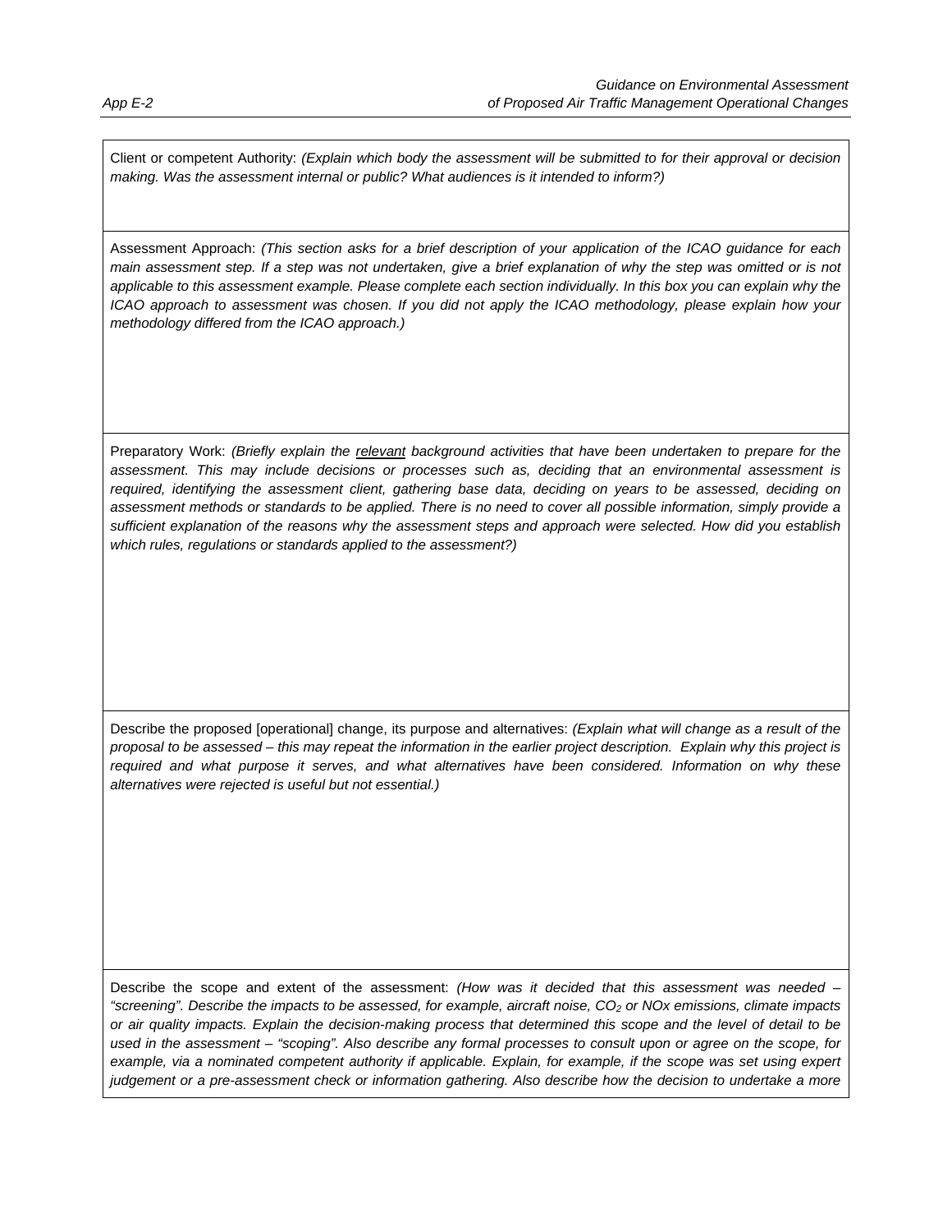Client or competent Authority: *(Explain which body the assessment will be submitted to for their approval or decision making. Was the assessment internal or public? What audiences is it intended to inform?)*

Assessment Approach: *(This section asks for a brief description of your application of the ICAO guidance for each main assessment step. If a step was not undertaken, give a brief explanation of why the step was omitted or is not applicable to this assessment example. Please complete each section individually. In this box you can explain why the ICAO approach to assessment was chosen. If you did not apply the ICAO methodology, please explain how your methodology differed from the ICAO approach.)*

Preparatory Work: *(Briefly explain the relevant background activities that have been undertaken to prepare for the assessment. This may include decisions or processes such as, deciding that an environmental assessment is required, identifying the assessment client, gathering base data, deciding on years to be assessed, deciding on assessment methods or standards to be applied. There is no need to cover all possible information, simply provide a sufficient explanation of the reasons why the assessment steps and approach were selected. How did you establish which rules, regulations or standards applied to the assessment?)*

Describe the proposed [operational] change, its purpose and alternatives: *(Explain what will change as a result of the proposal to be assessed – this may repeat the information in the earlier project description. Explain why this project is required and what purpose it serves, and what alternatives have been considered. Information on why these alternatives were rejected is useful but not essential.)*

Describe the scope and extent of the assessment: *(How was it decided that this assessment was needed – "screening". Describe the impacts to be assessed, for example, aircraft noise, $CO_2$ or NOx emissions, climate impacts or air quality impacts. Explain the decision-making process that determined this scope and the level of detail to be used in the assessment – "scoping". Also describe any formal processes to consult upon or agree on the scope, for example, via a nominated competent authority if applicable. Explain, for example, if the scope was set using expert judgement or a pre-assessment check or information gathering. Also describe how the decision to undertake a more*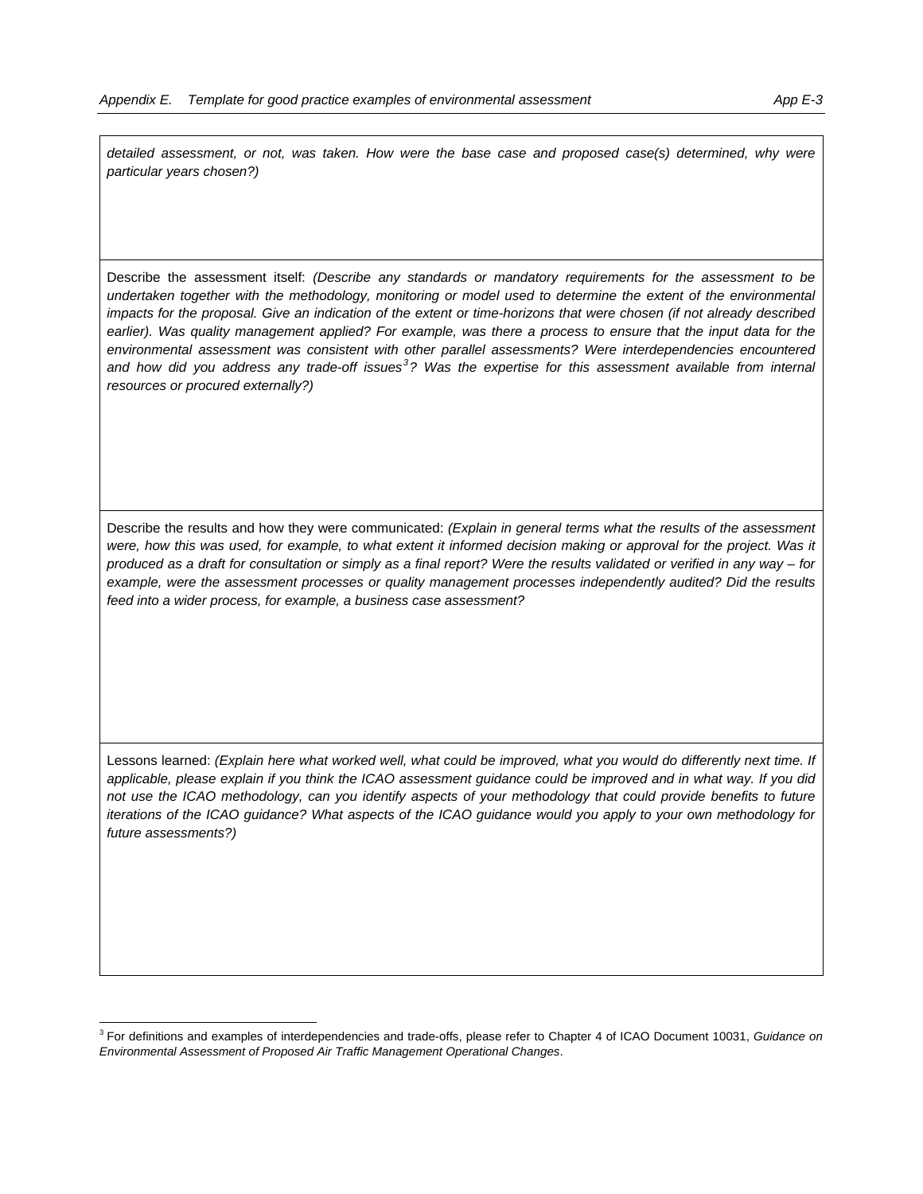*detailed assessment, or not, was taken. How were the base case and proposed case(s) determined, why were particular years chosen?)*

Describe the assessment itself: *(Describe any standards or mandatory requirements for the assessment to be undertaken together with the methodology, monitoring or model used to determine the extent of the environmental impacts for the proposal. Give an indication of the extent or time-horizons that were chosen (if not already described earlier). Was quality management applied? For example, was there a process to ensure that the input data for the environmental assessment was consistent with other parallel assessments? Were interdependencies encountered and how did you address any trade-off issues[3]? Was the expertise for this assessment available from internal resources or procured externally?)*

Describe the results and how they were communicated: *(Explain in general terms what the results of the assessment were, how this was used, for example, to what extent it informed decision making or approval for the project. Was it produced as a draft for consultation or simply as a final report? Were the results validated or verified in any way – for example, were the assessment processes or quality management processes independently audited? Did the results feed into a wider process, for example, a business case assessment?*

Lessons learned: *(Explain here what worked well, what could be improved, what you would do differently next time. If applicable, please explain if you think the ICAO assessment guidance could be improved and in what way. If you did not use the ICAO methodology, can you identify aspects of your methodology that could provide benefits to future iterations of the ICAO guidance? What aspects of the ICAO guidance would you apply to your own methodology for future assessments?)*

---

[3] For definitions and examples of interdependencies and trade-offs, please refer to Chapter 4 of ICAO Document 10031, *Guidance on Environmental Assessment of Proposed Air Traffic Management Operational Changes*.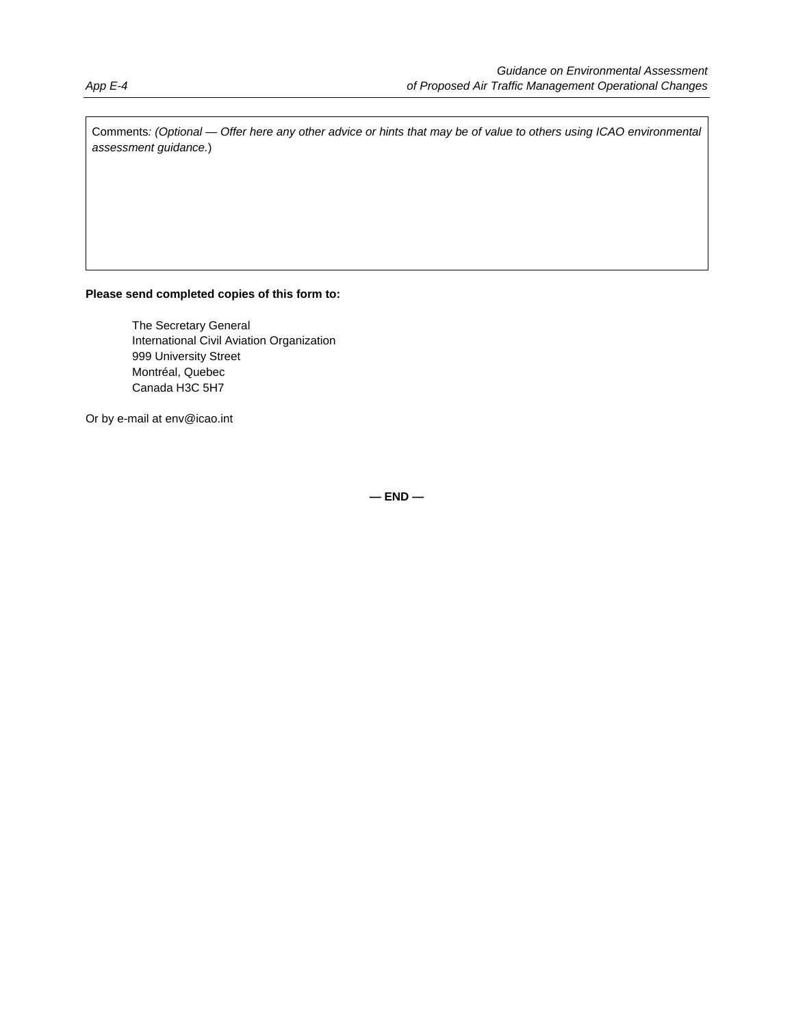| Comments*: (Optional — Offer here any other advice or hints that may be of value to others using ICAO environmental assessment guidance.*) |
| --- |
| |

**Please send completed copies of this form to:**

The Secretary General
International Civil Aviation Organization
999 University Street
Montréal, Quebec
Canada H3C 5H7

Or by e-mail at env@icao.int

**— END —**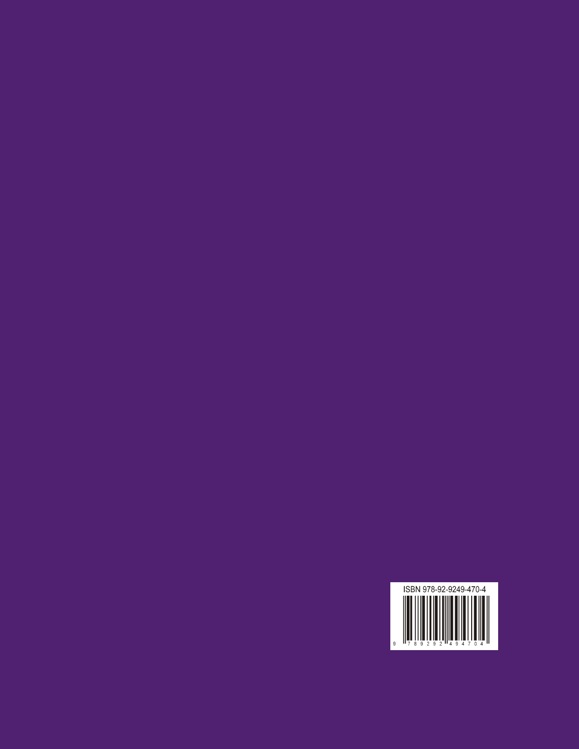ISBN 978-92-9249-470-4

9 789292 494704